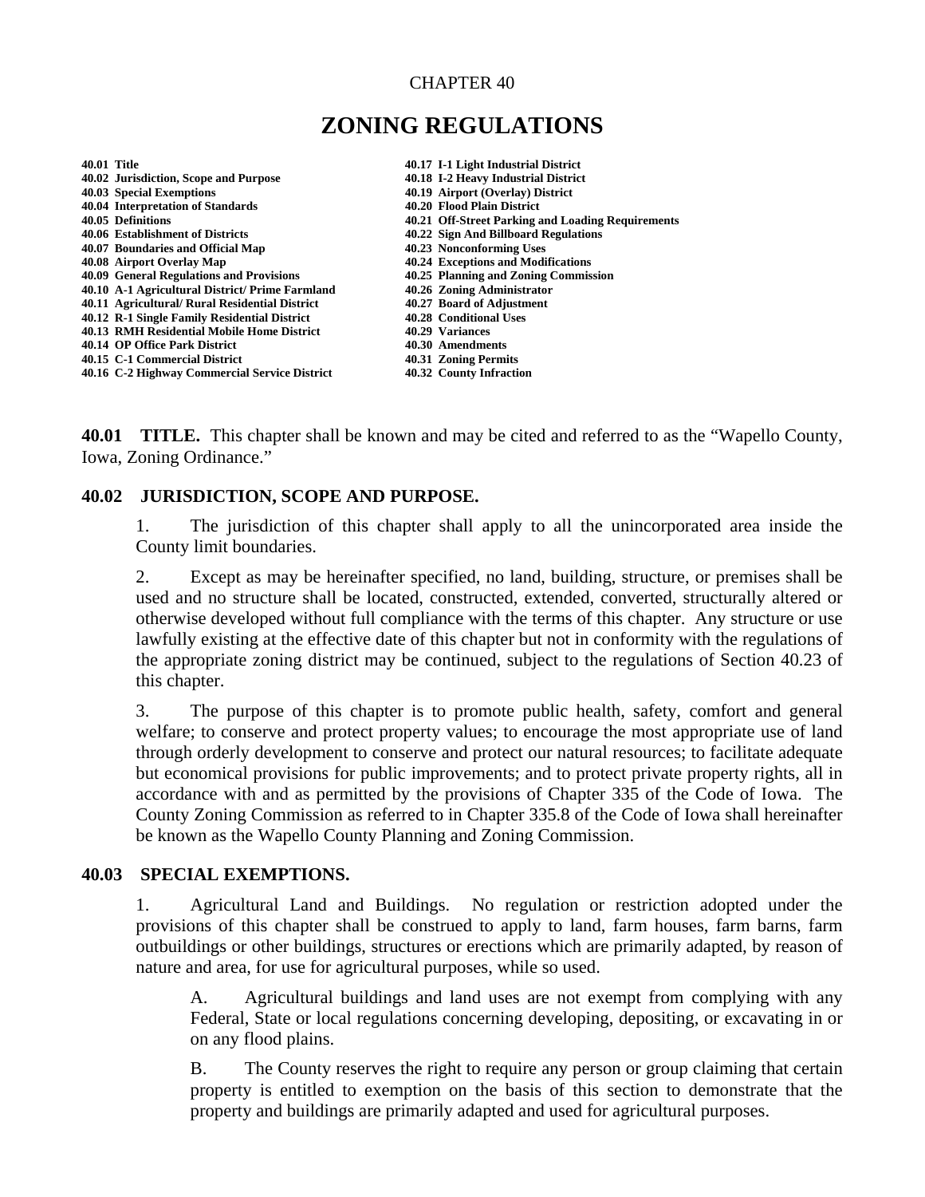CHAPTER 40

# ZONING REGULATIONS

**40.01 Title**
**40.02 Jurisdiction, Scope and Purpose**
**40.03 Special Exemptions**
**40.04 Interpretation of Standards**
**40.05 Definitions**
**40.06 Establishment of Districts**
**40.07 Boundaries and Official Map**
**40.08 Airport Overlay Map**
**40.09 General Regulations and Provisions**
**40.10 A-1 Agricultural District/ Prime Farmland**
**40.11 Agricultural/ Rural Residential District**
**40.12 R-1 Single Family Residential District**
**40.13 RMH Residential Mobile Home District**
**40.14 OP Office Park District**
**40.15 C-1 Commercial District**
**40.16 C-2 Highway Commercial Service District**
**40.17 I-1 Light Industrial District**
**40.18 I-2 Heavy Industrial District**
**40.19 Airport (Overlay) District**
**40.20 Flood Plain District**
**40.21 Off-Street Parking and Loading Requirements**
**40.22 Sign And Billboard Regulations**
**40.23 Nonconforming Uses**
**40.24 Exceptions and Modifications**
**40.25 Planning and Zoning Commission**
**40.26 Zoning Administrator**
**40.27 Board of Adjustment**
**40.28 Conditional Uses**
**40.29 Variances**
**40.30 Amendments**
**40.31 Zoning Permits**
**40.32 County Infraction**

**40.01 TITLE.** This chapter shall be known and may be cited and referred to as the "Wapello County, Iowa, Zoning Ordinance."

**40.02 JURISDICTION, SCOPE AND PURPOSE.**

1. The jurisdiction of this chapter shall apply to all the unincorporated area inside the County limit boundaries.

2. Except as may be hereinafter specified, no land, building, structure, or premises shall be used and no structure shall be located, constructed, extended, converted, structurally altered or otherwise developed without full compliance with the terms of this chapter. Any structure or use lawfully existing at the effective date of this chapter but not in conformity with the regulations of the appropriate zoning district may be continued, subject to the regulations of Section 40.23 of this chapter.

3. The purpose of this chapter is to promote public health, safety, comfort and general welfare; to conserve and protect property values; to encourage the most appropriate use of land through orderly development to conserve and protect our natural resources; to facilitate adequate but economical provisions for public improvements; and to protect private property rights, all in accordance with and as permitted by the provisions of Chapter 335 of the Code of Iowa. The County Zoning Commission as referred to in Chapter 335.8 of the Code of Iowa shall hereinafter be known as the Wapello County Planning and Zoning Commission.

**40.03 SPECIAL EXEMPTIONS.**

1. Agricultural Land and Buildings. No regulation or restriction adopted under the provisions of this chapter shall be construed to apply to land, farm houses, farm barns, farm outbuildings or other buildings, structures or erections which are primarily adapted, by reason of nature and area, for use for agricultural purposes, while so used.

   A. Agricultural buildings and land uses are not exempt from complying with any Federal, State or local regulations concerning developing, depositing, or excavating in or on any flood plains.

   B. The County reserves the right to require any person or group claiming that certain property is entitled to exemption on the basis of this section to demonstrate that the property and buildings are primarily adapted and used for agricultural purposes.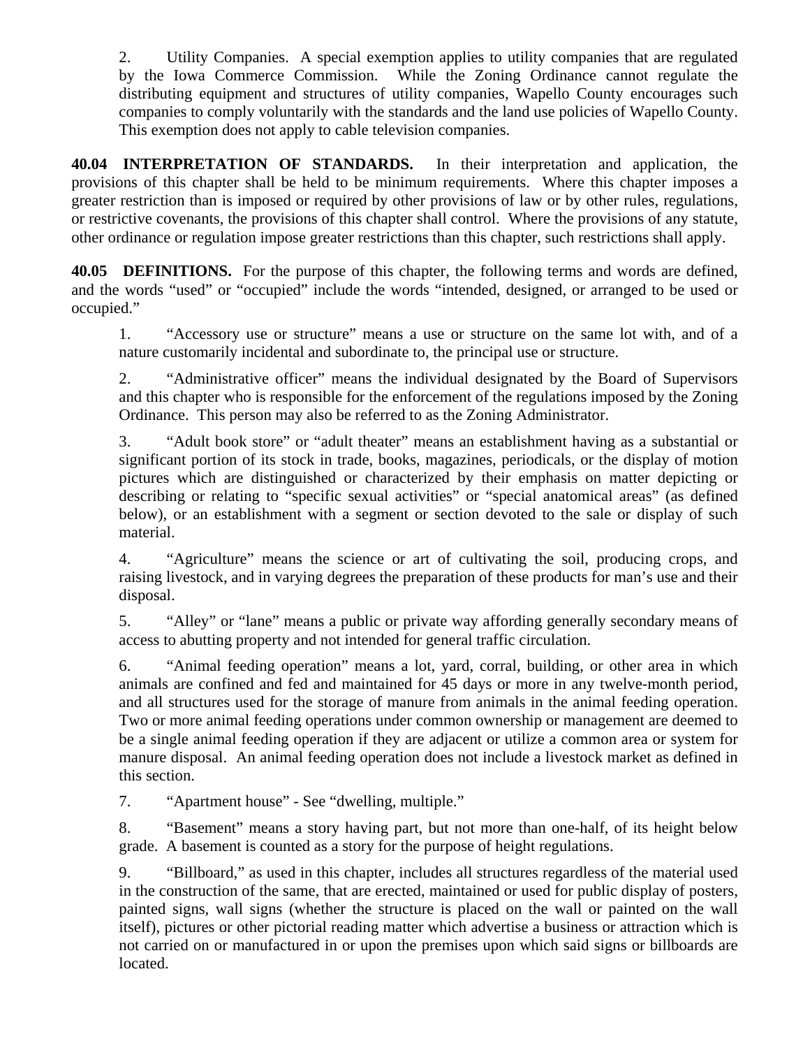2. Utility Companies. A special exemption applies to utility companies that are regulated by the Iowa Commerce Commission. While the Zoning Ordinance cannot regulate the distributing equipment and structures of utility companies, Wapello County encourages such companies to comply voluntarily with the standards and the land use policies of Wapello County. This exemption does not apply to cable television companies.

**40.04 INTERPRETATION OF STANDARDS.** In their interpretation and application, the provisions of this chapter shall be held to be minimum requirements. Where this chapter imposes a greater restriction than is imposed or required by other provisions of law or by other rules, regulations, or restrictive covenants, the provisions of this chapter shall control. Where the provisions of any statute, other ordinance or regulation impose greater restrictions than this chapter, such restrictions shall apply.

**40.05 DEFINITIONS.** For the purpose of this chapter, the following terms and words are defined, and the words "used" or "occupied" include the words "intended, designed, or arranged to be used or occupied."

1. "Accessory use or structure" means a use or structure on the same lot with, and of a nature customarily incidental and subordinate to, the principal use or structure.

2. "Administrative officer" means the individual designated by the Board of Supervisors and this chapter who is responsible for the enforcement of the regulations imposed by the Zoning Ordinance. This person may also be referred to as the Zoning Administrator.

3. "Adult book store" or "adult theater" means an establishment having as a substantial or significant portion of its stock in trade, books, magazines, periodicals, or the display of motion pictures which are distinguished or characterized by their emphasis on matter depicting or describing or relating to "specific sexual activities" or "special anatomical areas" (as defined below), or an establishment with a segment or section devoted to the sale or display of such material.

4. "Agriculture" means the science or art of cultivating the soil, producing crops, and raising livestock, and in varying degrees the preparation of these products for man's use and their disposal.

5. "Alley" or "lane" means a public or private way affording generally secondary means of access to abutting property and not intended for general traffic circulation.

6. "Animal feeding operation" means a lot, yard, corral, building, or other area in which animals are confined and fed and maintained for 45 days or more in any twelve-month period, and all structures used for the storage of manure from animals in the animal feeding operation. Two or more animal feeding operations under common ownership or management are deemed to be a single animal feeding operation if they are adjacent or utilize a common area or system for manure disposal. An animal feeding operation does not include a livestock market as defined in this section.

7. "Apartment house" - See "dwelling, multiple."

8. "Basement" means a story having part, but not more than one-half, of its height below grade. A basement is counted as a story for the purpose of height regulations.

9. "Billboard," as used in this chapter, includes all structures regardless of the material used in the construction of the same, that are erected, maintained or used for public display of posters, painted signs, wall signs (whether the structure is placed on the wall or painted on the wall itself), pictures or other pictorial reading matter which advertise a business or attraction which is not carried on or manufactured in or upon the premises upon which said signs or billboards are located.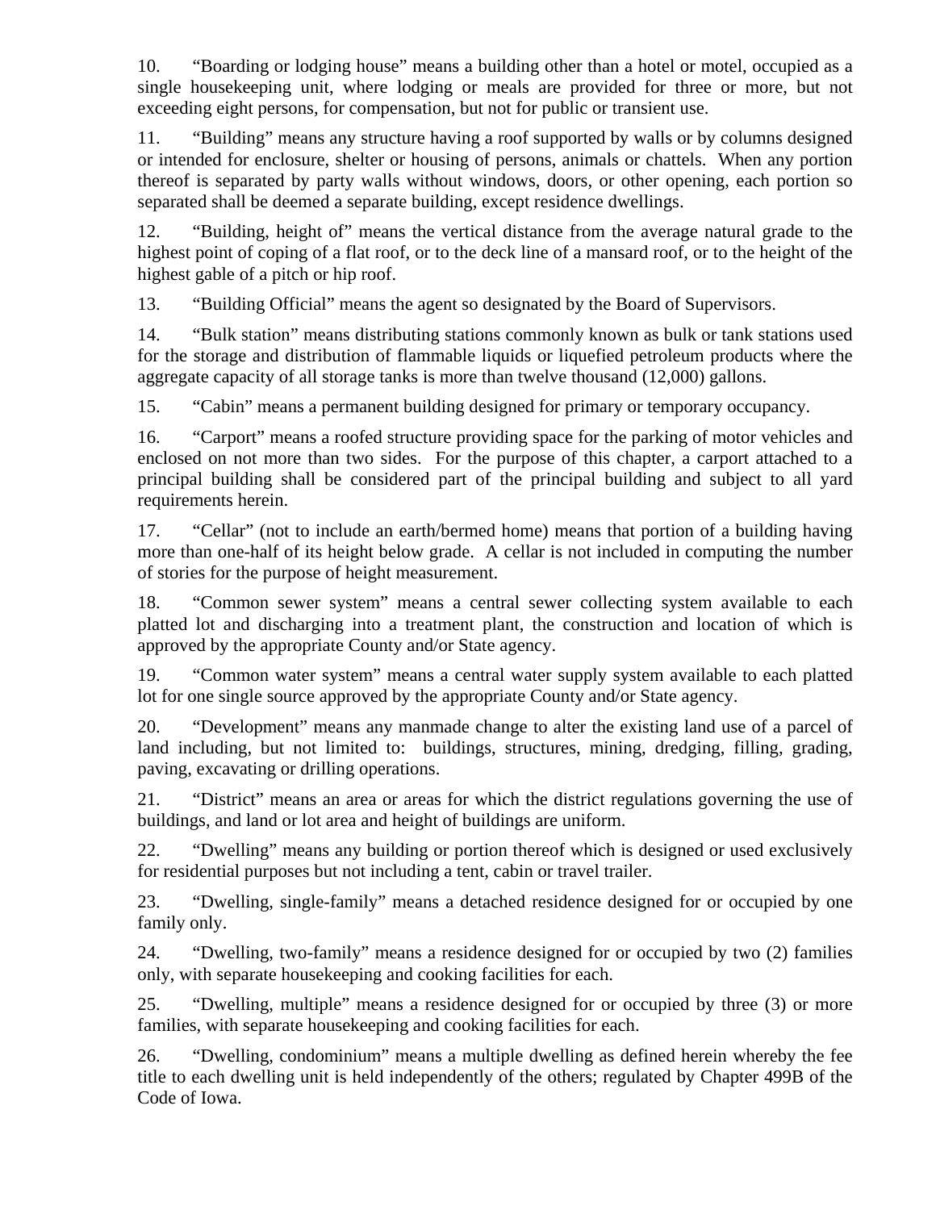10. “Boarding or lodging house” means a building other than a hotel or motel, occupied as a single housekeeping unit, where lodging or meals are provided for three or more, but not exceeding eight persons, for compensation, but not for public or transient use.

11. “Building” means any structure having a roof supported by walls or by columns designed or intended for enclosure, shelter or housing of persons, animals or chattels. When any portion thereof is separated by party walls without windows, doors, or other opening, each portion so separated shall be deemed a separate building, except residence dwellings.

12. “Building, height of” means the vertical distance from the average natural grade to the highest point of coping of a flat roof, or to the deck line of a mansard roof, or to the height of the highest gable of a pitch or hip roof.

13. “Building Official” means the agent so designated by the Board of Supervisors.

14. “Bulk station” means distributing stations commonly known as bulk or tank stations used for the storage and distribution of flammable liquids or liquefied petroleum products where the aggregate capacity of all storage tanks is more than twelve thousand (12,000) gallons.

15. “Cabin” means a permanent building designed for primary or temporary occupancy.

16. “Carport” means a roofed structure providing space for the parking of motor vehicles and enclosed on not more than two sides. For the purpose of this chapter, a carport attached to a principal building shall be considered part of the principal building and subject to all yard requirements herein.

17. “Cellar” (not to include an earth/bermed home) means that portion of a building having more than one-half of its height below grade. A cellar is not included in computing the number of stories for the purpose of height measurement.

18. “Common sewer system” means a central sewer collecting system available to each platted lot and discharging into a treatment plant, the construction and location of which is approved by the appropriate County and/or State agency.

19. “Common water system” means a central water supply system available to each platted lot for one single source approved by the appropriate County and/or State agency.

20. “Development” means any manmade change to alter the existing land use of a parcel of land including, but not limited to: buildings, structures, mining, dredging, filling, grading, paving, excavating or drilling operations.

21. “District” means an area or areas for which the district regulations governing the use of buildings, and land or lot area and height of buildings are uniform.

22. “Dwelling” means any building or portion thereof which is designed or used exclusively for residential purposes but not including a tent, cabin or travel trailer.

23. “Dwelling, single-family” means a detached residence designed for or occupied by one family only.

24. “Dwelling, two-family” means a residence designed for or occupied by two (2) families only, with separate housekeeping and cooking facilities for each.

25. “Dwelling, multiple” means a residence designed for or occupied by three (3) or more families, with separate housekeeping and cooking facilities for each.

26. “Dwelling, condominium” means a multiple dwelling as defined herein whereby the fee title to each dwelling unit is held independently of the others; regulated by Chapter 499B of the Code of Iowa.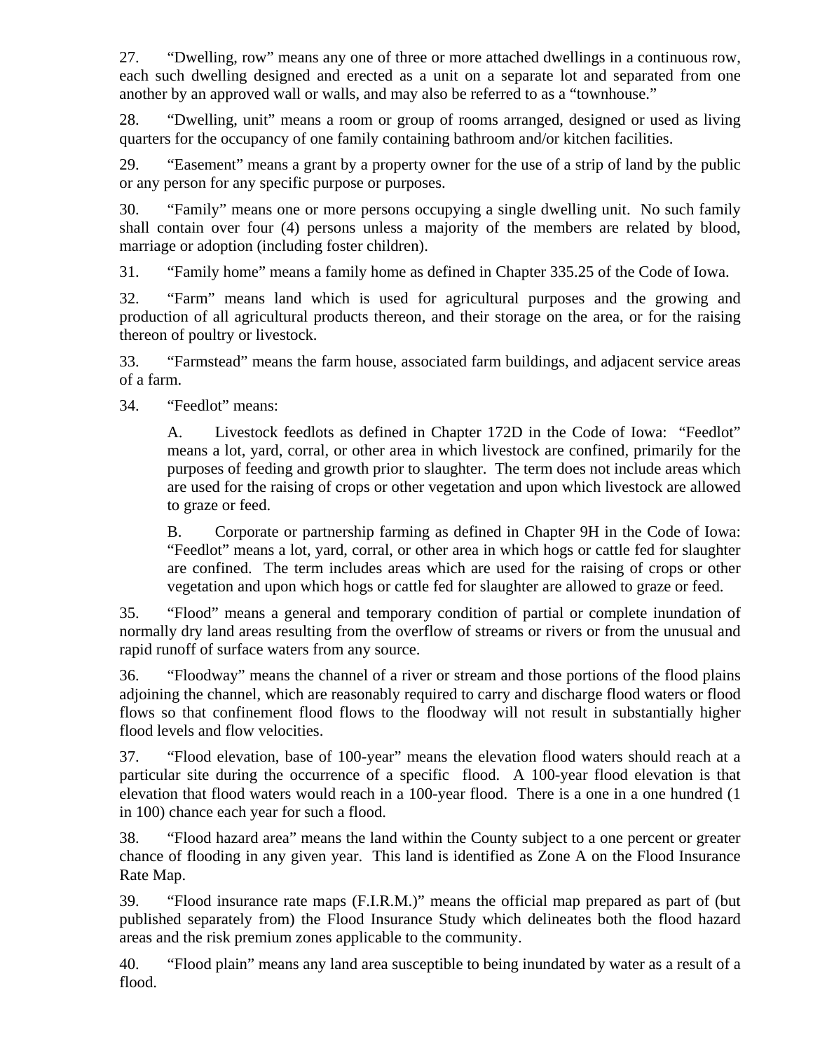27. “Dwelling, row” means any one of three or more attached dwellings in a continuous row, each such dwelling designed and erected as a unit on a separate lot and separated from one another by an approved wall or walls, and may also be referred to as a “townhouse.”

28. “Dwelling, unit” means a room or group of rooms arranged, designed or used as living quarters for the occupancy of one family containing bathroom and/or kitchen facilities.

29. “Easement” means a grant by a property owner for the use of a strip of land by the public or any person for any specific purpose or purposes.

30. “Family” means one or more persons occupying a single dwelling unit. No such family shall contain over four (4) persons unless a majority of the members are related by blood, marriage or adoption (including foster children).

31. “Family home” means a family home as defined in Chapter 335.25 of the Code of Iowa.

32. “Farm” means land which is used for agricultural purposes and the growing and production of all agricultural products thereon, and their storage on the area, or for the raising thereon of poultry or livestock.

33. “Farmstead” means the farm house, associated farm buildings, and adjacent service areas of a farm.

34. “Feedlot” means:

A. Livestock feedlots as defined in Chapter 172D in the Code of Iowa: “Feedlot” means a lot, yard, corral, or other area in which livestock are confined, primarily for the purposes of feeding and growth prior to slaughter. The term does not include areas which are used for the raising of crops or other vegetation and upon which livestock are allowed to graze or feed.

B. Corporate or partnership farming as defined in Chapter 9H in the Code of Iowa: “Feedlot” means a lot, yard, corral, or other area in which hogs or cattle fed for slaughter are confined. The term includes areas which are used for the raising of crops or other vegetation and upon which hogs or cattle fed for slaughter are allowed to graze or feed.

35. “Flood” means a general and temporary condition of partial or complete inundation of normally dry land areas resulting from the overflow of streams or rivers or from the unusual and rapid runoff of surface waters from any source.

36. “Floodway” means the channel of a river or stream and those portions of the flood plains adjoining the channel, which are reasonably required to carry and discharge flood waters or flood flows so that confinement flood flows to the floodway will not result in substantially higher flood levels and flow velocities.

37. “Flood elevation, base of 100-year” means the elevation flood waters should reach at a particular site during the occurrence of a specific flood. A 100-year flood elevation is that elevation that flood waters would reach in a 100-year flood. There is a one in a one hundred (1 in 100) chance each year for such a flood.

38. “Flood hazard area” means the land within the County subject to a one percent or greater chance of flooding in any given year. This land is identified as Zone A on the Flood Insurance Rate Map.

39. “Flood insurance rate maps (F.I.R.M.)” means the official map prepared as part of (but published separately from) the Flood Insurance Study which delineates both the flood hazard areas and the risk premium zones applicable to the community.

40. “Flood plain” means any land area susceptible to being inundated by water as a result of a flood.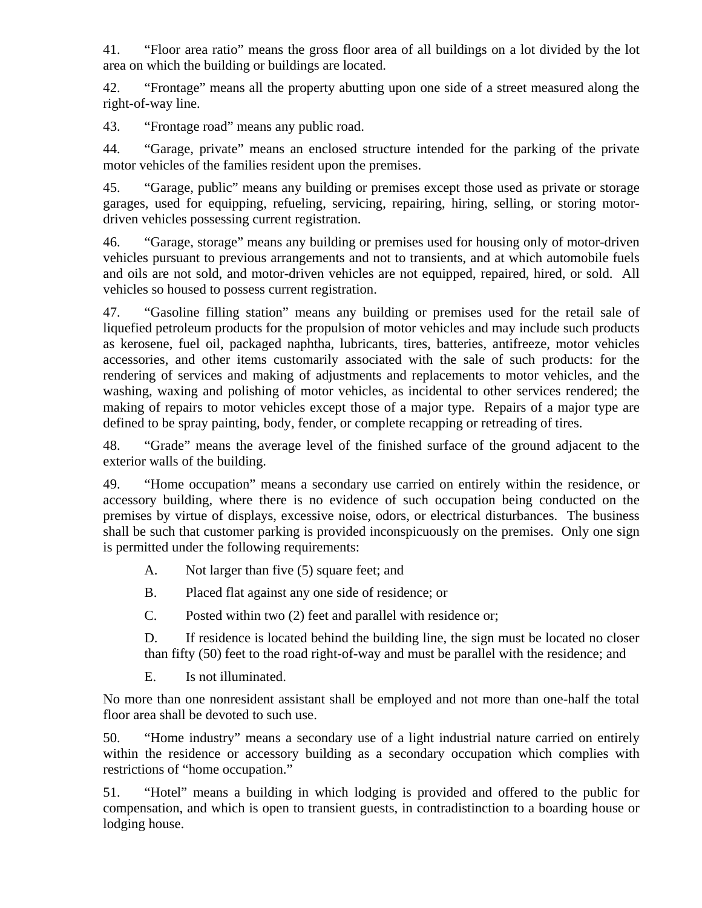41. "Floor area ratio" means the gross floor area of all buildings on a lot divided by the lot area on which the building or buildings are located.

42. "Frontage" means all the property abutting upon one side of a street measured along the right-of-way line.

43. "Frontage road" means any public road.

44. "Garage, private" means an enclosed structure intended for the parking of the private motor vehicles of the families resident upon the premises.

45. "Garage, public" means any building or premises except those used as private or storage garages, used for equipping, refueling, servicing, repairing, hiring, selling, or storing motor-driven vehicles possessing current registration.

46. "Garage, storage" means any building or premises used for housing only of motor-driven vehicles pursuant to previous arrangements and not to transients, and at which automobile fuels and oils are not sold, and motor-driven vehicles are not equipped, repaired, hired, or sold. All vehicles so housed to possess current registration.

47. "Gasoline filling station" means any building or premises used for the retail sale of liquefied petroleum products for the propulsion of motor vehicles and may include such products as kerosene, fuel oil, packaged naphtha, lubricants, tires, batteries, antifreeze, motor vehicles accessories, and other items customarily associated with the sale of such products: for the rendering of services and making of adjustments and replacements to motor vehicles, and the washing, waxing and polishing of motor vehicles, as incidental to other services rendered; the making of repairs to motor vehicles except those of a major type. Repairs of a major type are defined to be spray painting, body, fender, or complete recapping or retreading of tires.

48. "Grade" means the average level of the finished surface of the ground adjacent to the exterior walls of the building.

49. "Home occupation" means a secondary use carried on entirely within the residence, or accessory building, where there is no evidence of such occupation being conducted on the premises by virtue of displays, excessive noise, odors, or electrical disturbances. The business shall be such that customer parking is provided inconspicuously on the premises. Only one sign is permitted under the following requirements:

A. Not larger than five (5) square feet; and

B. Placed flat against any one side of residence; or

C. Posted within two (2) feet and parallel with residence or;

D. If residence is located behind the building line, the sign must be located no closer than fifty (50) feet to the road right-of-way and must be parallel with the residence; and

E. Is not illuminated.

No more than one nonresident assistant shall be employed and not more than one-half the total floor area shall be devoted to such use.

50. "Home industry" means a secondary use of a light industrial nature carried on entirely within the residence or accessory building as a secondary occupation which complies with restrictions of "home occupation."

51. "Hotel" means a building in which lodging is provided and offered to the public for compensation, and which is open to transient guests, in contradistinction to a boarding house or lodging house.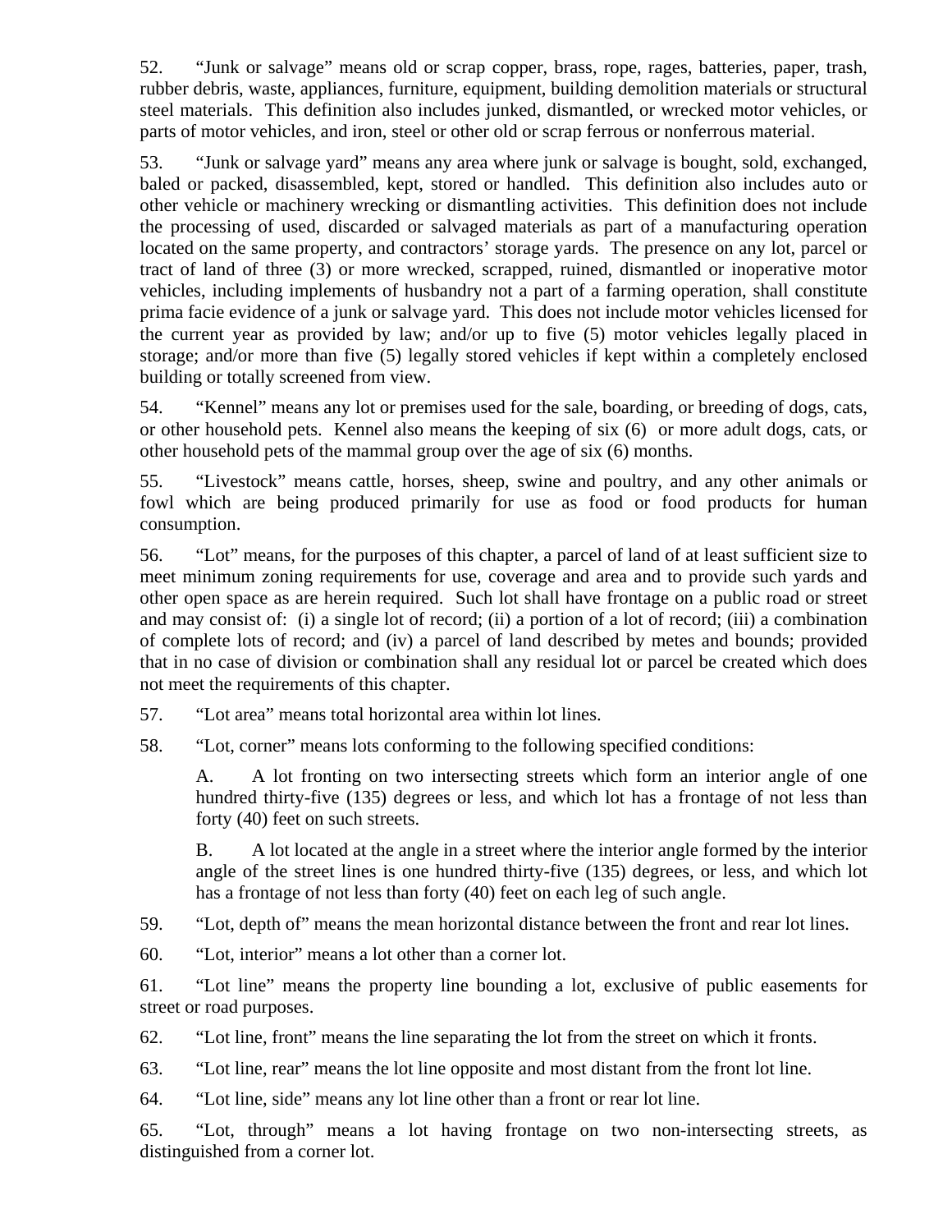52. "Junk or salvage" means old or scrap copper, brass, rope, rages, batteries, paper, trash, rubber debris, waste, appliances, furniture, equipment, building demolition materials or structural steel materials. This definition also includes junked, dismantled, or wrecked motor vehicles, or parts of motor vehicles, and iron, steel or other old or scrap ferrous or nonferrous material.

53. "Junk or salvage yard" means any area where junk or salvage is bought, sold, exchanged, baled or packed, disassembled, kept, stored or handled. This definition also includes auto or other vehicle or machinery wrecking or dismantling activities. This definition does not include the processing of used, discarded or salvaged materials as part of a manufacturing operation located on the same property, and contractors' storage yards. The presence on any lot, parcel or tract of land of three (3) or more wrecked, scrapped, ruined, dismantled or inoperative motor vehicles, including implements of husbandry not a part of a farming operation, shall constitute prima facie evidence of a junk or salvage yard. This does not include motor vehicles licensed for the current year as provided by law; and/or up to five (5) motor vehicles legally placed in storage; and/or more than five (5) legally stored vehicles if kept within a completely enclosed building or totally screened from view.

54. "Kennel" means any lot or premises used for the sale, boarding, or breeding of dogs, cats, or other household pets. Kennel also means the keeping of six (6) or more adult dogs, cats, or other household pets of the mammal group over the age of six (6) months.

55. "Livestock" means cattle, horses, sheep, swine and poultry, and any other animals or fowl which are being produced primarily for use as food or food products for human consumption.

56. "Lot" means, for the purposes of this chapter, a parcel of land of at least sufficient size to meet minimum zoning requirements for use, coverage and area and to provide such yards and other open space as are herein required. Such lot shall have frontage on a public road or street and may consist of: (i) a single lot of record; (ii) a portion of a lot of record; (iii) a combination of complete lots of record; and (iv) a parcel of land described by metes and bounds; provided that in no case of division or combination shall any residual lot or parcel be created which does not meet the requirements of this chapter.

57. "Lot area" means total horizontal area within lot lines.

58. "Lot, corner" means lots conforming to the following specified conditions:

A. A lot fronting on two intersecting streets which form an interior angle of one hundred thirty-five (135) degrees or less, and which lot has a frontage of not less than forty (40) feet on such streets.

B. A lot located at the angle in a street where the interior angle formed by the interior angle of the street lines is one hundred thirty-five (135) degrees, or less, and which lot has a frontage of not less than forty (40) feet on each leg of such angle.

59. "Lot, depth of" means the mean horizontal distance between the front and rear lot lines.

60. "Lot, interior" means a lot other than a corner lot.

61. "Lot line" means the property line bounding a lot, exclusive of public easements for street or road purposes.

62. "Lot line, front" means the line separating the lot from the street on which it fronts.

63. "Lot line, rear" means the lot line opposite and most distant from the front lot line.

64. "Lot line, side" means any lot line other than a front or rear lot line.

65. "Lot, through" means a lot having frontage on two non-intersecting streets, as distinguished from a corner lot.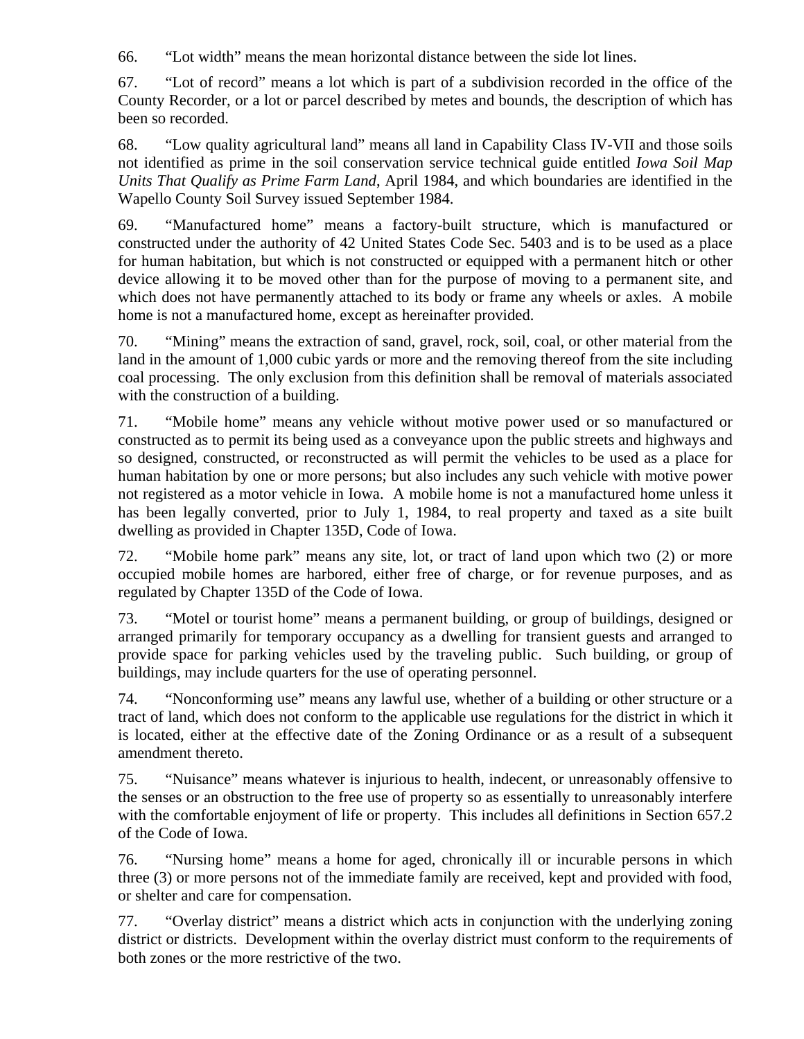66. “Lot width” means the mean horizontal distance between the side lot lines.

67. “Lot of record” means a lot which is part of a subdivision recorded in the office of the County Recorder, or a lot or parcel described by metes and bounds, the description of which has been so recorded.

68. “Low quality agricultural land” means all land in Capability Class IV-VII and those soils not identified as prime in the soil conservation service technical guide entitled *Iowa Soil Map Units That Qualify as Prime Farm Land*, April 1984, and which boundaries are identified in the Wapello County Soil Survey issued September 1984.

69. “Manufactured home” means a factory-built structure, which is manufactured or constructed under the authority of 42 United States Code Sec. 5403 and is to be used as a place for human habitation, but which is not constructed or equipped with a permanent hitch or other device allowing it to be moved other than for the purpose of moving to a permanent site, and which does not have permanently attached to its body or frame any wheels or axles. A mobile home is not a manufactured home, except as hereinafter provided.

70. “Mining” means the extraction of sand, gravel, rock, soil, coal, or other material from the land in the amount of 1,000 cubic yards or more and the removing thereof from the site including coal processing. The only exclusion from this definition shall be removal of materials associated with the construction of a building.

71. “Mobile home” means any vehicle without motive power used or so manufactured or constructed as to permit its being used as a conveyance upon the public streets and highways and so designed, constructed, or reconstructed as will permit the vehicles to be used as a place for human habitation by one or more persons; but also includes any such vehicle with motive power not registered as a motor vehicle in Iowa. A mobile home is not a manufactured home unless it has been legally converted, prior to July 1, 1984, to real property and taxed as a site built dwelling as provided in Chapter 135D, Code of Iowa.

72. “Mobile home park” means any site, lot, or tract of land upon which two (2) or more occupied mobile homes are harbored, either free of charge, or for revenue purposes, and as regulated by Chapter 135D of the Code of Iowa.

73. “Motel or tourist home” means a permanent building, or group of buildings, designed or arranged primarily for temporary occupancy as a dwelling for transient guests and arranged to provide space for parking vehicles used by the traveling public. Such building, or group of buildings, may include quarters for the use of operating personnel.

74. “Nonconforming use” means any lawful use, whether of a building or other structure or a tract of land, which does not conform to the applicable use regulations for the district in which it is located, either at the effective date of the Zoning Ordinance or as a result of a subsequent amendment thereto.

75. “Nuisance” means whatever is injurious to health, indecent, or unreasonably offensive to the senses or an obstruction to the free use of property so as essentially to unreasonably interfere with the comfortable enjoyment of life or property. This includes all definitions in Section 657.2 of the Code of Iowa.

76. “Nursing home” means a home for aged, chronically ill or incurable persons in which three (3) or more persons not of the immediate family are received, kept and provided with food, or shelter and care for compensation.

77. “Overlay district” means a district which acts in conjunction with the underlying zoning district or districts. Development within the overlay district must conform to the requirements of both zones or the more restrictive of the two.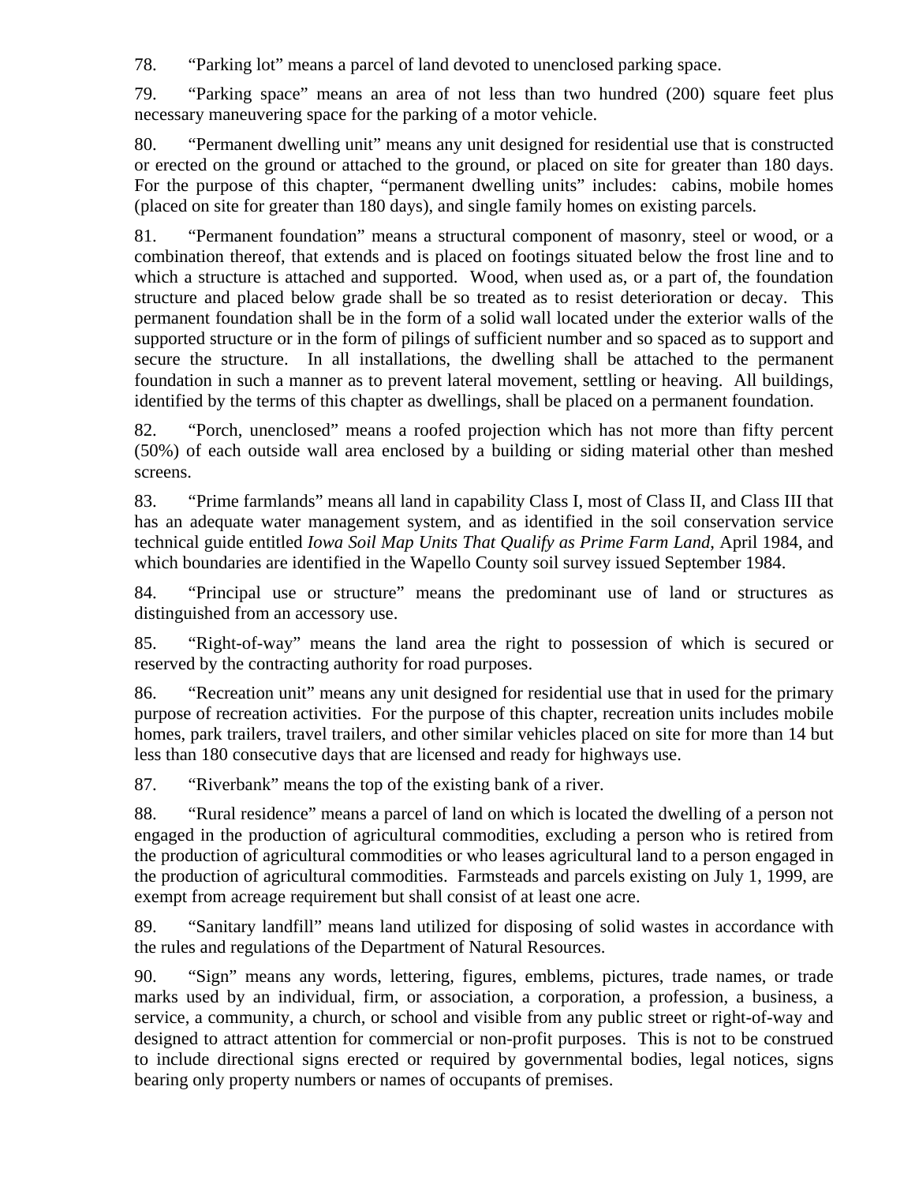78. “Parking lot” means a parcel of land devoted to unenclosed parking space.

79. “Parking space” means an area of not less than two hundred (200) square feet plus necessary maneuvering space for the parking of a motor vehicle.

80. “Permanent dwelling unit” means any unit designed for residential use that is constructed or erected on the ground or attached to the ground, or placed on site for greater than 180 days. For the purpose of this chapter, “permanent dwelling units” includes: cabins, mobile homes (placed on site for greater than 180 days), and single family homes on existing parcels.

81. “Permanent foundation” means a structural component of masonry, steel or wood, or a combination thereof, that extends and is placed on footings situated below the frost line and to which a structure is attached and supported. Wood, when used as, or a part of, the foundation structure and placed below grade shall be so treated as to resist deterioration or decay. This permanent foundation shall be in the form of a solid wall located under the exterior walls of the supported structure or in the form of pilings of sufficient number and so spaced as to support and secure the structure. In all installations, the dwelling shall be attached to the permanent foundation in such a manner as to prevent lateral movement, settling or heaving. All buildings, identified by the terms of this chapter as dwellings, shall be placed on a permanent foundation.

82. “Porch, unenclosed” means a roofed projection which has not more than fifty percent (50%) of each outside wall area enclosed by a building or siding material other than meshed screens.

83. “Prime farmlands” means all land in capability Class I, most of Class II, and Class III that has an adequate water management system, and as identified in the soil conservation service technical guide entitled *Iowa Soil Map Units That Qualify as Prime Farm Land*, April 1984, and which boundaries are identified in the Wapello County soil survey issued September 1984.

84. “Principal use or structure” means the predominant use of land or structures as distinguished from an accessory use.

85. “Right-of-way” means the land area the right to possession of which is secured or reserved by the contracting authority for road purposes.

86. “Recreation unit” means any unit designed for residential use that in used for the primary purpose of recreation activities. For the purpose of this chapter, recreation units includes mobile homes, park trailers, travel trailers, and other similar vehicles placed on site for more than 14 but less than 180 consecutive days that are licensed and ready for highways use.

87. “Riverbank” means the top of the existing bank of a river.

88. “Rural residence” means a parcel of land on which is located the dwelling of a person not engaged in the production of agricultural commodities, excluding a person who is retired from the production of agricultural commodities or who leases agricultural land to a person engaged in the production of agricultural commodities. Farmsteads and parcels existing on July 1, 1999, are exempt from acreage requirement but shall consist of at least one acre.

89. “Sanitary landfill” means land utilized for disposing of solid wastes in accordance with the rules and regulations of the Department of Natural Resources.

90. “Sign” means any words, lettering, figures, emblems, pictures, trade names, or trade marks used by an individual, firm, or association, a corporation, a profession, a business, a service, a community, a church, or school and visible from any public street or right-of-way and designed to attract attention for commercial or non-profit purposes. This is not to be construed to include directional signs erected or required by governmental bodies, legal notices, signs bearing only property numbers or names of occupants of premises.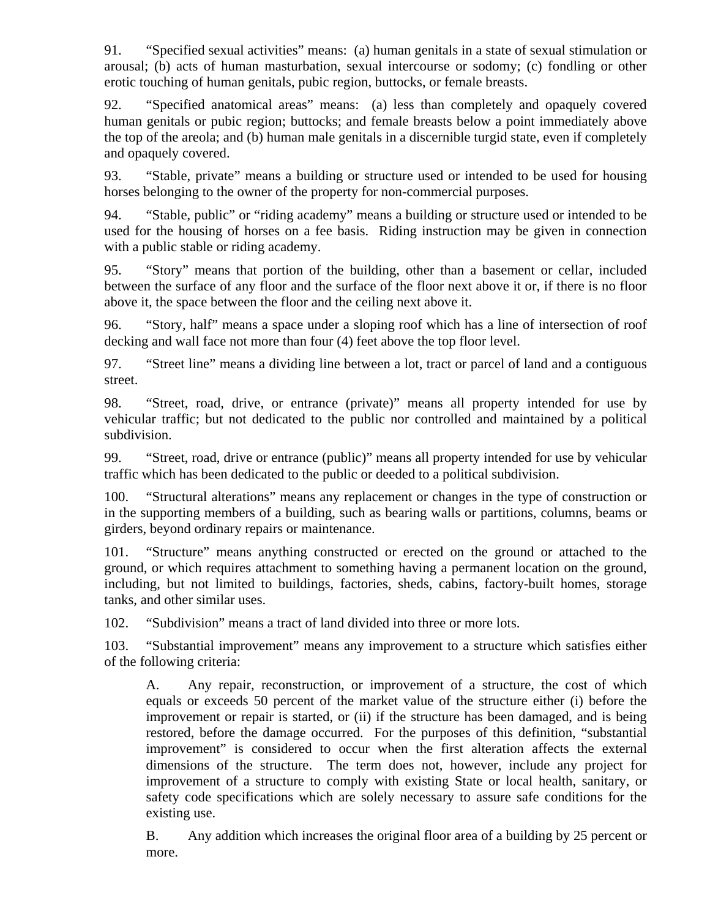91. "Specified sexual activities" means: (a) human genitals in a state of sexual stimulation or arousal; (b) acts of human masturbation, sexual intercourse or sodomy; (c) fondling or other erotic touching of human genitals, pubic region, buttocks, or female breasts.

92. "Specified anatomical areas" means: (a) less than completely and opaquely covered human genitals or pubic region; buttocks; and female breasts below a point immediately above the top of the areola; and (b) human male genitals in a discernible turgid state, even if completely and opaquely covered.

93. "Stable, private" means a building or structure used or intended to be used for housing horses belonging to the owner of the property for non-commercial purposes.

94. "Stable, public" or "riding academy" means a building or structure used or intended to be used for the housing of horses on a fee basis. Riding instruction may be given in connection with a public stable or riding academy.

95. "Story" means that portion of the building, other than a basement or cellar, included between the surface of any floor and the surface of the floor next above it or, if there is no floor above it, the space between the floor and the ceiling next above it.

96. "Story, half" means a space under a sloping roof which has a line of intersection of roof decking and wall face not more than four (4) feet above the top floor level.

97. "Street line" means a dividing line between a lot, tract or parcel of land and a contiguous street.

98. "Street, road, drive, or entrance (private)" means all property intended for use by vehicular traffic; but not dedicated to the public nor controlled and maintained by a political subdivision.

99. "Street, road, drive or entrance (public)" means all property intended for use by vehicular traffic which has been dedicated to the public or deeded to a political subdivision.

100. "Structural alterations" means any replacement or changes in the type of construction or in the supporting members of a building, such as bearing walls or partitions, columns, beams or girders, beyond ordinary repairs or maintenance.

101. "Structure" means anything constructed or erected on the ground or attached to the ground, or which requires attachment to something having a permanent location on the ground, including, but not limited to buildings, factories, sheds, cabins, factory-built homes, storage tanks, and other similar uses.

102. "Subdivision" means a tract of land divided into three or more lots.

103. "Substantial improvement" means any improvement to a structure which satisfies either of the following criteria:

A. Any repair, reconstruction, or improvement of a structure, the cost of which equals or exceeds 50 percent of the market value of the structure either (i) before the improvement or repair is started, or (ii) if the structure has been damaged, and is being restored, before the damage occurred. For the purposes of this definition, "substantial improvement" is considered to occur when the first alteration affects the external dimensions of the structure. The term does not, however, include any project for improvement of a structure to comply with existing State or local health, sanitary, or safety code specifications which are solely necessary to assure safe conditions for the existing use.

B. Any addition which increases the original floor area of a building by 25 percent or more.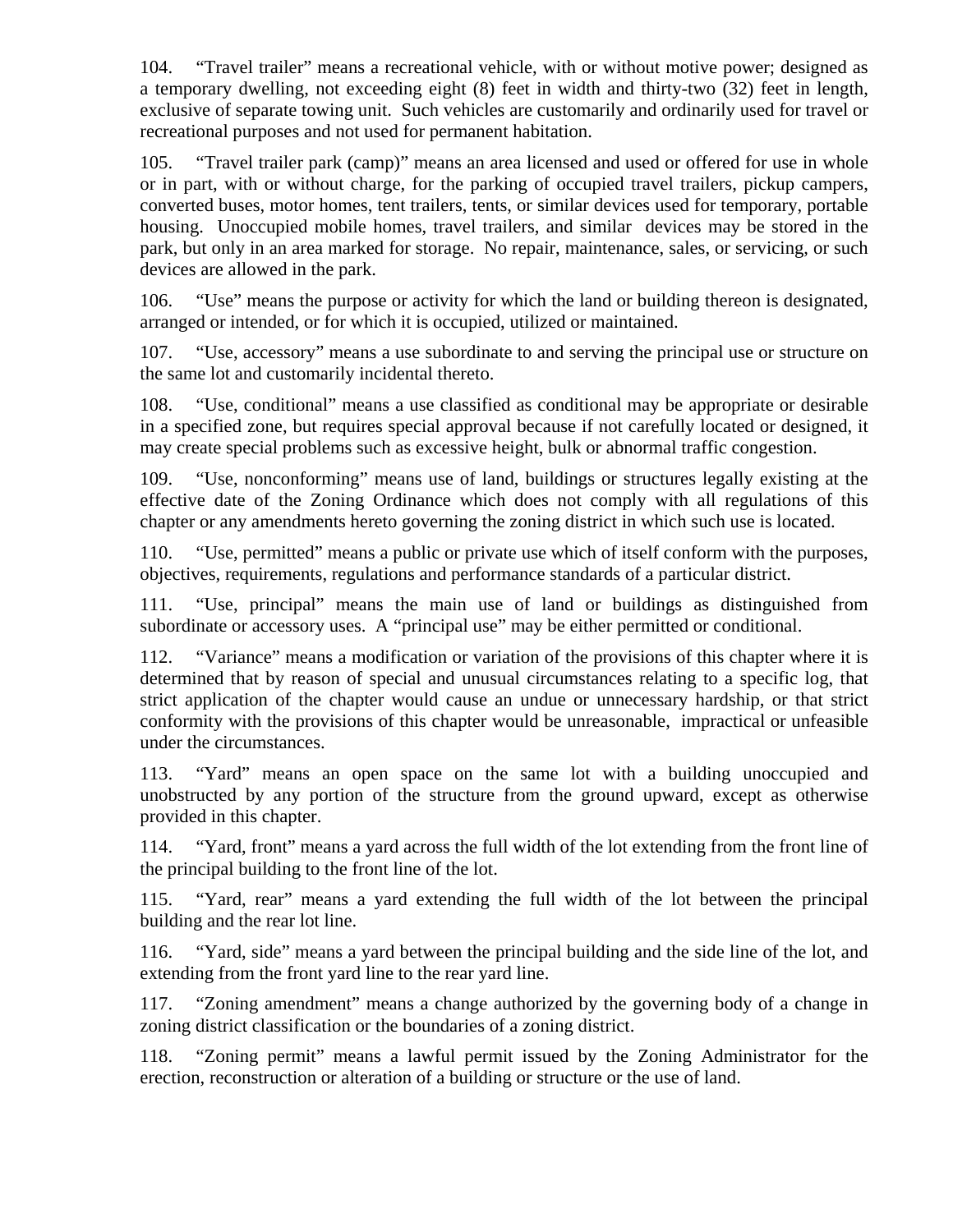104. "Travel trailer" means a recreational vehicle, with or without motive power; designed as a temporary dwelling, not exceeding eight (8) feet in width and thirty-two (32) feet in length, exclusive of separate towing unit. Such vehicles are customarily and ordinarily used for travel or recreational purposes and not used for permanent habitation.

105. "Travel trailer park (camp)" means an area licensed and used or offered for use in whole or in part, with or without charge, for the parking of occupied travel trailers, pickup campers, converted buses, motor homes, tent trailers, tents, or similar devices used for temporary, portable housing. Unoccupied mobile homes, travel trailers, and similar devices may be stored in the park, but only in an area marked for storage. No repair, maintenance, sales, or servicing, or such devices are allowed in the park.

106. "Use" means the purpose or activity for which the land or building thereon is designated, arranged or intended, or for which it is occupied, utilized or maintained.

107. "Use, accessory" means a use subordinate to and serving the principal use or structure on the same lot and customarily incidental thereto.

108. "Use, conditional" means a use classified as conditional may be appropriate or desirable in a specified zone, but requires special approval because if not carefully located or designed, it may create special problems such as excessive height, bulk or abnormal traffic congestion.

109. "Use, nonconforming" means use of land, buildings or structures legally existing at the effective date of the Zoning Ordinance which does not comply with all regulations of this chapter or any amendments hereto governing the zoning district in which such use is located.

110. "Use, permitted" means a public or private use which of itself conform with the purposes, objectives, requirements, regulations and performance standards of a particular district.

111. "Use, principal" means the main use of land or buildings as distinguished from subordinate or accessory uses. A "principal use" may be either permitted or conditional.

112. "Variance" means a modification or variation of the provisions of this chapter where it is determined that by reason of special and unusual circumstances relating to a specific log, that strict application of the chapter would cause an undue or unnecessary hardship, or that strict conformity with the provisions of this chapter would be unreasonable, impractical or unfeasible under the circumstances.

113. "Yard" means an open space on the same lot with a building unoccupied and unobstructed by any portion of the structure from the ground upward, except as otherwise provided in this chapter.

114. "Yard, front" means a yard across the full width of the lot extending from the front line of the principal building to the front line of the lot.

115. "Yard, rear" means a yard extending the full width of the lot between the principal building and the rear lot line.

116. "Yard, side" means a yard between the principal building and the side line of the lot, and extending from the front yard line to the rear yard line.

117. "Zoning amendment" means a change authorized by the governing body of a change in zoning district classification or the boundaries of a zoning district.

118. "Zoning permit" means a lawful permit issued by the Zoning Administrator for the erection, reconstruction or alteration of a building or structure or the use of land.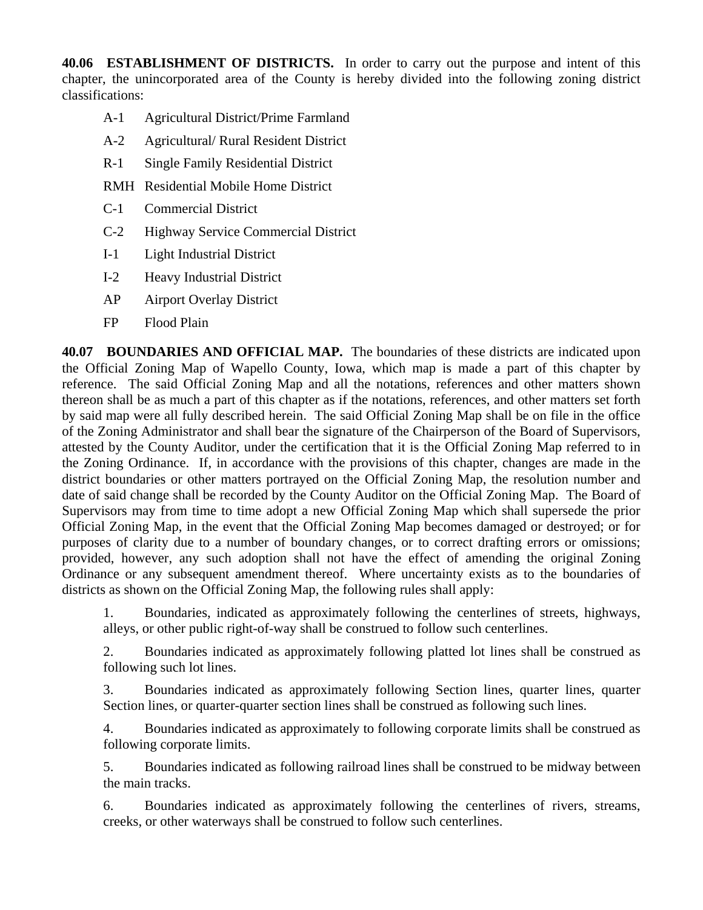**40.06 ESTABLISHMENT OF DISTRICTS.** In order to carry out the purpose and intent of this chapter, the unincorporated area of the County is hereby divided into the following zoning district classifications:

A-1 Agricultural District/Prime Farmland

A-2 Agricultural/ Rural Resident District

R-1 Single Family Residential District

RMH Residential Mobile Home District

C-1 Commercial District

C-2 Highway Service Commercial District

I-1 Light Industrial District

I-2 Heavy Industrial District

AP Airport Overlay District

FP Flood Plain

**40.07 BOUNDARIES AND OFFICIAL MAP.** The boundaries of these districts are indicated upon the Official Zoning Map of Wapello County, Iowa, which map is made a part of this chapter by reference. The said Official Zoning Map and all the notations, references and other matters shown thereon shall be as much a part of this chapter as if the notations, references, and other matters set forth by said map were all fully described herein. The said Official Zoning Map shall be on file in the office of the Zoning Administrator and shall bear the signature of the Chairperson of the Board of Supervisors, attested by the County Auditor, under the certification that it is the Official Zoning Map referred to in the Zoning Ordinance. If, in accordance with the provisions of this chapter, changes are made in the district boundaries or other matters portrayed on the Official Zoning Map, the resolution number and date of said change shall be recorded by the County Auditor on the Official Zoning Map. The Board of Supervisors may from time to time adopt a new Official Zoning Map which shall supersede the prior Official Zoning Map, in the event that the Official Zoning Map becomes damaged or destroyed; or for purposes of clarity due to a number of boundary changes, or to correct drafting errors or omissions; provided, however, any such adoption shall not have the effect of amending the original Zoning Ordinance or any subsequent amendment thereof. Where uncertainty exists as to the boundaries of districts as shown on the Official Zoning Map, the following rules shall apply:

1. Boundaries, indicated as approximately following the centerlines of streets, highways, alleys, or other public right-of-way shall be construed to follow such centerlines.

2. Boundaries indicated as approximately following platted lot lines shall be construed as following such lot lines.

3. Boundaries indicated as approximately following Section lines, quarter lines, quarter Section lines, or quarter-quarter section lines shall be construed as following such lines.

4. Boundaries indicated as approximately to following corporate limits shall be construed as following corporate limits.

5. Boundaries indicated as following railroad lines shall be construed to be midway between the main tracks.

6. Boundaries indicated as approximately following the centerlines of rivers, streams, creeks, or other waterways shall be construed to follow such centerlines.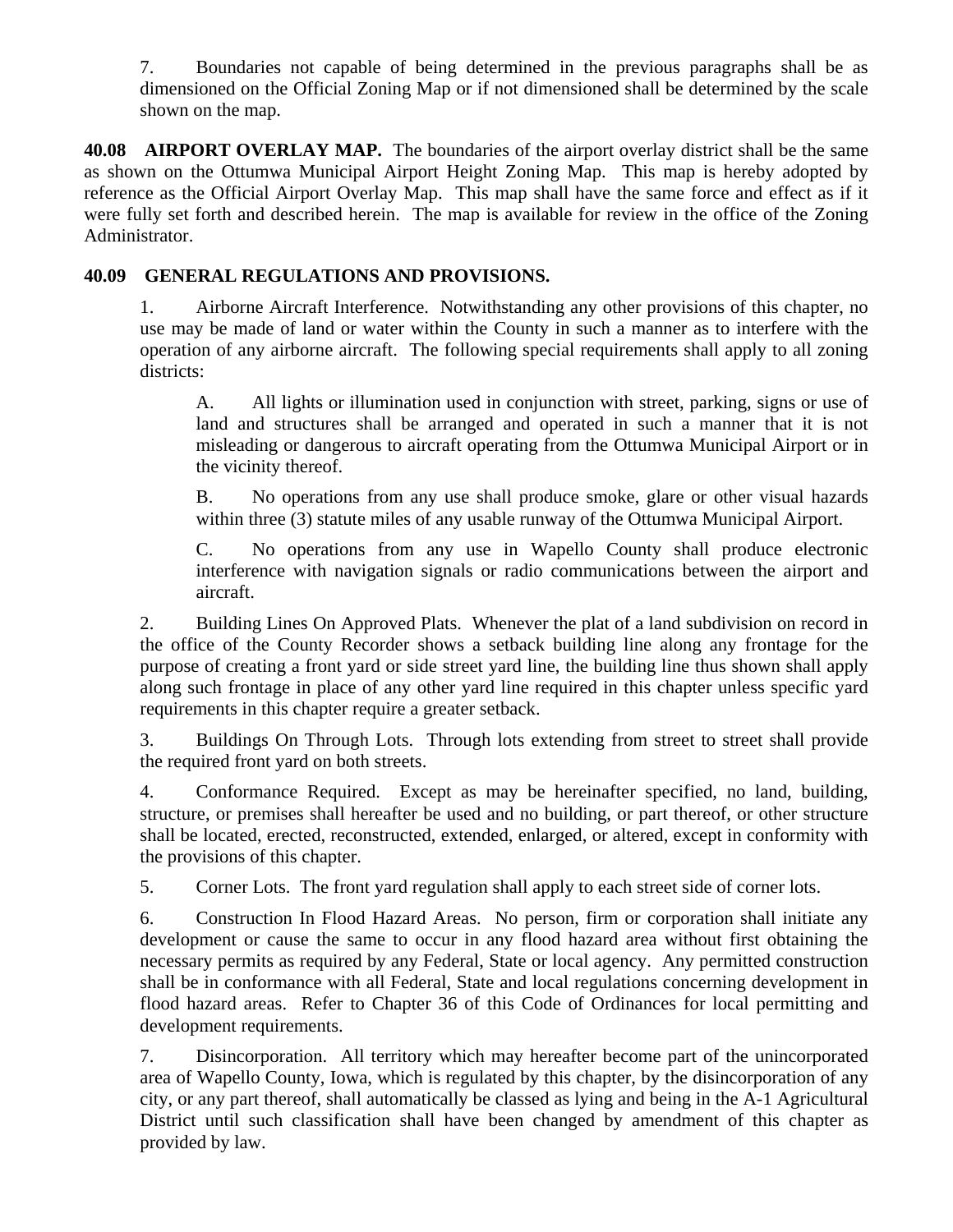7. Boundaries not capable of being determined in the previous paragraphs shall be as dimensioned on the Official Zoning Map or if not dimensioned shall be determined by the scale shown on the map.

**40.08 AIRPORT OVERLAY MAP.** The boundaries of the airport overlay district shall be the same as shown on the Ottumwa Municipal Airport Height Zoning Map. This map is hereby adopted by reference as the Official Airport Overlay Map. This map shall have the same force and effect as if it were fully set forth and described herein. The map is available for review in the office of the Zoning Administrator.

**40.09 GENERAL REGULATIONS AND PROVISIONS.**

1. Airborne Aircraft Interference. Notwithstanding any other provisions of this chapter, no use may be made of land or water within the County in such a manner as to interfere with the operation of any airborne aircraft. The following special requirements shall apply to all zoning districts:

   A. All lights or illumination used in conjunction with street, parking, signs or use of land and structures shall be arranged and operated in such a manner that it is not misleading or dangerous to aircraft operating from the Ottumwa Municipal Airport or in the vicinity thereof.

   B. No operations from any use shall produce smoke, glare or other visual hazards within three (3) statute miles of any usable runway of the Ottumwa Municipal Airport.

   C. No operations from any use in Wapello County shall produce electronic interference with navigation signals or radio communications between the airport and aircraft.

2. Building Lines On Approved Plats. Whenever the plat of a land subdivision on record in the office of the County Recorder shows a setback building line along any frontage for the purpose of creating a front yard or side street yard line, the building line thus shown shall apply along such frontage in place of any other yard line required in this chapter unless specific yard requirements in this chapter require a greater setback.

3. Buildings On Through Lots. Through lots extending from street to street shall provide the required front yard on both streets.

4. Conformance Required. Except as may be hereinafter specified, no land, building, structure, or premises shall hereafter be used and no building, or part thereof, or other structure shall be located, erected, reconstructed, extended, enlarged, or altered, except in conformity with the provisions of this chapter.

5. Corner Lots. The front yard regulation shall apply to each street side of corner lots.

6. Construction In Flood Hazard Areas. No person, firm or corporation shall initiate any development or cause the same to occur in any flood hazard area without first obtaining the necessary permits as required by any Federal, State or local agency. Any permitted construction shall be in conformance with all Federal, State and local regulations concerning development in flood hazard areas. Refer to Chapter 36 of this Code of Ordinances for local permitting and development requirements.

7. Disincorporation. All territory which may hereafter become part of the unincorporated area of Wapello County, Iowa, which is regulated by this chapter, by the disincorporation of any city, or any part thereof, shall automatically be classed as lying and being in the A-1 Agricultural District until such classification shall have been changed by amendment of this chapter as provided by law.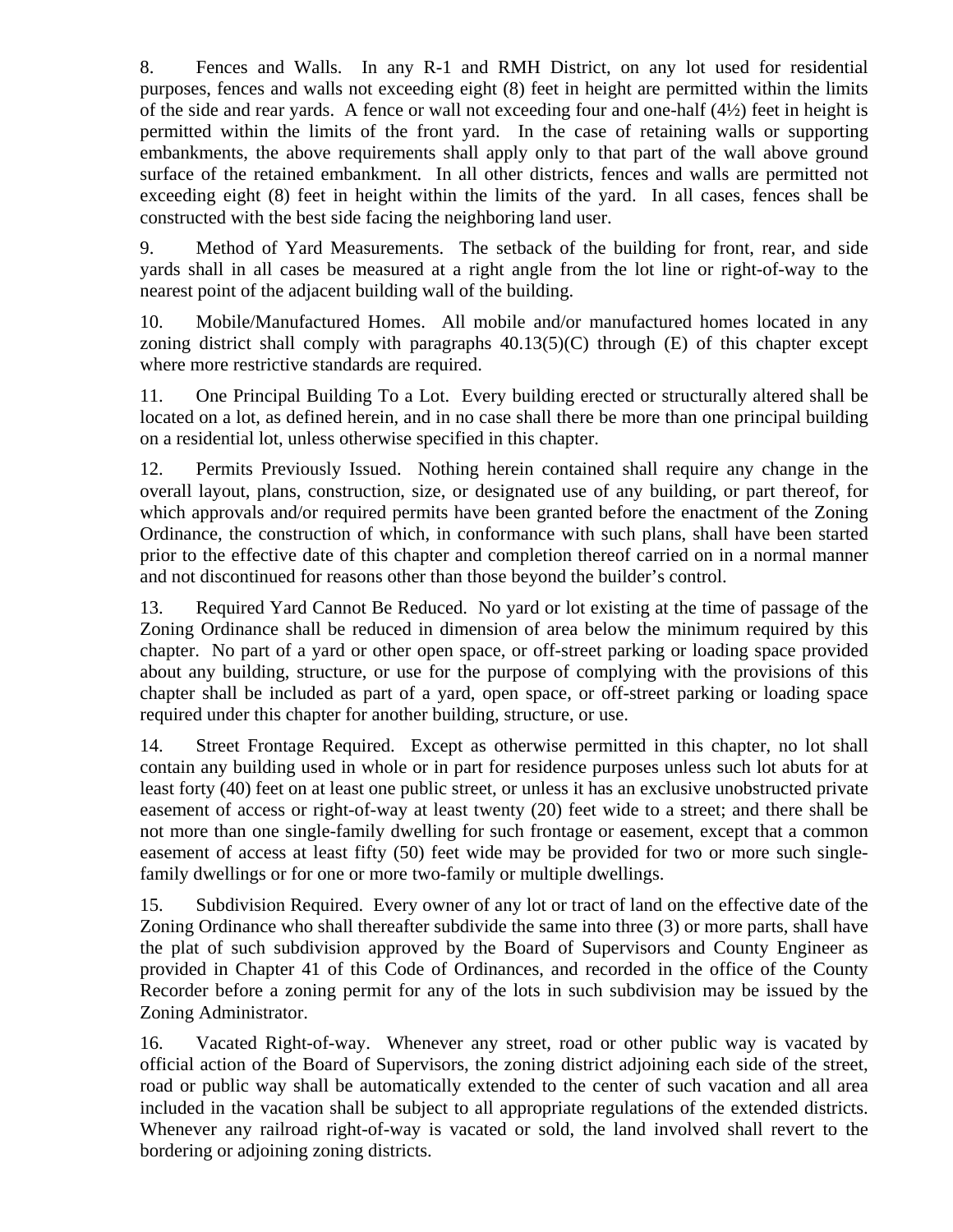8. Fences and Walls. In any R-1 and RMH District, on any lot used for residential purposes, fences and walls not exceeding eight (8) feet in height are permitted within the limits of the side and rear yards. A fence or wall not exceeding four and one-half (4½) feet in height is permitted within the limits of the front yard. In the case of retaining walls or supporting embankments, the above requirements shall apply only to that part of the wall above ground surface of the retained embankment. In all other districts, fences and walls are permitted not exceeding eight (8) feet in height within the limits of the yard. In all cases, fences shall be constructed with the best side facing the neighboring land user.

9. Method of Yard Measurements. The setback of the building for front, rear, and side yards shall in all cases be measured at a right angle from the lot line or right-of-way to the nearest point of the adjacent building wall of the building.

10. Mobile/Manufactured Homes. All mobile and/or manufactured homes located in any zoning district shall comply with paragraphs 40.13(5)(C) through (E) of this chapter except where more restrictive standards are required.

11. One Principal Building To a Lot. Every building erected or structurally altered shall be located on a lot, as defined herein, and in no case shall there be more than one principal building on a residential lot, unless otherwise specified in this chapter.

12. Permits Previously Issued. Nothing herein contained shall require any change in the overall layout, plans, construction, size, or designated use of any building, or part thereof, for which approvals and/or required permits have been granted before the enactment of the Zoning Ordinance, the construction of which, in conformance with such plans, shall have been started prior to the effective date of this chapter and completion thereof carried on in a normal manner and not discontinued for reasons other than those beyond the builder's control.

13. Required Yard Cannot Be Reduced. No yard or lot existing at the time of passage of the Zoning Ordinance shall be reduced in dimension of area below the minimum required by this chapter. No part of a yard or other open space, or off-street parking or loading space provided about any building, structure, or use for the purpose of complying with the provisions of this chapter shall be included as part of a yard, open space, or off-street parking or loading space required under this chapter for another building, structure, or use.

14. Street Frontage Required. Except as otherwise permitted in this chapter, no lot shall contain any building used in whole or in part for residence purposes unless such lot abuts for at least forty (40) feet on at least one public street, or unless it has an exclusive unobstructed private easement of access or right-of-way at least twenty (20) feet wide to a street; and there shall be not more than one single-family dwelling for such frontage or easement, except that a common easement of access at least fifty (50) feet wide may be provided for two or more such single-family dwellings or for one or more two-family or multiple dwellings.

15. Subdivision Required. Every owner of any lot or tract of land on the effective date of the Zoning Ordinance who shall thereafter subdivide the same into three (3) or more parts, shall have the plat of such subdivision approved by the Board of Supervisors and County Engineer as provided in Chapter 41 of this Code of Ordinances, and recorded in the office of the County Recorder before a zoning permit for any of the lots in such subdivision may be issued by the Zoning Administrator.

16. Vacated Right-of-way. Whenever any street, road or other public way is vacated by official action of the Board of Supervisors, the zoning district adjoining each side of the street, road or public way shall be automatically extended to the center of such vacation and all area included in the vacation shall be subject to all appropriate regulations of the extended districts. Whenever any railroad right-of-way is vacated or sold, the land involved shall revert to the bordering or adjoining zoning districts.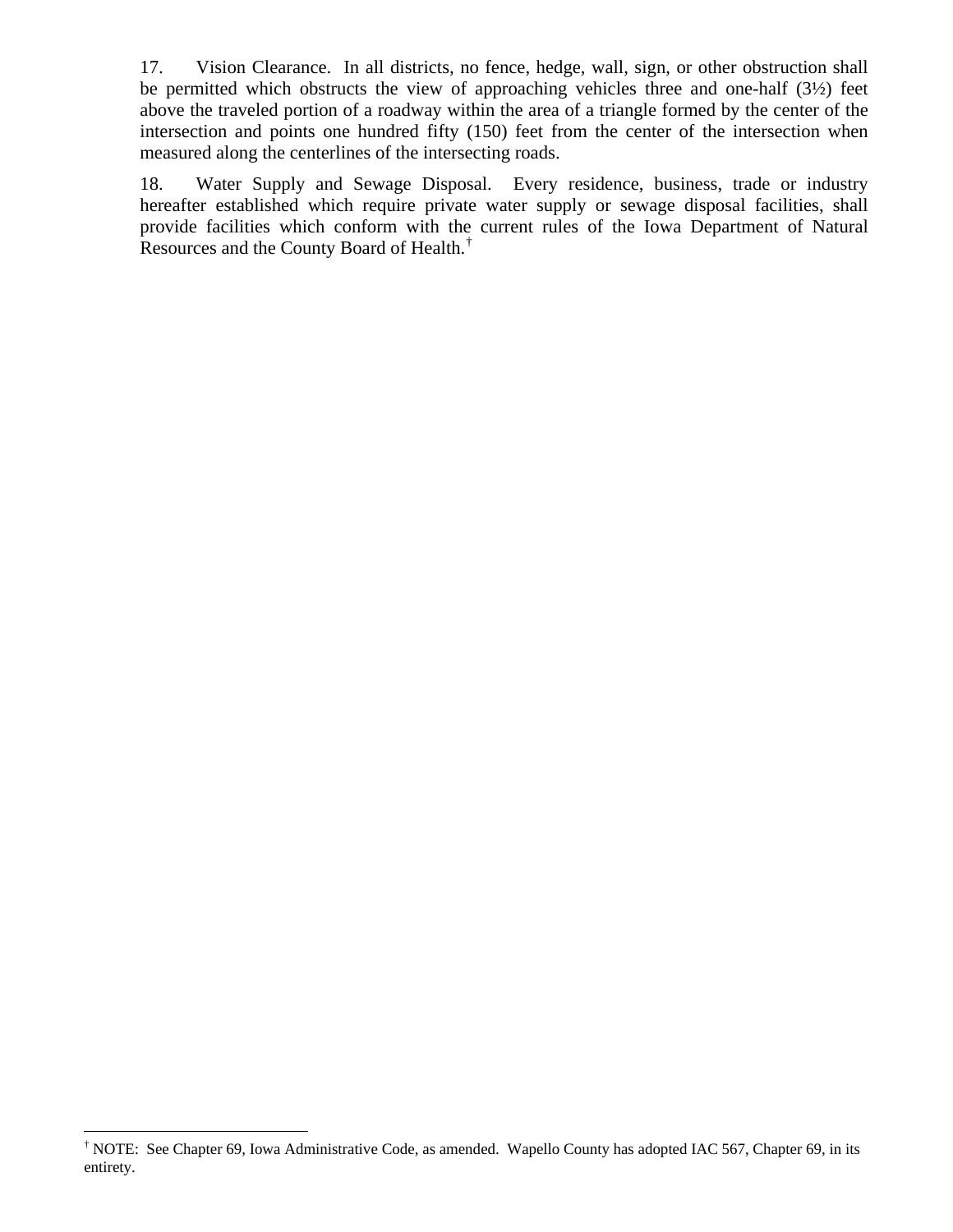17. Vision Clearance. In all districts, no fence, hedge, wall, sign, or other obstruction shall be permitted which obstructs the view of approaching vehicles three and one-half (3½) feet above the traveled portion of a roadway within the area of a triangle formed by the center of the intersection and points one hundred fifty (150) feet from the center of the intersection when measured along the centerlines of the intersecting roads.

18. Water Supply and Sewage Disposal. Every residence, business, trade or industry hereafter established which require private water supply or sewage disposal facilities, shall provide facilities which conform with the current rules of the Iowa Department of Natural Resources and the County Board of Health.[†]

---

[†] NOTE: See Chapter 69, Iowa Administrative Code, as amended. Wapello County has adopted IAC 567, Chapter 69, in its entirety.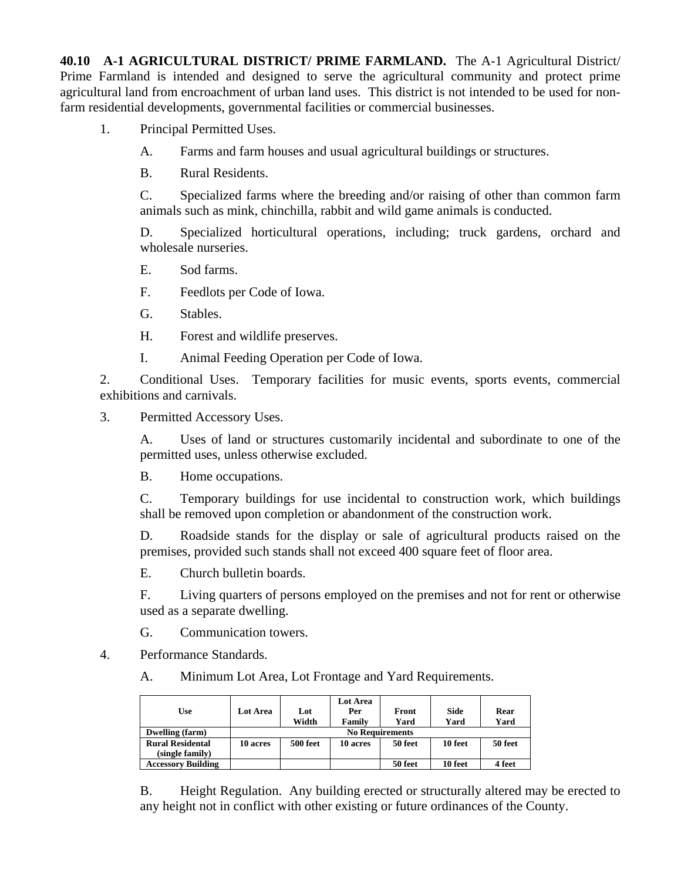**40.10 A-1 AGRICULTURAL DISTRICT/ PRIME FARMLAND.** The A-1 Agricultural District/ Prime Farmland is intended and designed to serve the agricultural community and protect prime agricultural land from encroachment of urban land uses. This district is not intended to be used for non-farm residential developments, governmental facilities or commercial businesses.

1. Principal Permitted Uses.

   A. Farms and farm houses and usual agricultural buildings or structures.

   B. Rural Residents.

   C. Specialized farms where the breeding and/or raising of other than common farm animals such as mink, chinchilla, rabbit and wild game animals is conducted.

   D. Specialized horticultural operations, including; truck gardens, orchard and wholesale nurseries.

   E. Sod farms.

   F. Feedlots per Code of Iowa.

   G. Stables.

   H. Forest and wildlife preserves.

   I. Animal Feeding Operation per Code of Iowa.

2. Conditional Uses. Temporary facilities for music events, sports events, commercial exhibitions and carnivals.

3. Permitted Accessory Uses.

   A. Uses of land or structures customarily incidental and subordinate to one of the permitted uses, unless otherwise excluded.

   B. Home occupations.

   C. Temporary buildings for use incidental to construction work, which buildings shall be removed upon completion or abandonment of the construction work.

   D. Roadside stands for the display or sale of agricultural products raised on the premises, provided such stands shall not exceed 400 square feet of floor area.

   E. Church bulletin boards.

   F. Living quarters of persons employed on the premises and not for rent or otherwise used as a separate dwelling.

   G. Communication towers.

4. Performance Standards.

   A. Minimum Lot Area, Lot Frontage and Yard Requirements.

| Use | Lot Area | Lot Width | Lot Area Per Family | Front Yard | Side Yard | Rear Yard |
|---|---|---|---|---|---|---|
| Dwelling (farm) | No Requirements | | | | | |
| Rural Residental (single family) | 10 acres | 500 feet | 10 acres | 50 feet | 10 feet | 50 feet |
| Accessory Building | | | | 50 feet | 10 feet | 4 feet |

   B. Height Regulation. Any building erected or structurally altered may be erected to any height not in conflict with other existing or future ordinances of the County.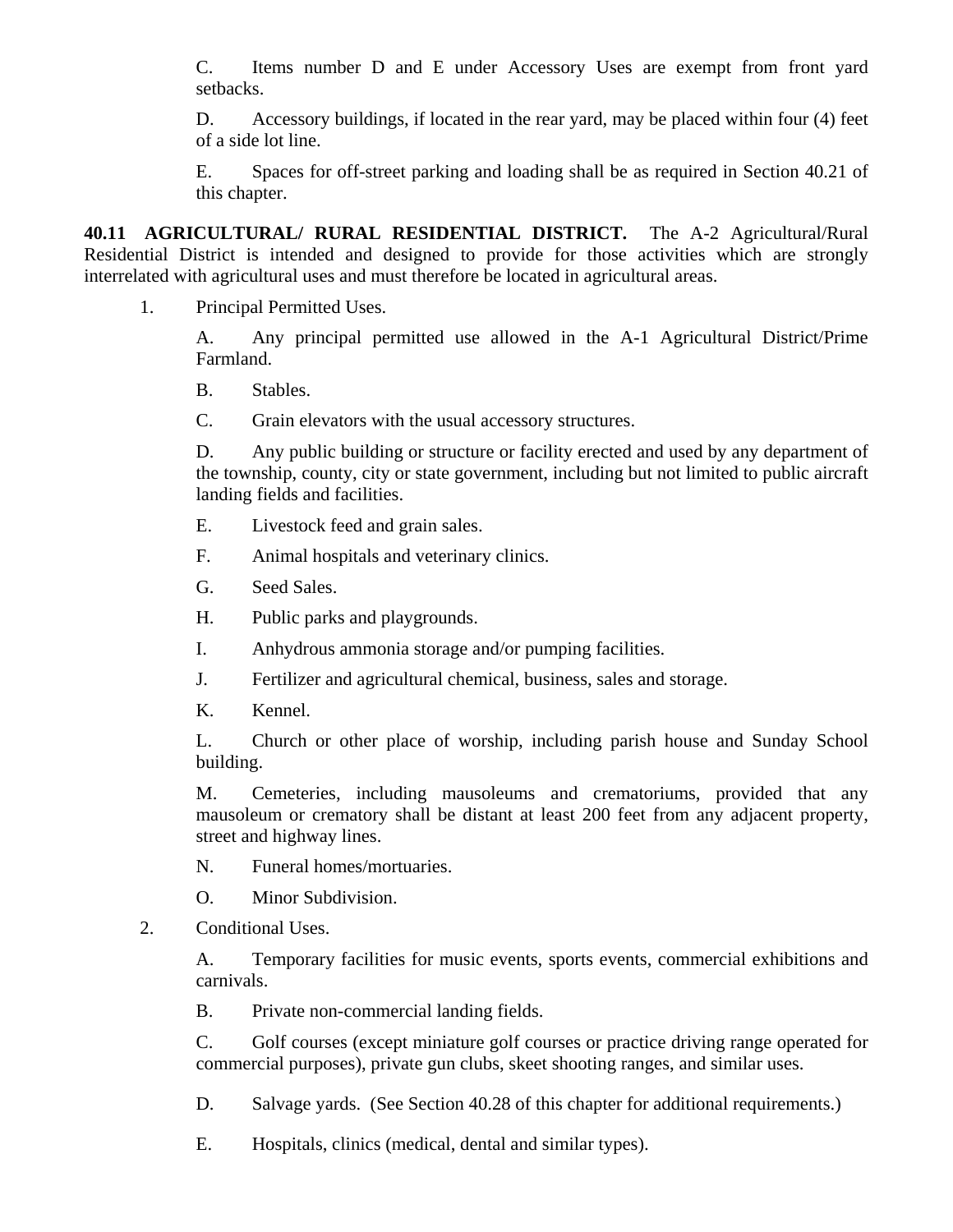C. Items number D and E under Accessory Uses are exempt from front yard setbacks.

D. Accessory buildings, if located in the rear yard, may be placed within four (4) feet of a side lot line.

E. Spaces for off-street parking and loading shall be as required in Section 40.21 of this chapter.

**40.11 AGRICULTURAL/ RURAL RESIDENTIAL DISTRICT.** The A-2 Agricultural/Rural Residential District is intended and designed to provide for those activities which are strongly interrelated with agricultural uses and must therefore be located in agricultural areas.

1. Principal Permitted Uses.

A. Any principal permitted use allowed in the A-1 Agricultural District/Prime Farmland.

B. Stables.

C. Grain elevators with the usual accessory structures.

D. Any public building or structure or facility erected and used by any department of the township, county, city or state government, including but not limited to public aircraft landing fields and facilities.

E. Livestock feed and grain sales.

F. Animal hospitals and veterinary clinics.

G. Seed Sales.

H. Public parks and playgrounds.

I. Anhydrous ammonia storage and/or pumping facilities.

J. Fertilizer and agricultural chemical, business, sales and storage.

K. Kennel.

L. Church or other place of worship, including parish house and Sunday School building.

M. Cemeteries, including mausoleums and crematoriums, provided that any mausoleum or crematory shall be distant at least 200 feet from any adjacent property, street and highway lines.

N. Funeral homes/mortuaries.

O. Minor Subdivision.

2. Conditional Uses.

A. Temporary facilities for music events, sports events, commercial exhibitions and carnivals.

B. Private non-commercial landing fields.

C. Golf courses (except miniature golf courses or practice driving range operated for commercial purposes), private gun clubs, skeet shooting ranges, and similar uses.

D. Salvage yards. (See Section 40.28 of this chapter for additional requirements.)

E. Hospitals, clinics (medical, dental and similar types).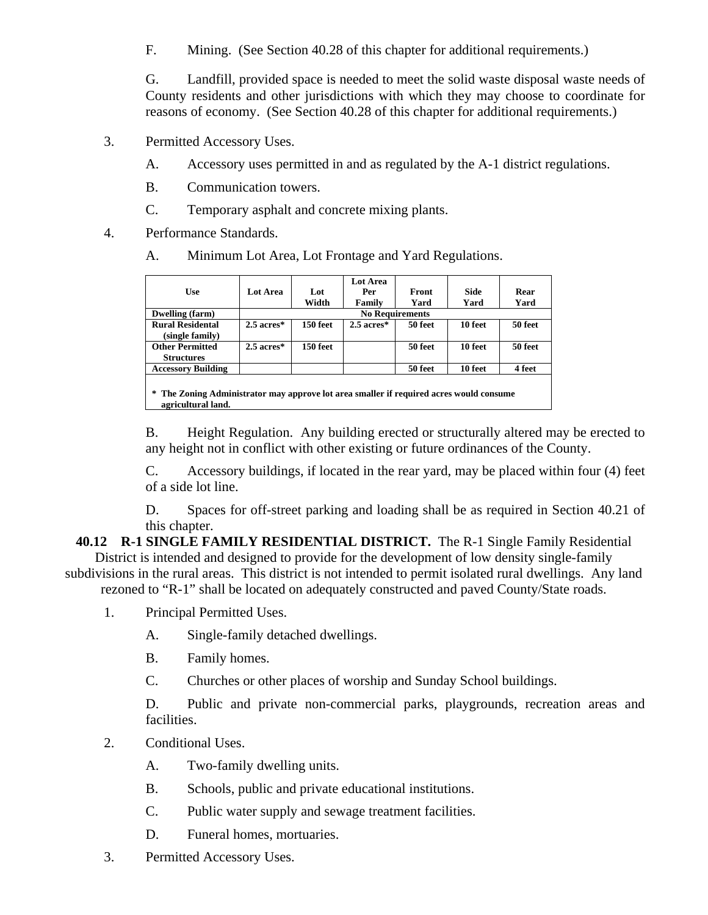F. Mining. (See Section 40.28 of this chapter for additional requirements.)

G. Landfill, provided space is needed to meet the solid waste disposal waste needs of County residents and other jurisdictions with which they may choose to coordinate for reasons of economy. (See Section 40.28 of this chapter for additional requirements.)

3. Permitted Accessory Uses.

   A. Accessory uses permitted in and as regulated by the A-1 district regulations.

   B. Communication towers.

   C. Temporary asphalt and concrete mixing plants.

4. Performance Standards.

   A. Minimum Lot Area, Lot Frontage and Yard Regulations.

| Use | Lot Area | Lot Width | Lot Area Per Family | Front Yard | Side Yard | Rear Yard |
|---|---|---|---|---|---|---|
| **Dwelling (farm)** | **No Requirements** | | | | | |
| **Rural Residental (single family)** | **2.5 acres*** | **150 feet** | **2.5 acres*** | **50 feet** | **10 feet** | **50 feet** |
| **Other Permitted Structures** | **2.5 acres*** | **150 feet** | | **50 feet** | **10 feet** | **50 feet** |
| **Accessory Building** | | | | **50 feet** | **10 feet** | **4 feet** |

**\* The Zoning Administrator may approve lot area smaller if required acres would consume agricultural land.**

   B. Height Regulation. Any building erected or structurally altered may be erected to any height not in conflict with other existing or future ordinances of the County.

   C. Accessory buildings, if located in the rear yard, may be placed within four (4) feet of a side lot line.

   D. Spaces for off-street parking and loading shall be as required in Section 40.21 of this chapter.

**40.12 R-1 SINGLE FAMILY RESIDENTIAL DISTRICT.** The R-1 Single Family Residential District is intended and designed to provide for the development of low density single-family subdivisions in the rural areas. This district is not intended to permit isolated rural dwellings. Any land rezoned to "R-1" shall be located on adequately constructed and paved County/State roads.

1. Principal Permitted Uses.

   A. Single-family detached dwellings.

   B. Family homes.

   C. Churches or other places of worship and Sunday School buildings.

   D. Public and private non-commercial parks, playgrounds, recreation areas and facilities.

2. Conditional Uses.

   A. Two-family dwelling units.

   B. Schools, public and private educational institutions.

   C. Public water supply and sewage treatment facilities.

   D. Funeral homes, mortuaries.

3. Permitted Accessory Uses.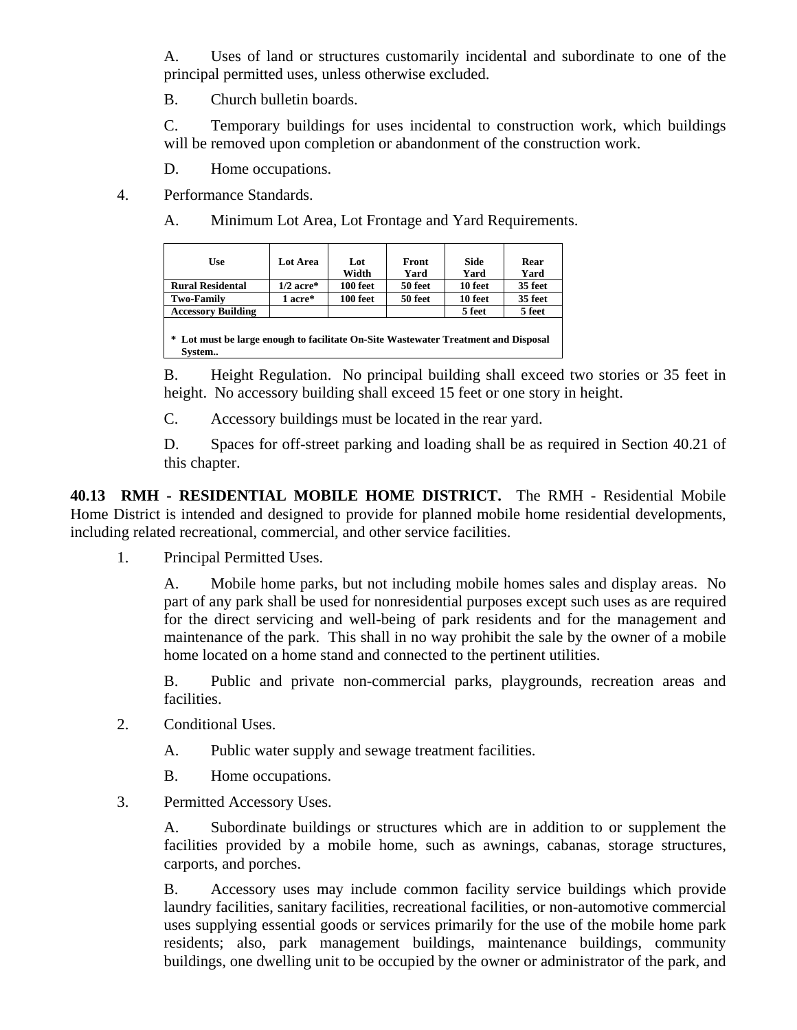A. Uses of land or structures customarily incidental and subordinate to one of the principal permitted uses, unless otherwise excluded.

B. Church bulletin boards.

C. Temporary buildings for uses incidental to construction work, which buildings will be removed upon completion or abandonment of the construction work.

D. Home occupations.

4. Performance Standards.

A. Minimum Lot Area, Lot Frontage and Yard Requirements.

| Use | Lot Area | Lot Width | Front Yard | Side Yard | Rear Yard |
|---|---|---|---|---|---|
| **Rural Residental** | **1/2 acre*** | **100 feet** | **50 feet** | **10 feet** | **35 feet** |
| **Two-Family** | **1 acre*** | **100 feet** | **50 feet** | **10 feet** | **35 feet** |
| **Accessory Building** | | | | **5 feet** | **5 feet** |
| **\* Lot must be large enough to facilitate On-Site Wastewater Treatment and Disposal System..** | | | | | |

B. Height Regulation. No principal building shall exceed two stories or 35 feet in height. No accessory building shall exceed 15 feet or one story in height.

C. Accessory buildings must be located in the rear yard.

D. Spaces for off-street parking and loading shall be as required in Section 40.21 of this chapter.

**40.13 RMH - RESIDENTIAL MOBILE HOME DISTRICT.** The RMH - Residential Mobile Home District is intended and designed to provide for planned mobile home residential developments, including related recreational, commercial, and other service facilities.

1. Principal Permitted Uses.

A. Mobile home parks, but not including mobile homes sales and display areas. No part of any park shall be used for nonresidential purposes except such uses as are required for the direct servicing and well-being of park residents and for the management and maintenance of the park. This shall in no way prohibit the sale by the owner of a mobile home located on a home stand and connected to the pertinent utilities.

B. Public and private non-commercial parks, playgrounds, recreation areas and facilities.

2. Conditional Uses.

A. Public water supply and sewage treatment facilities.

B. Home occupations.

3. Permitted Accessory Uses.

A. Subordinate buildings or structures which are in addition to or supplement the facilities provided by a mobile home, such as awnings, cabanas, storage structures, carports, and porches.

B. Accessory uses may include common facility service buildings which provide laundry facilities, sanitary facilities, recreational facilities, or non-automotive commercial uses supplying essential goods or services primarily for the use of the mobile home park residents; also, park management buildings, maintenance buildings, community buildings, one dwelling unit to be occupied by the owner or administrator of the park, and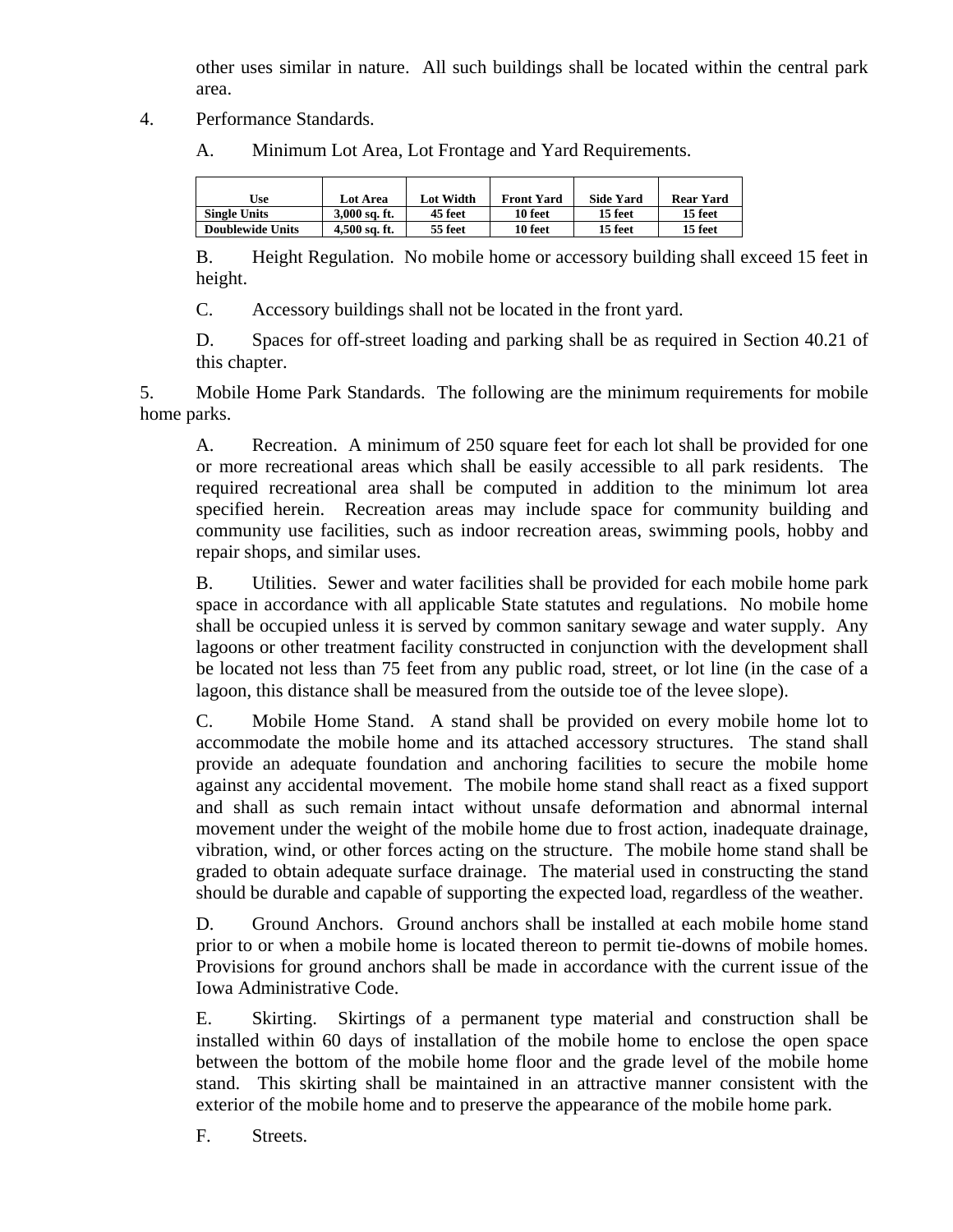other uses similar in nature. All such buildings shall be located within the central park area.

4. Performance Standards.

A. Minimum Lot Area, Lot Frontage and Yard Requirements.

| Use | Lot Area | Lot Width | Front Yard | Side Yard | Rear Yard |
|---|---|---|---|---|---|
| **Single Units** | **3,000 sq. ft.** | **45 feet** | **10 feet** | **15 feet** | **15 feet** |
| **Doublewide Units** | **4,500 sq. ft.** | **55 feet** | **10 feet** | **15 feet** | **15 feet** |

B. Height Regulation. No mobile home or accessory building shall exceed 15 feet in height.

C. Accessory buildings shall not be located in the front yard.

D. Spaces for off-street loading and parking shall be as required in Section 40.21 of this chapter.

5. Mobile Home Park Standards. The following are the minimum requirements for mobile home parks.

A. Recreation. A minimum of 250 square feet for each lot shall be provided for one or more recreational areas which shall be easily accessible to all park residents. The required recreational area shall be computed in addition to the minimum lot area specified herein. Recreation areas may include space for community building and community use facilities, such as indoor recreation areas, swimming pools, hobby and repair shops, and similar uses.

B. Utilities. Sewer and water facilities shall be provided for each mobile home park space in accordance with all applicable State statutes and regulations. No mobile home shall be occupied unless it is served by common sanitary sewage and water supply. Any lagoons or other treatment facility constructed in conjunction with the development shall be located not less than 75 feet from any public road, street, or lot line (in the case of a lagoon, this distance shall be measured from the outside toe of the levee slope).

C. Mobile Home Stand. A stand shall be provided on every mobile home lot to accommodate the mobile home and its attached accessory structures. The stand shall provide an adequate foundation and anchoring facilities to secure the mobile home against any accidental movement. The mobile home stand shall react as a fixed support and shall as such remain intact without unsafe deformation and abnormal internal movement under the weight of the mobile home due to frost action, inadequate drainage, vibration, wind, or other forces acting on the structure. The mobile home stand shall be graded to obtain adequate surface drainage. The material used in constructing the stand should be durable and capable of supporting the expected load, regardless of the weather.

D. Ground Anchors. Ground anchors shall be installed at each mobile home stand prior to or when a mobile home is located thereon to permit tie-downs of mobile homes. Provisions for ground anchors shall be made in accordance with the current issue of the Iowa Administrative Code.

E. Skirting. Skirtings of a permanent type material and construction shall be installed within 60 days of installation of the mobile home to enclose the open space between the bottom of the mobile home floor and the grade level of the mobile home stand. This skirting shall be maintained in an attractive manner consistent with the exterior of the mobile home and to preserve the appearance of the mobile home park.

F. Streets.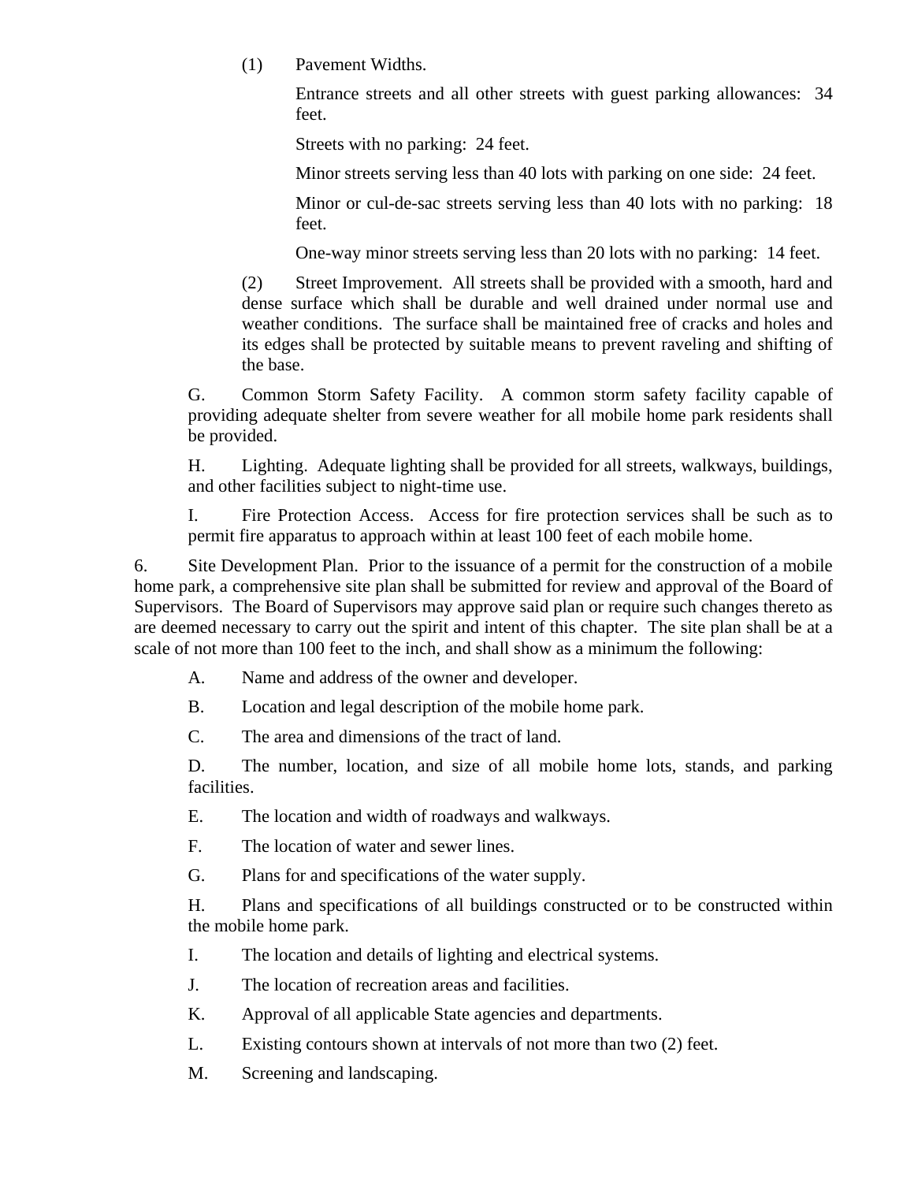(1) Pavement Widths.

Entrance streets and all other streets with guest parking allowances: 34 feet.

Streets with no parking: 24 feet.

Minor streets serving less than 40 lots with parking on one side: 24 feet.

Minor or cul-de-sac streets serving less than 40 lots with no parking: 18 feet.

One-way minor streets serving less than 20 lots with no parking: 14 feet.

(2) Street Improvement. All streets shall be provided with a smooth, hard and dense surface which shall be durable and well drained under normal use and weather conditions. The surface shall be maintained free of cracks and holes and its edges shall be protected by suitable means to prevent raveling and shifting of the base.

G. Common Storm Safety Facility. A common storm safety facility capable of providing adequate shelter from severe weather for all mobile home park residents shall be provided.

H. Lighting. Adequate lighting shall be provided for all streets, walkways, buildings, and other facilities subject to night-time use.

I. Fire Protection Access. Access for fire protection services shall be such as to permit fire apparatus to approach within at least 100 feet of each mobile home.

6. Site Development Plan. Prior to the issuance of a permit for the construction of a mobile home park, a comprehensive site plan shall be submitted for review and approval of the Board of Supervisors. The Board of Supervisors may approve said plan or require such changes thereto as are deemed necessary to carry out the spirit and intent of this chapter. The site plan shall be at a scale of not more than 100 feet to the inch, and shall show as a minimum the following:

A. Name and address of the owner and developer.

B. Location and legal description of the mobile home park.

C. The area and dimensions of the tract of land.

D. The number, location, and size of all mobile home lots, stands, and parking facilities.

E. The location and width of roadways and walkways.

F. The location of water and sewer lines.

G. Plans for and specifications of the water supply.

H. Plans and specifications of all buildings constructed or to be constructed within the mobile home park.

I. The location and details of lighting and electrical systems.

J. The location of recreation areas and facilities.

K. Approval of all applicable State agencies and departments.

L. Existing contours shown at intervals of not more than two (2) feet.

M. Screening and landscaping.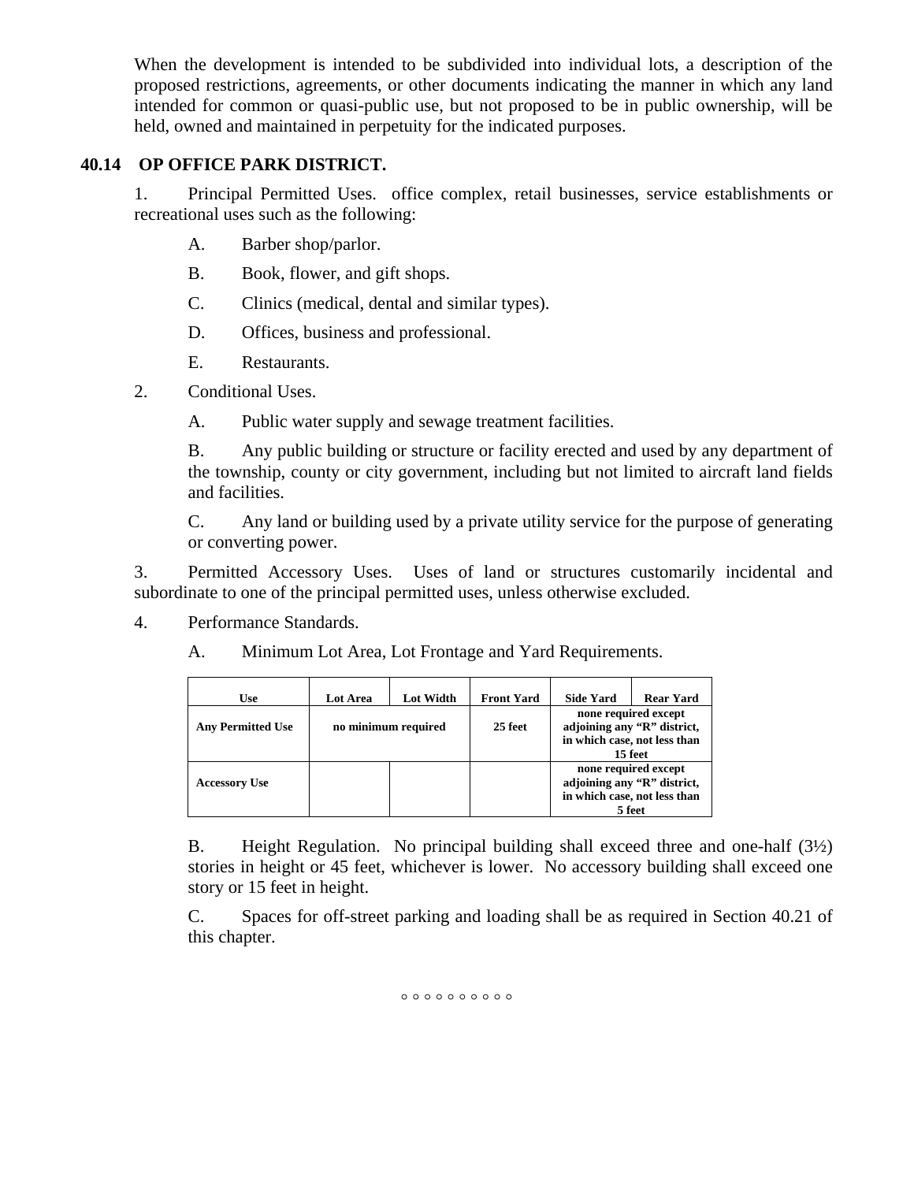When the development is intended to be subdivided into individual lots, a description of the proposed restrictions, agreements, or other documents indicating the manner in which any land intended for common or quasi-public use, but not proposed to be in public ownership, will be held, owned and maintained in perpetuity for the indicated purposes.

## 40.14 OP OFFICE PARK DISTRICT.

1. Principal Permitted Uses. office complex, retail businesses, service establishments or recreational uses such as the following:

   A. Barber shop/parlor.

   B. Book, flower, and gift shops.

   C. Clinics (medical, dental and similar types).

   D. Offices, business and professional.

   E. Restaurants.

2. Conditional Uses.

   A. Public water supply and sewage treatment facilities.

   B. Any public building or structure or facility erected and used by any department of the township, county or city government, including but not limited to aircraft land fields and facilities.

   C. Any land or building used by a private utility service for the purpose of generating or converting power.

3. Permitted Accessory Uses. Uses of land or structures customarily incidental and subordinate to one of the principal permitted uses, unless otherwise excluded.

4. Performance Standards.

   A. Minimum Lot Area, Lot Frontage and Yard Requirements.

| Use | Lot Area | Lot Width | Front Yard | Side Yard | Rear Yard |
|---|---|---|---|---|---|
| Any Permitted Use | no minimum required | | 25 feet | none required except adjoining any "R" district, in which case, not less than 15 feet | |
| Accessory Use | | | | none required except adjoining any "R" district, in which case, not less than 5 feet | |

   B. Height Regulation. No principal building shall exceed three and one-half (3½) stories in height or 45 feet, whichever is lower. No accessory building shall exceed one story or 15 feet in height.

   C. Spaces for off-street parking and loading shall be as required in Section 40.21 of this chapter.

○ ○ ○ ○ ○ ○ ○ ○ ○ ○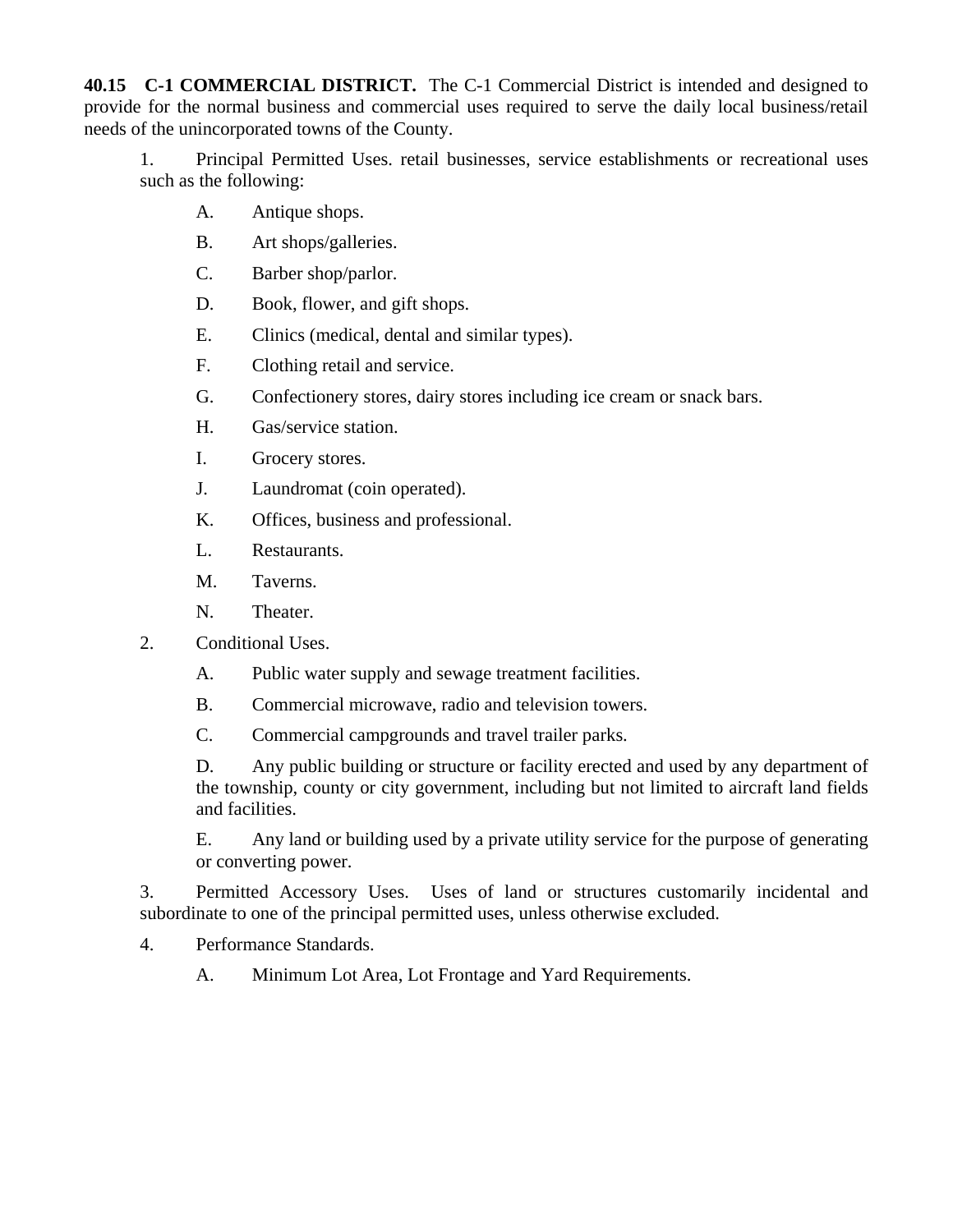**40.15 C-1 COMMERCIAL DISTRICT.** The C-1 Commercial District is intended and designed to provide for the normal business and commercial uses required to serve the daily local business/retail needs of the unincorporated towns of the County.

1. Principal Permitted Uses. retail businesses, service establishments or recreational uses such as the following:

   A. Antique shops.

   B. Art shops/galleries.

   C. Barber shop/parlor.

   D. Book, flower, and gift shops.

   E. Clinics (medical, dental and similar types).

   F. Clothing retail and service.

   G. Confectionery stores, dairy stores including ice cream or snack bars.

   H. Gas/service station.

   I. Grocery stores.

   J. Laundromat (coin operated).

   K. Offices, business and professional.

   L. Restaurants.

   M. Taverns.

   N. Theater.

2. Conditional Uses.

   A. Public water supply and sewage treatment facilities.

   B. Commercial microwave, radio and television towers.

   C. Commercial campgrounds and travel trailer parks.

   D. Any public building or structure or facility erected and used by any department of the township, county or city government, including but not limited to aircraft land fields and facilities.

   E. Any land or building used by a private utility service for the purpose of generating or converting power.

3. Permitted Accessory Uses. Uses of land or structures customarily incidental and subordinate to one of the principal permitted uses, unless otherwise excluded.

4. Performance Standards.

   A. Minimum Lot Area, Lot Frontage and Yard Requirements.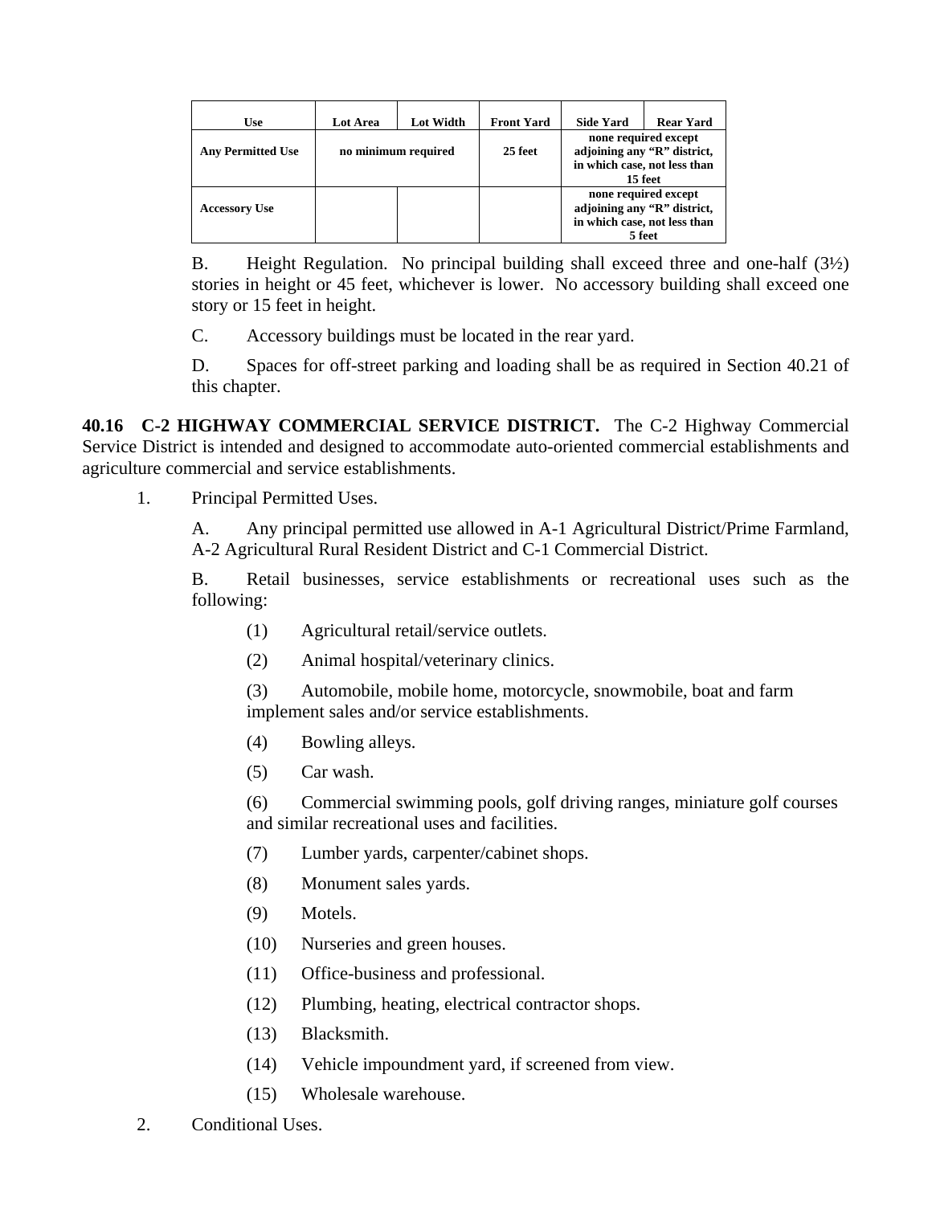| Use | Lot Area | Lot Width | Front Yard | Side Yard | Rear Yard |
|---|---|---|---|---|---|
| **Any Permitted Use** | **no minimum required** | | **25 feet** | **none required except adjoining any "R" district, in which case, not less than 15 feet** | |
| **Accessory Use** | | | | **none required except adjoining any "R" district, in which case, not less than 5 feet** | |

B. Height Regulation. No principal building shall exceed three and one-half (3½) stories in height or 45 feet, whichever is lower. No accessory building shall exceed one story or 15 feet in height.

C. Accessory buildings must be located in the rear yard.

D. Spaces for off-street parking and loading shall be as required in Section 40.21 of this chapter.

**40.16 C-2 HIGHWAY COMMERCIAL SERVICE DISTRICT.** The C-2 Highway Commercial Service District is intended and designed to accommodate auto-oriented commercial establishments and agriculture commercial and service establishments.

1. Principal Permitted Uses.

   A. Any principal permitted use allowed in A-1 Agricultural District/Prime Farmland, A-2 Agricultural Rural Resident District and C-1 Commercial District.

   B. Retail businesses, service establishments or recreational uses such as the following:

      (1) Agricultural retail/service outlets.

      (2) Animal hospital/veterinary clinics.

      (3) Automobile, mobile home, motorcycle, snowmobile, boat and farm implement sales and/or service establishments.

      (4) Bowling alleys.

      (5) Car wash.

      (6) Commercial swimming pools, golf driving ranges, miniature golf courses and similar recreational uses and facilities.

      (7) Lumber yards, carpenter/cabinet shops.

      (8) Monument sales yards.

      (9) Motels.

      (10) Nurseries and green houses.

      (11) Office-business and professional.

      (12) Plumbing, heating, electrical contractor shops.

      (13) Blacksmith.

      (14) Vehicle impoundment yard, if screened from view.

      (15) Wholesale warehouse.

2. Conditional Uses.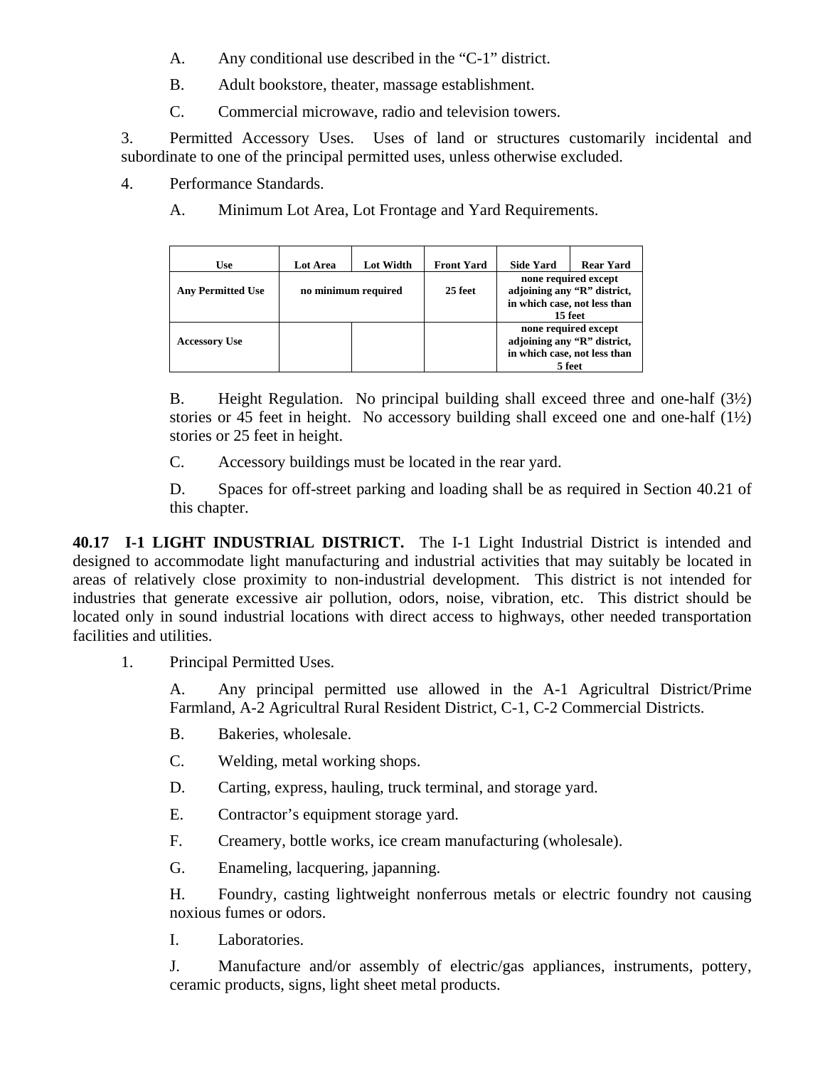A. Any conditional use described in the "C-1" district.

B. Adult bookstore, theater, massage establishment.

C. Commercial microwave, radio and television towers.

3. Permitted Accessory Uses. Uses of land or structures customarily incidental and subordinate to one of the principal permitted uses, unless otherwise excluded.

4. Performance Standards.

A. Minimum Lot Area, Lot Frontage and Yard Requirements.

| Use | Lot Area | Lot Width | Front Yard | Side Yard | Rear Yard |
|---|---|---|---|---|---|
| **Any Permitted Use** | **no minimum required** | | **25 feet** | **none required except adjoining any "R" district, in which case, not less than 15 feet** | |
| **Accessory Use** | | | | **none required except adjoining any "R" district, in which case, not less than 5 feet** | |

B. Height Regulation. No principal building shall exceed three and one-half (3½) stories or 45 feet in height. No accessory building shall exceed one and one-half (1½) stories or 25 feet in height.

C. Accessory buildings must be located in the rear yard.

D. Spaces for off-street parking and loading shall be as required in Section 40.21 of this chapter.

**40.17 I-1 LIGHT INDUSTRIAL DISTRICT.** The I-1 Light Industrial District is intended and designed to accommodate light manufacturing and industrial activities that may suitably be located in areas of relatively close proximity to non-industrial development. This district is not intended for industries that generate excessive air pollution, odors, noise, vibration, etc. This district should be located only in sound industrial locations with direct access to highways, other needed transportation facilities and utilities.

1. Principal Permitted Uses.

A. Any principal permitted use allowed in the A-1 Agricultral District/Prime Farmland, A-2 Agricultral Rural Resident District, C-1, C-2 Commercial Districts.

B. Bakeries, wholesale.

C. Welding, metal working shops.

D. Carting, express, hauling, truck terminal, and storage yard.

E. Contractor's equipment storage yard.

F. Creamery, bottle works, ice cream manufacturing (wholesale).

G. Enameling, lacquering, japanning.

H. Foundry, casting lightweight nonferrous metals or electric foundry not causing noxious fumes or odors.

I. Laboratories.

J. Manufacture and/or assembly of electric/gas appliances, instruments, pottery, ceramic products, signs, light sheet metal products.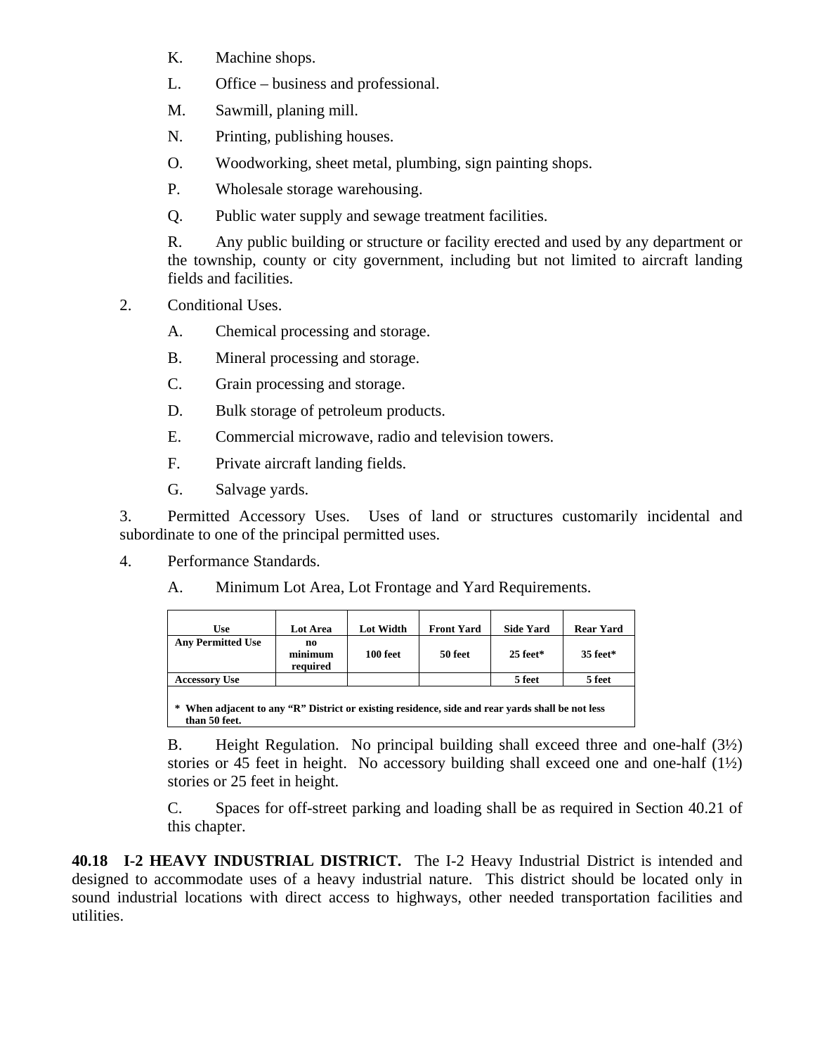K. Machine shops.

L. Office – business and professional.

M. Sawmill, planing mill.

N. Printing, publishing houses.

O. Woodworking, sheet metal, plumbing, sign painting shops.

P. Wholesale storage warehousing.

Q. Public water supply and sewage treatment facilities.

R. Any public building or structure or facility erected and used by any department or the township, county or city government, including but not limited to aircraft landing fields and facilities.

2. Conditional Uses.

A. Chemical processing and storage.

B. Mineral processing and storage.

C. Grain processing and storage.

D. Bulk storage of petroleum products.

E. Commercial microwave, radio and television towers.

F. Private aircraft landing fields.

G. Salvage yards.

3. Permitted Accessory Uses. Uses of land or structures customarily incidental and subordinate to one of the principal permitted uses.

4. Performance Standards.

A. Minimum Lot Area, Lot Frontage and Yard Requirements.

| Use | Lot Area | Lot Width | Front Yard | Side Yard | Rear Yard |
|---|---|---|---|---|---|
| Any Permitted Use | no minimum required | 100 feet | 50 feet | 25 feet* | 35 feet* |
| Accessory Use | | | | 5 feet | 5 feet |

\* When adjacent to any "R" District or existing residence, side and rear yards shall be not less than 50 feet.

B. Height Regulation. No principal building shall exceed three and one-half (3½) stories or 45 feet in height. No accessory building shall exceed one and one-half (1½) stories or 25 feet in height.

C. Spaces for off-street parking and loading shall be as required in Section 40.21 of this chapter.

**40.18 I-2 HEAVY INDUSTRIAL DISTRICT.** The I-2 Heavy Industrial District is intended and designed to accommodate uses of a heavy industrial nature. This district should be located only in sound industrial locations with direct access to highways, other needed transportation facilities and utilities.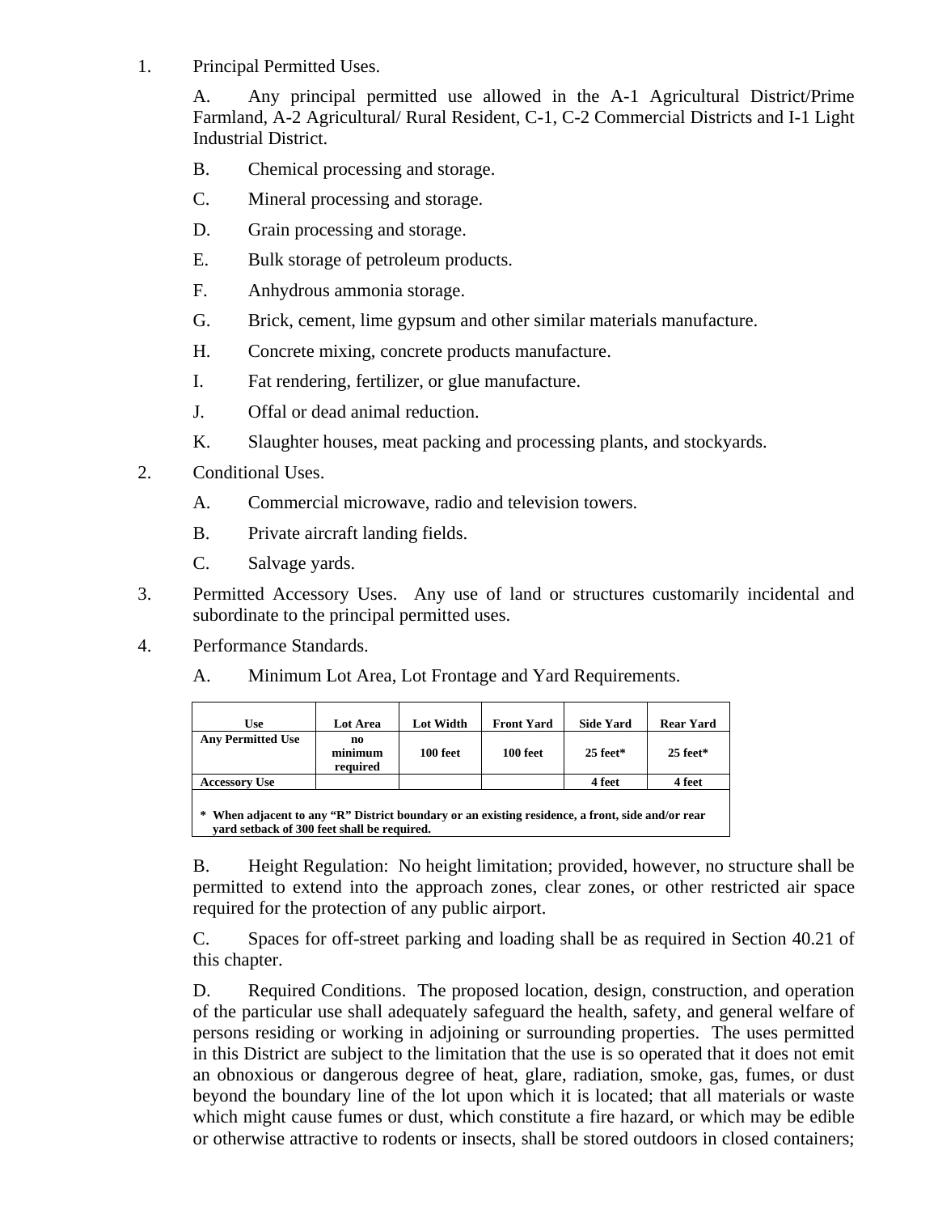1. Principal Permitted Uses.

   A. Any principal permitted use allowed in the A-1 Agricultural District/Prime Farmland, A-2 Agricultural/ Rural Resident, C-1, C-2 Commercial Districts and I-1 Light Industrial District.

   B. Chemical processing and storage.

   C. Mineral processing and storage.

   D. Grain processing and storage.

   E. Bulk storage of petroleum products.

   F. Anhydrous ammonia storage.

   G. Brick, cement, lime gypsum and other similar materials manufacture.

   H. Concrete mixing, concrete products manufacture.

   I. Fat rendering, fertilizer, or glue manufacture.

   J. Offal or dead animal reduction.

   K. Slaughter houses, meat packing and processing plants, and stockyards.

2. Conditional Uses.

   A. Commercial microwave, radio and television towers.

   B. Private aircraft landing fields.

   C. Salvage yards.

3. Permitted Accessory Uses. Any use of land or structures customarily incidental and subordinate to the principal permitted uses.

4. Performance Standards.

   A. Minimum Lot Area, Lot Frontage and Yard Requirements.

| Use | Lot Area | Lot Width | Front Yard | Side Yard | Rear Yard |
|---|---|---|---|---|---|
| Any Permitted Use | no minimum required | 100 feet | 100 feet | 25 feet* | 25 feet* |
| Accessory Use | | | | 4 feet | 4 feet |

\* When adjacent to any "R" District boundary or an existing residence, a front, side and/or rear yard setback of 300 feet shall be required.

   B. Height Regulation: No height limitation; provided, however, no structure shall be permitted to extend into the approach zones, clear zones, or other restricted air space required for the protection of any public airport.

   C. Spaces for off-street parking and loading shall be as required in Section 40.21 of this chapter.

   D. Required Conditions. The proposed location, design, construction, and operation of the particular use shall adequately safeguard the health, safety, and general welfare of persons residing or working in adjoining or surrounding properties. The uses permitted in this District are subject to the limitation that the use is so operated that it does not emit an obnoxious or dangerous degree of heat, glare, radiation, smoke, gas, fumes, or dust beyond the boundary line of the lot upon which it is located; that all materials or waste which might cause fumes or dust, which constitute a fire hazard, or which may be edible or otherwise attractive to rodents or insects, shall be stored outdoors in closed containers;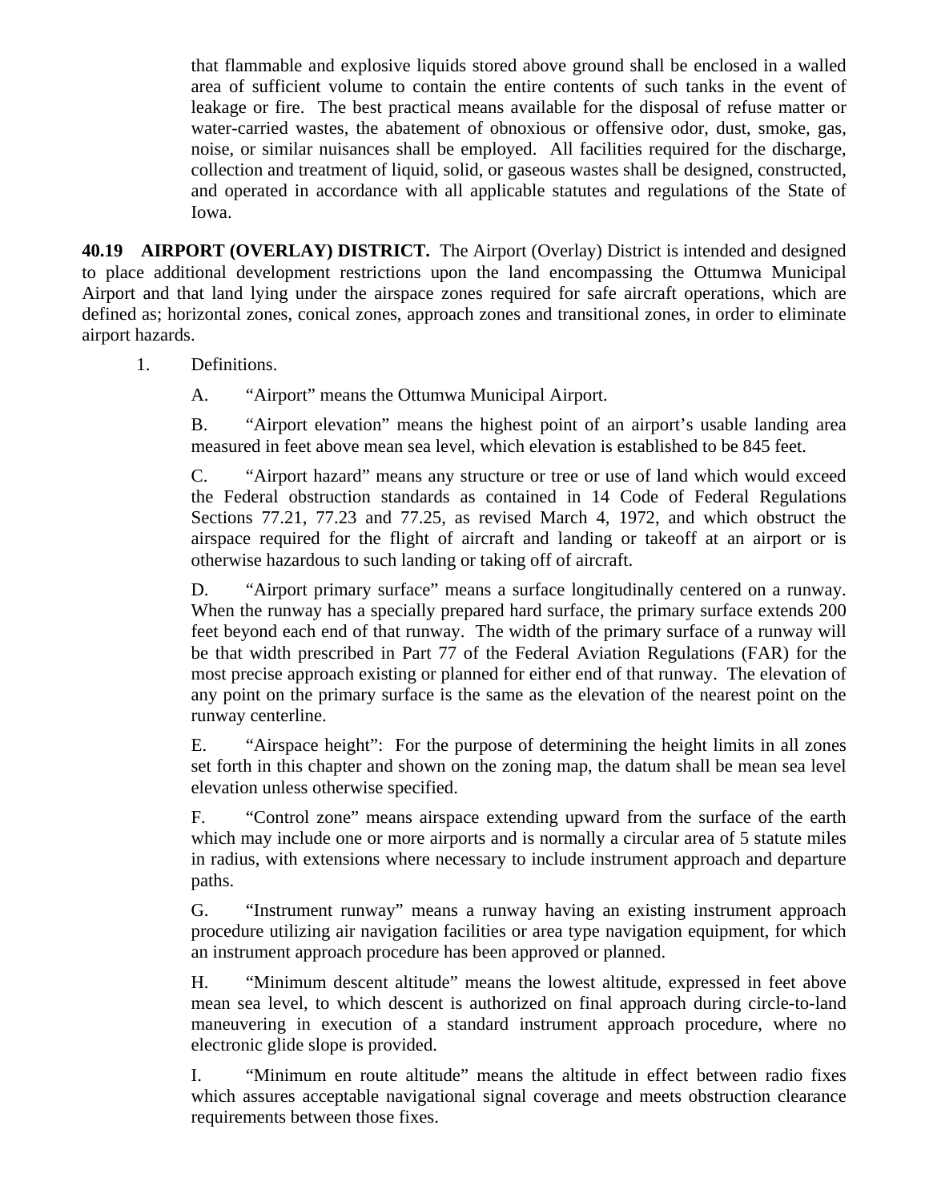that flammable and explosive liquids stored above ground shall be enclosed in a walled area of sufficient volume to contain the entire contents of such tanks in the event of leakage or fire. The best practical means available for the disposal of refuse matter or water-carried wastes, the abatement of obnoxious or offensive odor, dust, smoke, gas, noise, or similar nuisances shall be employed. All facilities required for the discharge, collection and treatment of liquid, solid, or gaseous wastes shall be designed, constructed, and operated in accordance with all applicable statutes and regulations of the State of Iowa.

**40.19 AIRPORT (OVERLAY) DISTRICT.** The Airport (Overlay) District is intended and designed to place additional development restrictions upon the land encompassing the Ottumwa Municipal Airport and that land lying under the airspace zones required for safe aircraft operations, which are defined as; horizontal zones, conical zones, approach zones and transitional zones, in order to eliminate airport hazards.

1. Definitions.

   A. "Airport" means the Ottumwa Municipal Airport.

   B. "Airport elevation" means the highest point of an airport's usable landing area measured in feet above mean sea level, which elevation is established to be 845 feet.

   C. "Airport hazard" means any structure or tree or use of land which would exceed the Federal obstruction standards as contained in 14 Code of Federal Regulations Sections 77.21, 77.23 and 77.25, as revised March 4, 1972, and which obstruct the airspace required for the flight of aircraft and landing or takeoff at an airport or is otherwise hazardous to such landing or taking off of aircraft.

   D. "Airport primary surface" means a surface longitudinally centered on a runway. When the runway has a specially prepared hard surface, the primary surface extends 200 feet beyond each end of that runway. The width of the primary surface of a runway will be that width prescribed in Part 77 of the Federal Aviation Regulations (FAR) for the most precise approach existing or planned for either end of that runway. The elevation of any point on the primary surface is the same as the elevation of the nearest point on the runway centerline.

   E. "Airspace height": For the purpose of determining the height limits in all zones set forth in this chapter and shown on the zoning map, the datum shall be mean sea level elevation unless otherwise specified.

   F. "Control zone" means airspace extending upward from the surface of the earth which may include one or more airports and is normally a circular area of 5 statute miles in radius, with extensions where necessary to include instrument approach and departure paths.

   G. "Instrument runway" means a runway having an existing instrument approach procedure utilizing air navigation facilities or area type navigation equipment, for which an instrument approach procedure has been approved or planned.

   H. "Minimum descent altitude" means the lowest altitude, expressed in feet above mean sea level, to which descent is authorized on final approach during circle-to-land maneuvering in execution of a standard instrument approach procedure, where no electronic glide slope is provided.

   I. "Minimum en route altitude" means the altitude in effect between radio fixes which assures acceptable navigational signal coverage and meets obstruction clearance requirements between those fixes.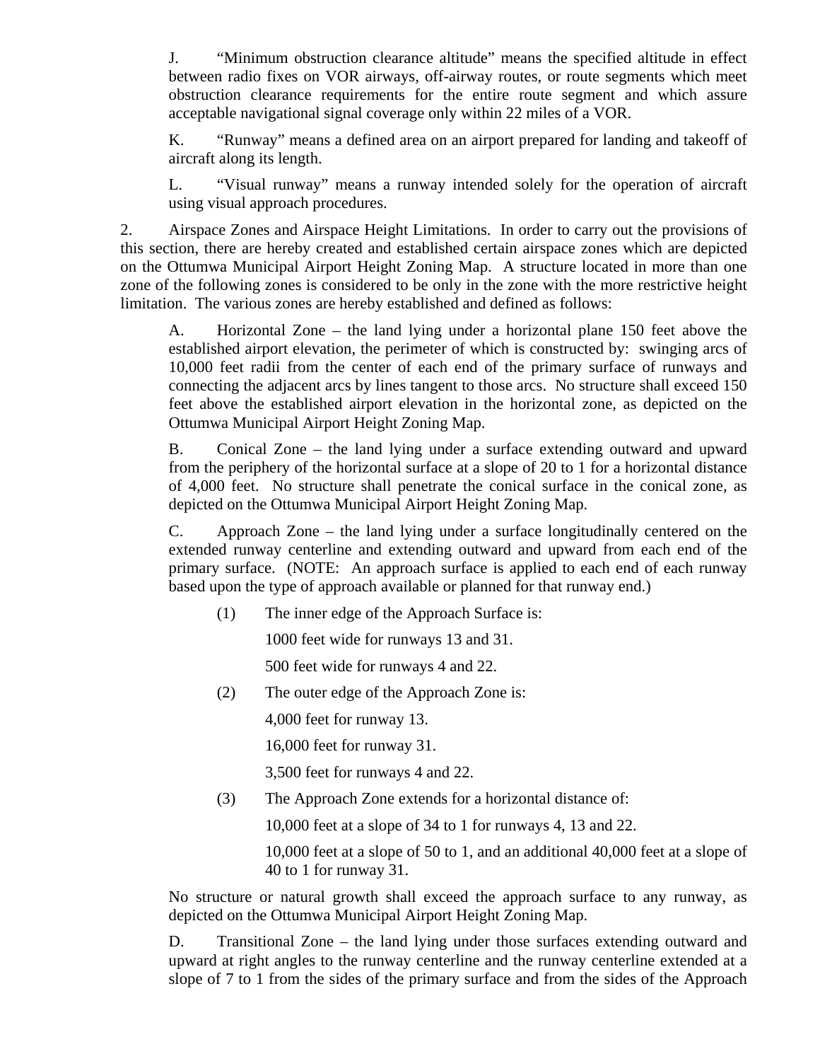J. “Minimum obstruction clearance altitude” means the specified altitude in effect between radio fixes on VOR airways, off-airway routes, or route segments which meet obstruction clearance requirements for the entire route segment and which assure acceptable navigational signal coverage only within 22 miles of a VOR.

K. “Runway” means a defined area on an airport prepared for landing and takeoff of aircraft along its length.

L. “Visual runway” means a runway intended solely for the operation of aircraft using visual approach procedures.

2. Airspace Zones and Airspace Height Limitations. In order to carry out the provisions of this section, there are hereby created and established certain airspace zones which are depicted on the Ottumwa Municipal Airport Height Zoning Map. A structure located in more than one zone of the following zones is considered to be only in the zone with the more restrictive height limitation. The various zones are hereby established and defined as follows:

A. Horizontal Zone – the land lying under a horizontal plane 150 feet above the established airport elevation, the perimeter of which is constructed by: swinging arcs of 10,000 feet radii from the center of each end of the primary surface of runways and connecting the adjacent arcs by lines tangent to those arcs. No structure shall exceed 150 feet above the established airport elevation in the horizontal zone, as depicted on the Ottumwa Municipal Airport Height Zoning Map.

B. Conical Zone – the land lying under a surface extending outward and upward from the periphery of the horizontal surface at a slope of 20 to 1 for a horizontal distance of 4,000 feet. No structure shall penetrate the conical surface in the conical zone, as depicted on the Ottumwa Municipal Airport Height Zoning Map.

C. Approach Zone – the land lying under a surface longitudinally centered on the extended runway centerline and extending outward and upward from each end of the primary surface. (NOTE: An approach surface is applied to each end of each runway based upon the type of approach available or planned for that runway end.)

(1) The inner edge of the Approach Surface is:

1000 feet wide for runways 13 and 31.

500 feet wide for runways 4 and 22.

(2) The outer edge of the Approach Zone is:

4,000 feet for runway 13.

16,000 feet for runway 31.

3,500 feet for runways 4 and 22.

(3) The Approach Zone extends for a horizontal distance of:

10,000 feet at a slope of 34 to 1 for runways 4, 13 and 22.

10,000 feet at a slope of 50 to 1, and an additional 40,000 feet at a slope of 40 to 1 for runway 31.

No structure or natural growth shall exceed the approach surface to any runway, as depicted on the Ottumwa Municipal Airport Height Zoning Map.

D. Transitional Zone – the land lying under those surfaces extending outward and upward at right angles to the runway centerline and the runway centerline extended at a slope of 7 to 1 from the sides of the primary surface and from the sides of the Approach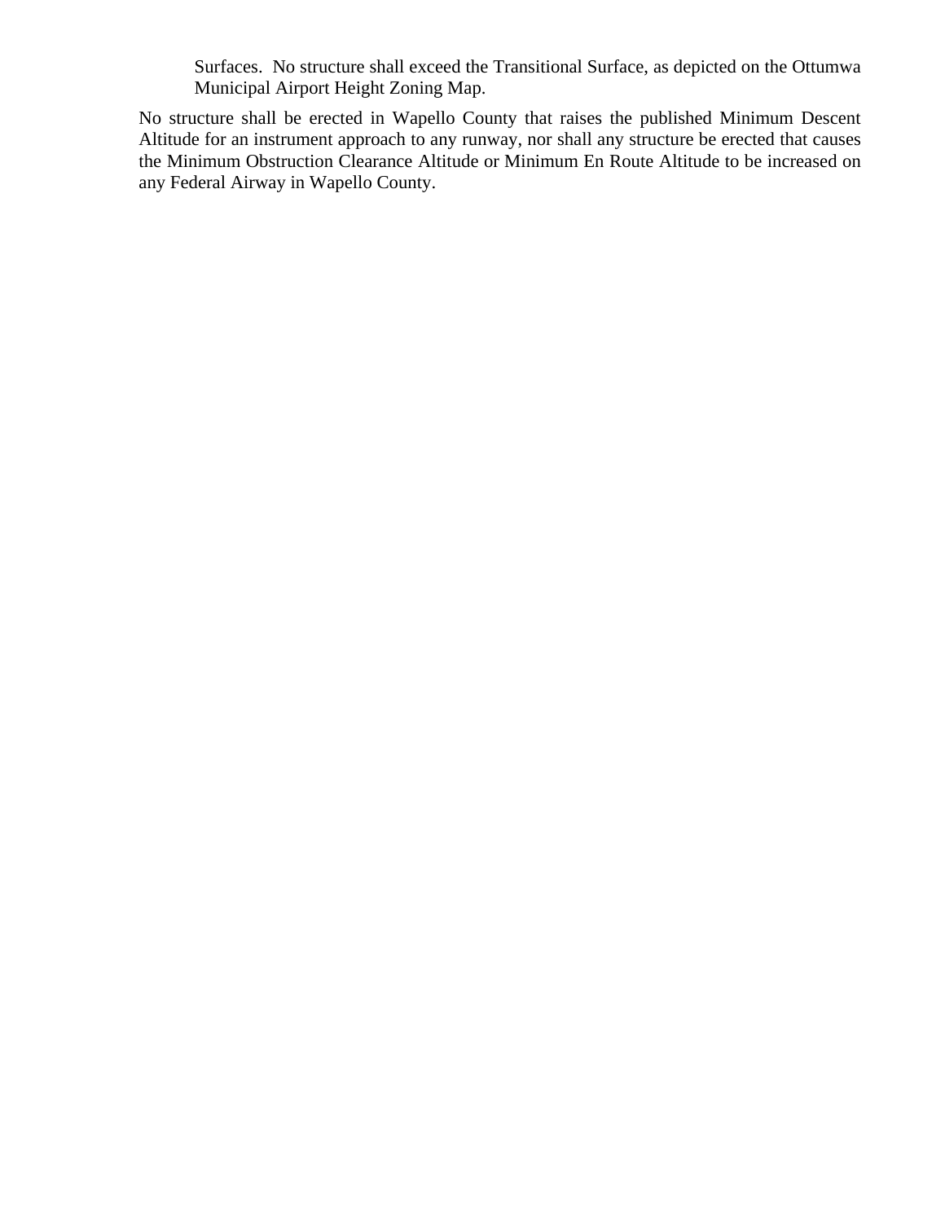Surfaces. No structure shall exceed the Transitional Surface, as depicted on the Ottumwa Municipal Airport Height Zoning Map.

No structure shall be erected in Wapello County that raises the published Minimum Descent Altitude for an instrument approach to any runway, nor shall any structure be erected that causes the Minimum Obstruction Clearance Altitude or Minimum En Route Altitude to be increased on any Federal Airway in Wapello County.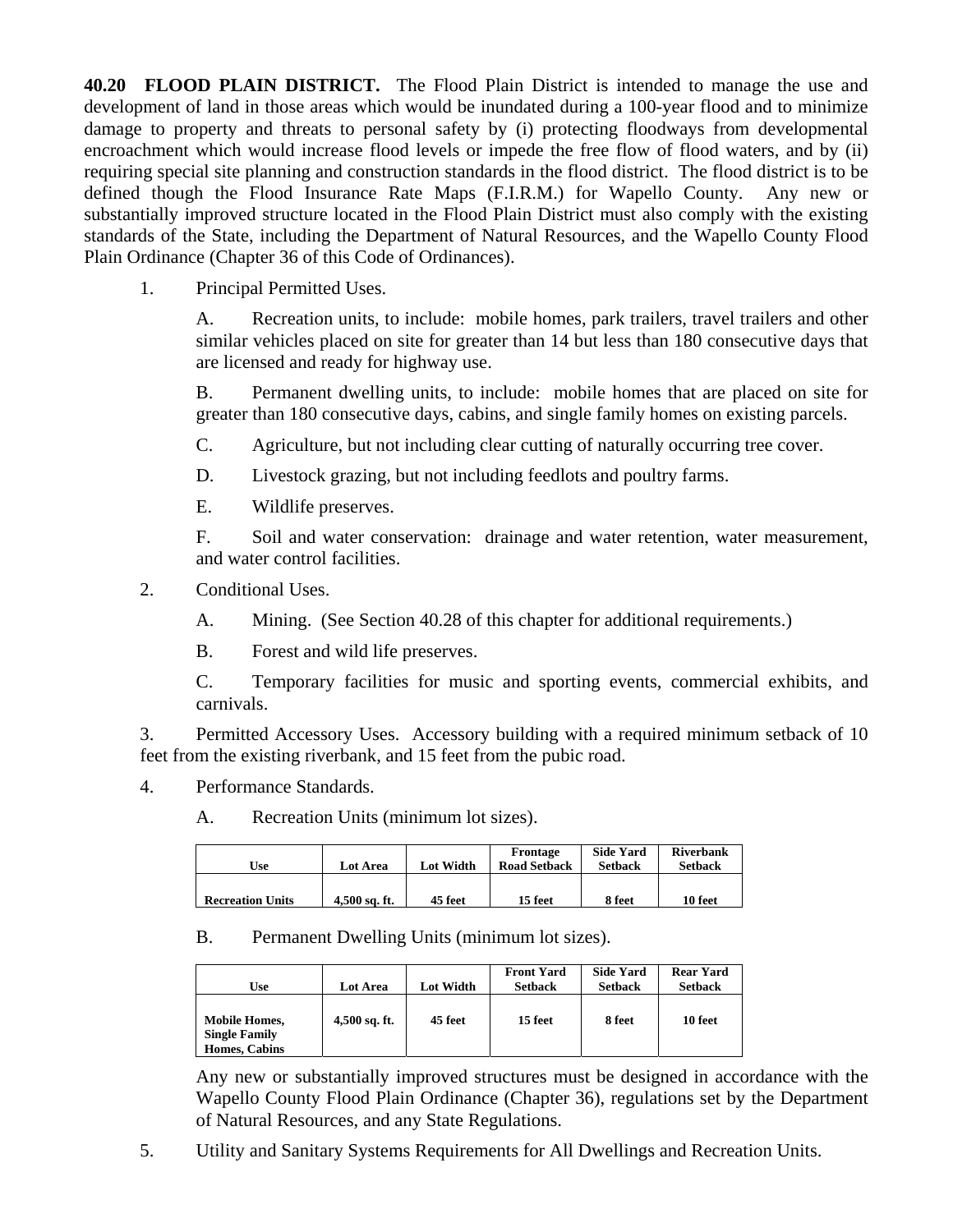**40.20 FLOOD PLAIN DISTRICT.** The Flood Plain District is intended to manage the use and development of land in those areas which would be inundated during a 100-year flood and to minimize damage to property and threats to personal safety by (i) protecting floodways from developmental encroachment which would increase flood levels or impede the free flow of flood waters, and by (ii) requiring special site planning and construction standards in the flood district. The flood district is to be defined though the Flood Insurance Rate Maps (F.I.R.M.) for Wapello County. Any new or substantially improved structure located in the Flood Plain District must also comply with the existing standards of the State, including the Department of Natural Resources, and the Wapello County Flood Plain Ordinance (Chapter 36 of this Code of Ordinances).

1. Principal Permitted Uses.

   A. Recreation units, to include: mobile homes, park trailers, travel trailers and other similar vehicles placed on site for greater than 14 but less than 180 consecutive days that are licensed and ready for highway use.

   B. Permanent dwelling units, to include: mobile homes that are placed on site for greater than 180 consecutive days, cabins, and single family homes on existing parcels.

   C. Agriculture, but not including clear cutting of naturally occurring tree cover.

   D. Livestock grazing, but not including feedlots and poultry farms.

   E. Wildlife preserves.

   F. Soil and water conservation: drainage and water retention, water measurement, and water control facilities.

2. Conditional Uses.

   A. Mining. (See Section 40.28 of this chapter for additional requirements.)

   B. Forest and wild life preserves.

   C. Temporary facilities for music and sporting events, commercial exhibits, and carnivals.

3. Permitted Accessory Uses. Accessory building with a required minimum setback of 10 feet from the existing riverbank, and 15 feet from the pubic road.

4. Performance Standards.

   A. Recreation Units (minimum lot sizes).

| Use | Lot Area | Lot Width | Frontage Road Setback | Side Yard Setback | Riverbank Setback |
|---|---|---|---|---|---|
| **Recreation Units** | **4,500 sq. ft.** | **45 feet** | **15 feet** | **8 feet** | **10 feet** |

   B. Permanent Dwelling Units (minimum lot sizes).

| Use | Lot Area | Lot Width | Front Yard Setback | Side Yard Setback | Rear Yard Setback |
|---|---|---|---|---|---|
| **Mobile Homes, Single Family Homes, Cabins** | **4,500 sq. ft.** | **45 feet** | **15 feet** | **8 feet** | **10 feet** |

   Any new or substantially improved structures must be designed in accordance with the Wapello County Flood Plain Ordinance (Chapter 36), regulations set by the Department of Natural Resources, and any State Regulations.

5. Utility and Sanitary Systems Requirements for All Dwellings and Recreation Units.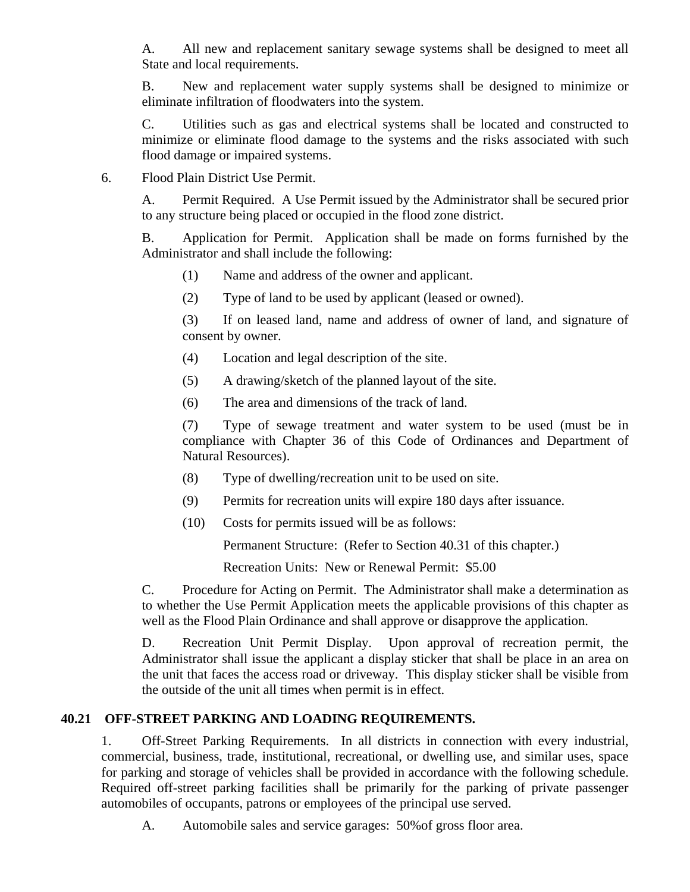A. All new and replacement sanitary sewage systems shall be designed to meet all State and local requirements.

B. New and replacement water supply systems shall be designed to minimize or eliminate infiltration of floodwaters into the system.

C. Utilities such as gas and electrical systems shall be located and constructed to minimize or eliminate flood damage to the systems and the risks associated with such flood damage or impaired systems.

6. Flood Plain District Use Permit.

A. Permit Required. A Use Permit issued by the Administrator shall be secured prior to any structure being placed or occupied in the flood zone district.

B. Application for Permit. Application shall be made on forms furnished by the Administrator and shall include the following:

(1) Name and address of the owner and applicant.

(2) Type of land to be used by applicant (leased or owned).

(3) If on leased land, name and address of owner of land, and signature of consent by owner.

(4) Location and legal description of the site.

(5) A drawing/sketch of the planned layout of the site.

(6) The area and dimensions of the track of land.

(7) Type of sewage treatment and water system to be used (must be in compliance with Chapter 36 of this Code of Ordinances and Department of Natural Resources).

(8) Type of dwelling/recreation unit to be used on site.

(9) Permits for recreation units will expire 180 days after issuance.

(10) Costs for permits issued will be as follows:

Permanent Structure: (Refer to Section 40.31 of this chapter.)

Recreation Units: New or Renewal Permit: $5.00

C. Procedure for Acting on Permit. The Administrator shall make a determination as to whether the Use Permit Application meets the applicable provisions of this chapter as well as the Flood Plain Ordinance and shall approve or disapprove the application.

D. Recreation Unit Permit Display. Upon approval of recreation permit, the Administrator shall issue the applicant a display sticker that shall be place in an area on the unit that faces the access road or driveway. This display sticker shall be visible from the outside of the unit all times when permit is in effect.

## 40.21 OFF-STREET PARKING AND LOADING REQUIREMENTS.

1. Off-Street Parking Requirements. In all districts in connection with every industrial, commercial, business, trade, institutional, recreational, or dwelling use, and similar uses, space for parking and storage of vehicles shall be provided in accordance with the following schedule. Required off-street parking facilities shall be primarily for the parking of private passenger automobiles of occupants, patrons or employees of the principal use served.

A. Automobile sales and service garages: 50%of gross floor area.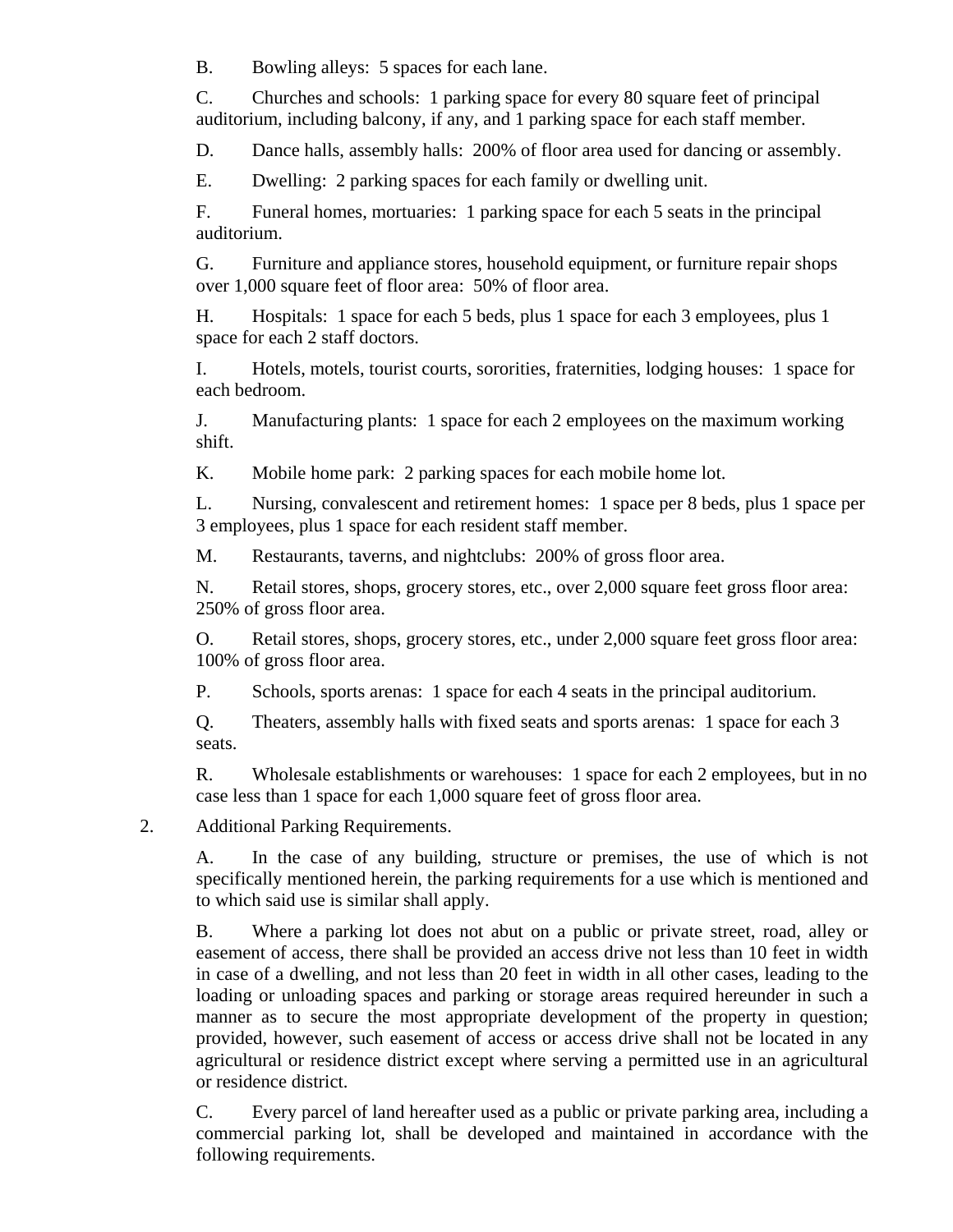B. Bowling alleys: 5 spaces for each lane.

C. Churches and schools: 1 parking space for every 80 square feet of principal auditorium, including balcony, if any, and 1 parking space for each staff member.

D. Dance halls, assembly halls: 200% of floor area used for dancing or assembly.

E. Dwelling: 2 parking spaces for each family or dwelling unit.

F. Funeral homes, mortuaries: 1 parking space for each 5 seats in the principal auditorium.

G. Furniture and appliance stores, household equipment, or furniture repair shops over 1,000 square feet of floor area: 50% of floor area.

H. Hospitals: 1 space for each 5 beds, plus 1 space for each 3 employees, plus 1 space for each 2 staff doctors.

I. Hotels, motels, tourist courts, sororities, fraternities, lodging houses: 1 space for each bedroom.

J. Manufacturing plants: 1 space for each 2 employees on the maximum working shift.

K. Mobile home park: 2 parking spaces for each mobile home lot.

L. Nursing, convalescent and retirement homes: 1 space per 8 beds, plus 1 space per 3 employees, plus 1 space for each resident staff member.

M. Restaurants, taverns, and nightclubs: 200% of gross floor area.

N. Retail stores, shops, grocery stores, etc., over 2,000 square feet gross floor area: 250% of gross floor area.

O. Retail stores, shops, grocery stores, etc., under 2,000 square feet gross floor area: 100% of gross floor area.

P. Schools, sports arenas: 1 space for each 4 seats in the principal auditorium.

Q. Theaters, assembly halls with fixed seats and sports arenas: 1 space for each 3 seats.

R. Wholesale establishments or warehouses: 1 space for each 2 employees, but in no case less than 1 space for each 1,000 square feet of gross floor area.

2. Additional Parking Requirements.

A. In the case of any building, structure or premises, the use of which is not specifically mentioned herein, the parking requirements for a use which is mentioned and to which said use is similar shall apply.

B. Where a parking lot does not abut on a public or private street, road, alley or easement of access, there shall be provided an access drive not less than 10 feet in width in case of a dwelling, and not less than 20 feet in width in all other cases, leading to the loading or unloading spaces and parking or storage areas required hereunder in such a manner as to secure the most appropriate development of the property in question; provided, however, such easement of access or access drive shall not be located in any agricultural or residence district except where serving a permitted use in an agricultural or residence district.

C. Every parcel of land hereafter used as a public or private parking area, including a commercial parking lot, shall be developed and maintained in accordance with the following requirements.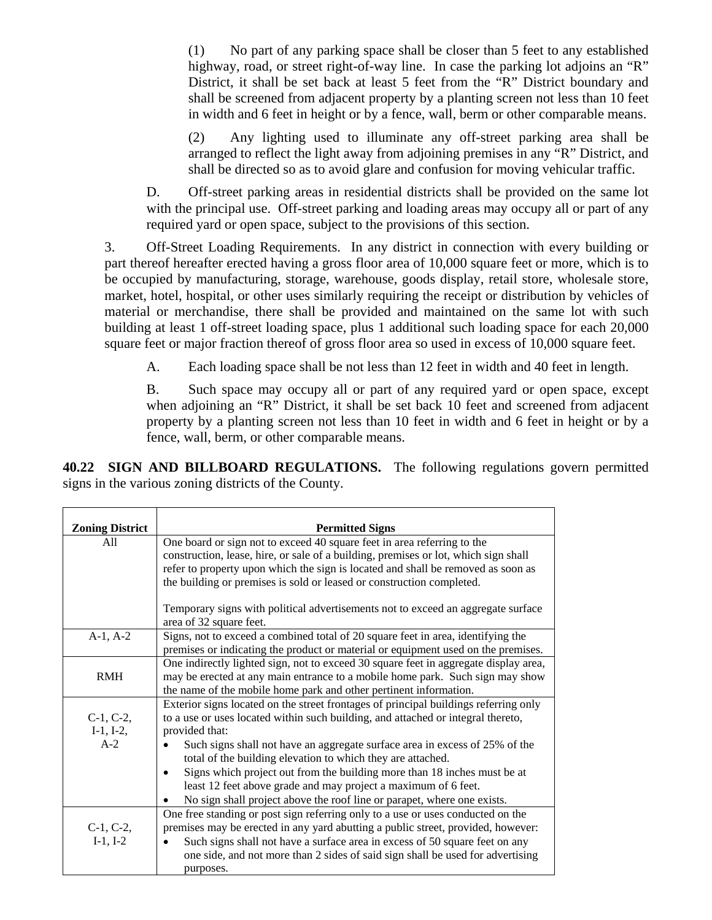(1) No part of any parking space shall be closer than 5 feet to any established highway, road, or street right-of-way line. In case the parking lot adjoins an "R" District, it shall be set back at least 5 feet from the "R" District boundary and shall be screened from adjacent property by a planting screen not less than 10 feet in width and 6 feet in height or by a fence, wall, berm or other comparable means.

(2) Any lighting used to illuminate any off-street parking area shall be arranged to reflect the light away from adjoining premises in any "R" District, and shall be directed so as to avoid glare and confusion for moving vehicular traffic.

D. Off-street parking areas in residential districts shall be provided on the same lot with the principal use. Off-street parking and loading areas may occupy all or part of any required yard or open space, subject to the provisions of this section.

3. Off-Street Loading Requirements. In any district in connection with every building or part thereof hereafter erected having a gross floor area of 10,000 square feet or more, which is to be occupied by manufacturing, storage, warehouse, goods display, retail store, wholesale store, market, hotel, hospital, or other uses similarly requiring the receipt or distribution by vehicles of material or merchandise, there shall be provided and maintained on the same lot with such building at least 1 off-street loading space, plus 1 additional such loading space for each 20,000 square feet or major fraction thereof of gross floor area so used in excess of 10,000 square feet.

A. Each loading space shall be not less than 12 feet in width and 40 feet in length.

B. Such space may occupy all or part of any required yard or open space, except when adjoining an "R" District, it shall be set back 10 feet and screened from adjacent property by a planting screen not less than 10 feet in width and 6 feet in height or by a fence, wall, berm, or other comparable means.

**40.22 SIGN AND BILLBOARD REGULATIONS.** The following regulations govern permitted signs in the various zoning districts of the County.

| Zoning District | Permitted Signs |
|---|---|
| All | One board or sign not to exceed 40 square feet in area referring to the construction, lease, hire, or sale of a building, premises or lot, which sign shall refer to property upon which the sign is located and shall be removed as soon as the building or premises is sold or leased or construction completed.<br><br>Temporary signs with political advertisements not to exceed an aggregate surface area of 32 square feet. |
| A-1, A-2 | Signs, not to exceed a combined total of 20 square feet in area, identifying the premises or indicating the product or material or equipment used on the premises. |
| RMH | One indirectly lighted sign, not to exceed 30 square feet in aggregate display area, may be erected at any main entrance to a mobile home park. Such sign may show the name of the mobile home park and other pertinent information. |
| C-1, C-2, I-1, I-2, A-2 | Exterior signs located on the street frontages of principal buildings referring only to a use or uses located within such building, and attached or integral thereto, provided that:<br>• Such signs shall not have an aggregate surface area in excess of 25% of the total of the building elevation to which they are attached.<br>• Signs which project out from the building more than 18 inches must be at least 12 feet above grade and may project a maximum of 6 feet.<br>• No sign shall project above the roof line or parapet, where one exists. |
| C-1, C-2, I-1, I-2 | One free standing or post sign referring only to a use or uses conducted on the premises may be erected in any yard abutting a public street, provided, however:<br>• Such signs shall not have a surface area in excess of 50 square feet on any one side, and not more than 2 sides of said sign shall be used for advertising purposes. |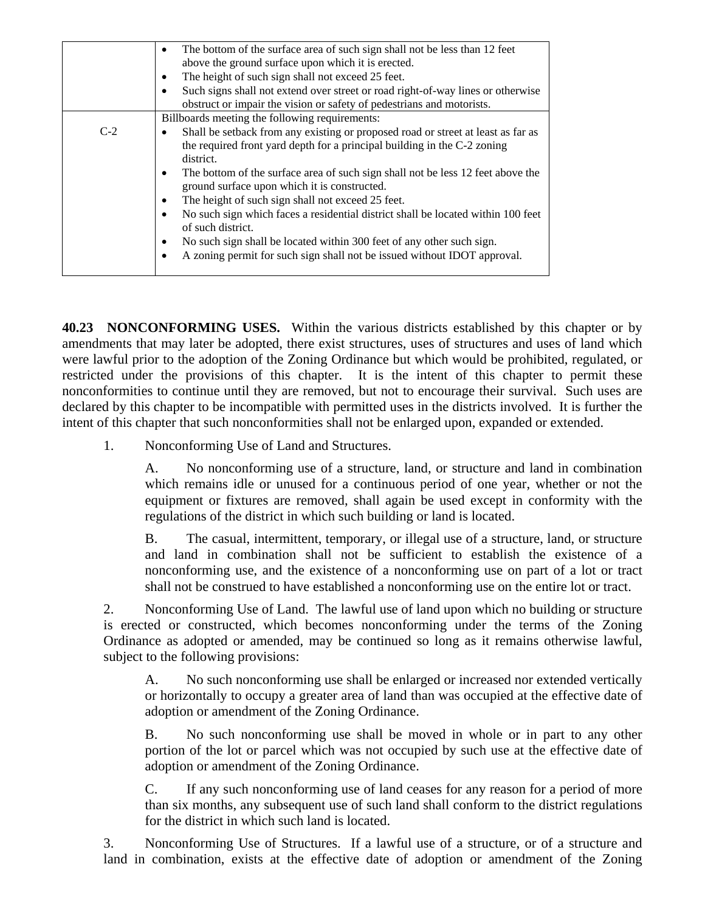| | |
|---|---|
| | • The bottom of the surface area of such sign shall not be less than 12 feet above the ground surface upon which it is erected.<br>• The height of such sign shall not exceed 25 feet.<br>• Such signs shall not extend over street or road right-of-way lines or otherwise obstruct or impair the vision or safety of pedestrians and motorists. |
| C-2 | Billboards meeting the following requirements:<br>• Shall be setback from any existing or proposed road or street at least as far as the required front yard depth for a principal building in the C-2 zoning district.<br>• The bottom of the surface area of such sign shall not be less 12 feet above the ground surface upon which it is constructed.<br>• The height of such sign shall not exceed 25 feet.<br>• No such sign which faces a residential district shall be located within 100 feet of such district.<br>• No such sign shall be located within 300 feet of any other such sign.<br>• A zoning permit for such sign shall not be issued without IDOT approval. |

**40.23 NONCONFORMING USES.** Within the various districts established by this chapter or by amendments that may later be adopted, there exist structures, uses of structures and uses of land which were lawful prior to the adoption of the Zoning Ordinance but which would be prohibited, regulated, or restricted under the provisions of this chapter. It is the intent of this chapter to permit these nonconformities to continue until they are removed, but not to encourage their survival. Such uses are declared by this chapter to be incompatible with permitted uses in the districts involved. It is further the intent of this chapter that such nonconformities shall not be enlarged upon, expanded or extended.

1. Nonconforming Use of Land and Structures.

   A. No nonconforming use of a structure, land, or structure and land in combination which remains idle or unused for a continuous period of one year, whether or not the equipment or fixtures are removed, shall again be used except in conformity with the regulations of the district in which such building or land is located.

   B. The casual, intermittent, temporary, or illegal use of a structure, land, or structure and land in combination shall not be sufficient to establish the existence of a nonconforming use, and the existence of a nonconforming use on part of a lot or tract shall not be construed to have established a nonconforming use on the entire lot or tract.

2. Nonconforming Use of Land. The lawful use of land upon which no building or structure is erected or constructed, which becomes nonconforming under the terms of the Zoning Ordinance as adopted or amended, may be continued so long as it remains otherwise lawful, subject to the following provisions:

   A. No such nonconforming use shall be enlarged or increased nor extended vertically or horizontally to occupy a greater area of land than was occupied at the effective date of adoption or amendment of the Zoning Ordinance.

   B. No such nonconforming use shall be moved in whole or in part to any other portion of the lot or parcel which was not occupied by such use at the effective date of adoption or amendment of the Zoning Ordinance.

   C. If any such nonconforming use of land ceases for any reason for a period of more than six months, any subsequent use of such land shall conform to the district regulations for the district in which such land is located.

3. Nonconforming Use of Structures. If a lawful use of a structure, or of a structure and land in combination, exists at the effective date of adoption or amendment of the Zoning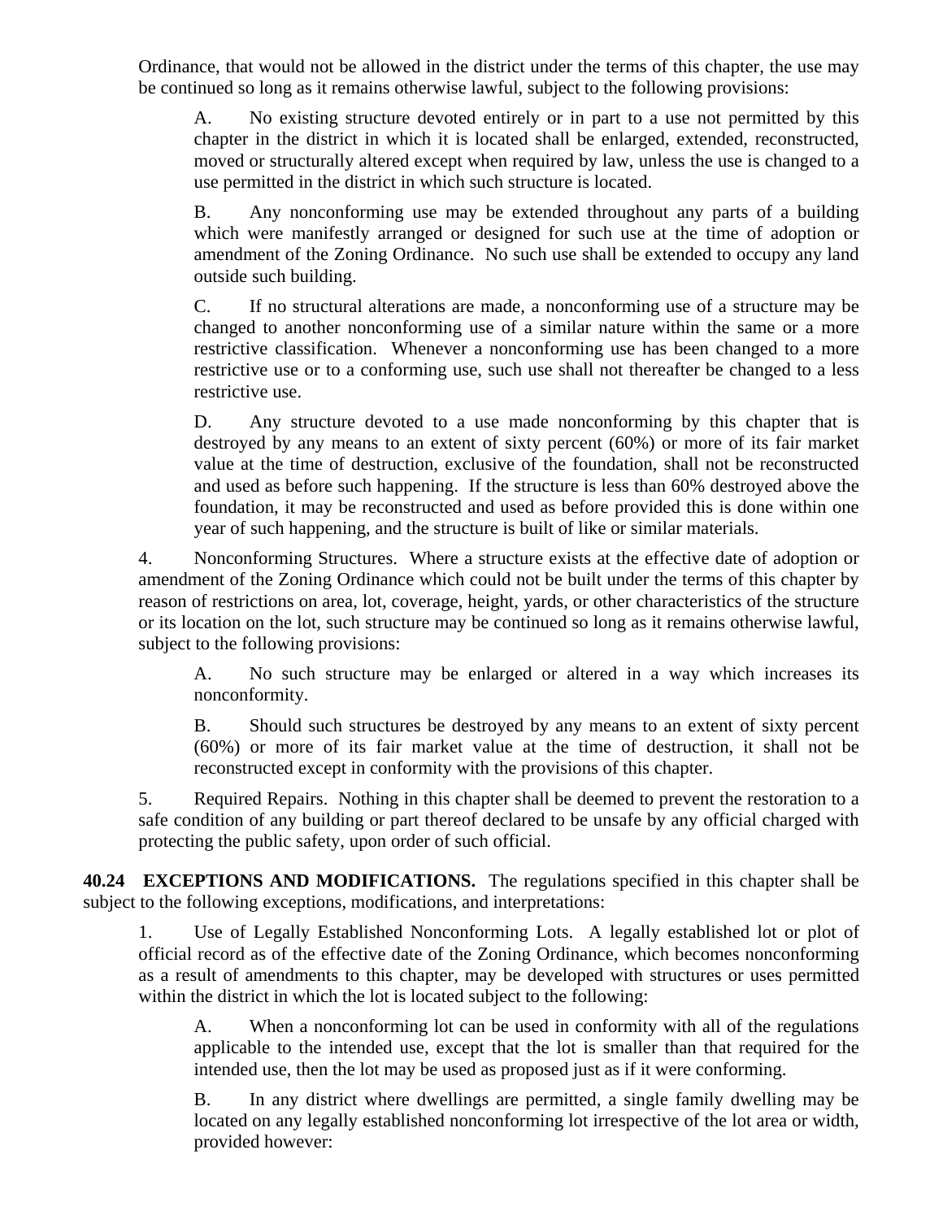Ordinance, that would not be allowed in the district under the terms of this chapter, the use may be continued so long as it remains otherwise lawful, subject to the following provisions:

A. No existing structure devoted entirely or in part to a use not permitted by this chapter in the district in which it is located shall be enlarged, extended, reconstructed, moved or structurally altered except when required by law, unless the use is changed to a use permitted in the district in which such structure is located.

B. Any nonconforming use may be extended throughout any parts of a building which were manifestly arranged or designed for such use at the time of adoption or amendment of the Zoning Ordinance. No such use shall be extended to occupy any land outside such building.

C. If no structural alterations are made, a nonconforming use of a structure may be changed to another nonconforming use of a similar nature within the same or a more restrictive classification. Whenever a nonconforming use has been changed to a more restrictive use or to a conforming use, such use shall not thereafter be changed to a less restrictive use.

D. Any structure devoted to a use made nonconforming by this chapter that is destroyed by any means to an extent of sixty percent (60%) or more of its fair market value at the time of destruction, exclusive of the foundation, shall not be reconstructed and used as before such happening. If the structure is less than 60% destroyed above the foundation, it may be reconstructed and used as before provided this is done within one year of such happening, and the structure is built of like or similar materials.

4. Nonconforming Structures. Where a structure exists at the effective date of adoption or amendment of the Zoning Ordinance which could not be built under the terms of this chapter by reason of restrictions on area, lot, coverage, height, yards, or other characteristics of the structure or its location on the lot, such structure may be continued so long as it remains otherwise lawful, subject to the following provisions:

A. No such structure may be enlarged or altered in a way which increases its nonconformity.

B. Should such structures be destroyed by any means to an extent of sixty percent (60%) or more of its fair market value at the time of destruction, it shall not be reconstructed except in conformity with the provisions of this chapter.

5. Required Repairs. Nothing in this chapter shall be deemed to prevent the restoration to a safe condition of any building or part thereof declared to be unsafe by any official charged with protecting the public safety, upon order of such official.

**40.24 EXCEPTIONS AND MODIFICATIONS.** The regulations specified in this chapter shall be subject to the following exceptions, modifications, and interpretations:

1. Use of Legally Established Nonconforming Lots. A legally established lot or plot of official record as of the effective date of the Zoning Ordinance, which becomes nonconforming as a result of amendments to this chapter, may be developed with structures or uses permitted within the district in which the lot is located subject to the following:

A. When a nonconforming lot can be used in conformity with all of the regulations applicable to the intended use, except that the lot is smaller than that required for the intended use, then the lot may be used as proposed just as if it were conforming.

B. In any district where dwellings are permitted, a single family dwelling may be located on any legally established nonconforming lot irrespective of the lot area or width, provided however: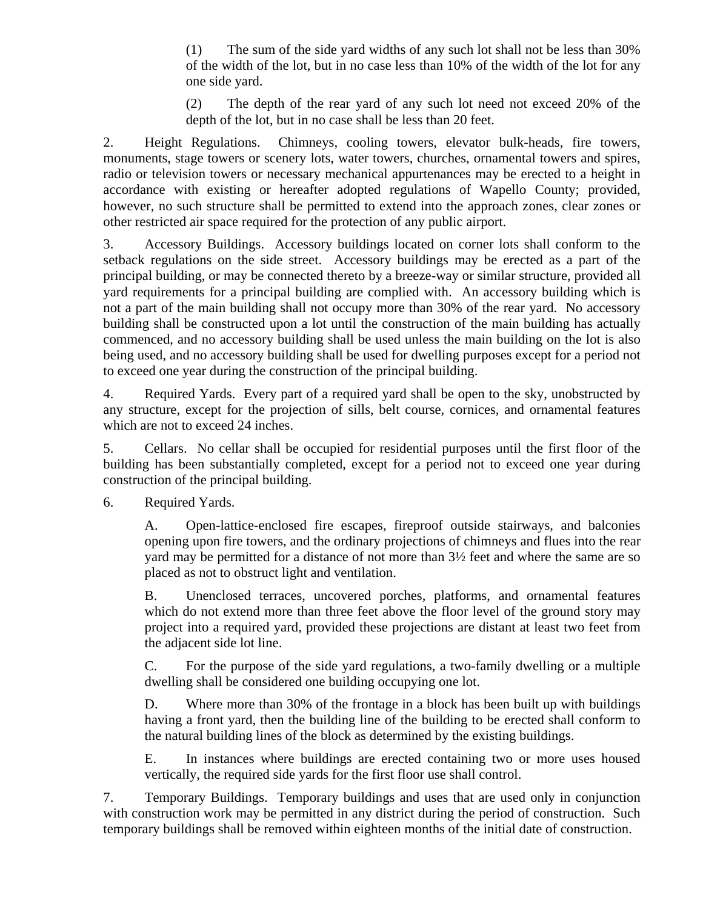(1) The sum of the side yard widths of any such lot shall not be less than 30% of the width of the lot, but in no case less than 10% of the width of the lot for any one side yard.

(2) The depth of the rear yard of any such lot need not exceed 20% of the depth of the lot, but in no case shall be less than 20 feet.

2. Height Regulations. Chimneys, cooling towers, elevator bulk-heads, fire towers, monuments, stage towers or scenery lots, water towers, churches, ornamental towers and spires, radio or television towers or necessary mechanical appurtenances may be erected to a height in accordance with existing or hereafter adopted regulations of Wapello County; provided, however, no such structure shall be permitted to extend into the approach zones, clear zones or other restricted air space required for the protection of any public airport.

3. Accessory Buildings. Accessory buildings located on corner lots shall conform to the setback regulations on the side street. Accessory buildings may be erected as a part of the principal building, or may be connected thereto by a breeze-way or similar structure, provided all yard requirements for a principal building are complied with. An accessory building which is not a part of the main building shall not occupy more than 30% of the rear yard. No accessory building shall be constructed upon a lot until the construction of the main building has actually commenced, and no accessory building shall be used unless the main building on the lot is also being used, and no accessory building shall be used for dwelling purposes except for a period not to exceed one year during the construction of the principal building.

4. Required Yards. Every part of a required yard shall be open to the sky, unobstructed by any structure, except for the projection of sills, belt course, cornices, and ornamental features which are not to exceed 24 inches.

5. Cellars. No cellar shall be occupied for residential purposes until the first floor of the building has been substantially completed, except for a period not to exceed one year during construction of the principal building.

6. Required Yards.

A. Open-lattice-enclosed fire escapes, fireproof outside stairways, and balconies opening upon fire towers, and the ordinary projections of chimneys and flues into the rear yard may be permitted for a distance of not more than 3½ feet and where the same are so placed as not to obstruct light and ventilation.

B. Unenclosed terraces, uncovered porches, platforms, and ornamental features which do not extend more than three feet above the floor level of the ground story may project into a required yard, provided these projections are distant at least two feet from the adjacent side lot line.

C. For the purpose of the side yard regulations, a two-family dwelling or a multiple dwelling shall be considered one building occupying one lot.

D. Where more than 30% of the frontage in a block has been built up with buildings having a front yard, then the building line of the building to be erected shall conform to the natural building lines of the block as determined by the existing buildings.

E. In instances where buildings are erected containing two or more uses housed vertically, the required side yards for the first floor use shall control.

7. Temporary Buildings. Temporary buildings and uses that are used only in conjunction with construction work may be permitted in any district during the period of construction. Such temporary buildings shall be removed within eighteen months of the initial date of construction.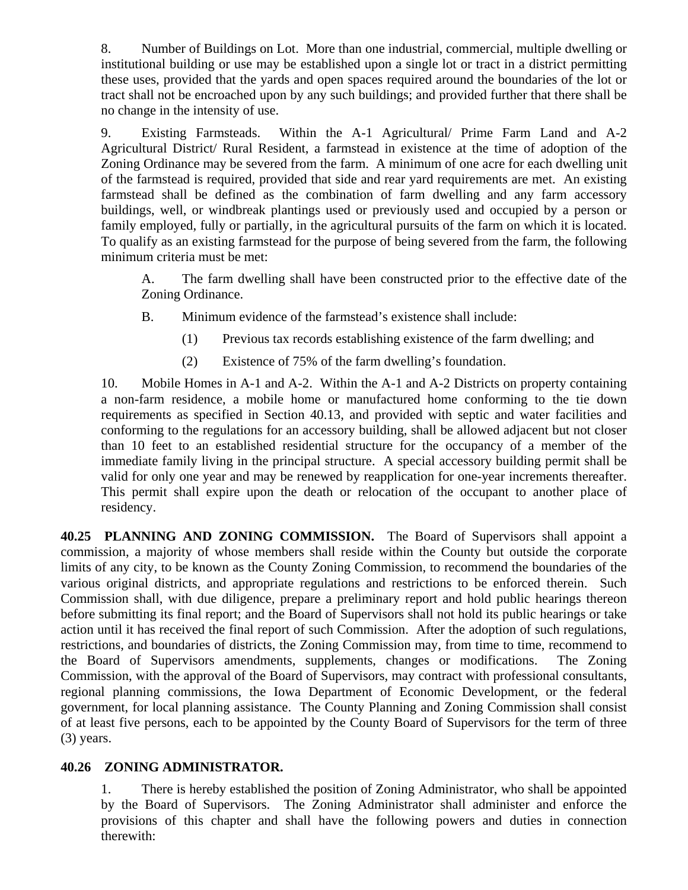8. Number of Buildings on Lot. More than one industrial, commercial, multiple dwelling or institutional building or use may be established upon a single lot or tract in a district permitting these uses, provided that the yards and open spaces required around the boundaries of the lot or tract shall not be encroached upon by any such buildings; and provided further that there shall be no change in the intensity of use.

9. Existing Farmsteads. Within the A-1 Agricultural/ Prime Farm Land and A-2 Agricultural District/ Rural Resident, a farmstead in existence at the time of adoption of the Zoning Ordinance may be severed from the farm. A minimum of one acre for each dwelling unit of the farmstead is required, provided that side and rear yard requirements are met. An existing farmstead shall be defined as the combination of farm dwelling and any farm accessory buildings, well, or windbreak plantings used or previously used and occupied by a person or family employed, fully or partially, in the agricultural pursuits of the farm on which it is located. To qualify as an existing farmstead for the purpose of being severed from the farm, the following minimum criteria must be met:

   A. The farm dwelling shall have been constructed prior to the effective date of the Zoning Ordinance.

   B. Minimum evidence of the farmstead's existence shall include:

      (1) Previous tax records establishing existence of the farm dwelling; and

      (2) Existence of 75% of the farm dwelling's foundation.

10. Mobile Homes in A-1 and A-2. Within the A-1 and A-2 Districts on property containing a non-farm residence, a mobile home or manufactured home conforming to the tie down requirements as specified in Section 40.13, and provided with septic and water facilities and conforming to the regulations for an accessory building, shall be allowed adjacent but not closer than 10 feet to an established residential structure for the occupancy of a member of the immediate family living in the principal structure. A special accessory building permit shall be valid for only one year and may be renewed by reapplication for one-year increments thereafter. This permit shall expire upon the death or relocation of the occupant to another place of residency.

**40.25 PLANNING AND ZONING COMMISSION.** The Board of Supervisors shall appoint a commission, a majority of whose members shall reside within the County but outside the corporate limits of any city, to be known as the County Zoning Commission, to recommend the boundaries of the various original districts, and appropriate regulations and restrictions to be enforced therein. Such Commission shall, with due diligence, prepare a preliminary report and hold public hearings thereon before submitting its final report; and the Board of Supervisors shall not hold its public hearings or take action until it has received the final report of such Commission. After the adoption of such regulations, restrictions, and boundaries of districts, the Zoning Commission may, from time to time, recommend to the Board of Supervisors amendments, supplements, changes or modifications. The Zoning Commission, with the approval of the Board of Supervisors, may contract with professional consultants, regional planning commissions, the Iowa Department of Economic Development, or the federal government, for local planning assistance. The County Planning and Zoning Commission shall consist of at least five persons, each to be appointed by the County Board of Supervisors for the term of three (3) years.

**40.26 ZONING ADMINISTRATOR.**

1. There is hereby established the position of Zoning Administrator, who shall be appointed by the Board of Supervisors. The Zoning Administrator shall administer and enforce the provisions of this chapter and shall have the following powers and duties in connection therewith: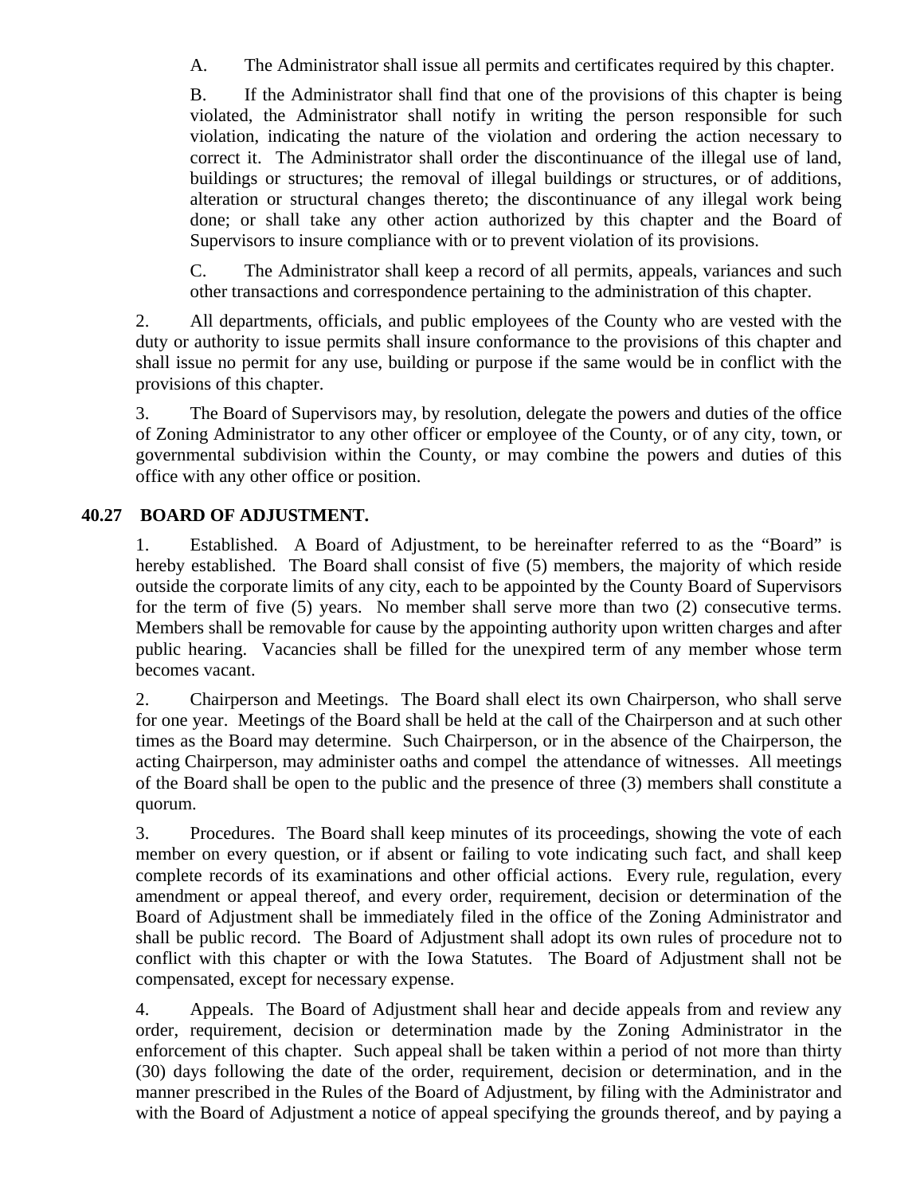A. The Administrator shall issue all permits and certificates required by this chapter.

B. If the Administrator shall find that one of the provisions of this chapter is being violated, the Administrator shall notify in writing the person responsible for such violation, indicating the nature of the violation and ordering the action necessary to correct it. The Administrator shall order the discontinuance of the illegal use of land, buildings or structures; the removal of illegal buildings or structures, or of additions, alteration or structural changes thereto; the discontinuance of any illegal work being done; or shall take any other action authorized by this chapter and the Board of Supervisors to insure compliance with or to prevent violation of its provisions.

C. The Administrator shall keep a record of all permits, appeals, variances and such other transactions and correspondence pertaining to the administration of this chapter.

2. All departments, officials, and public employees of the County who are vested with the duty or authority to issue permits shall insure conformance to the provisions of this chapter and shall issue no permit for any use, building or purpose if the same would be in conflict with the provisions of this chapter.

3. The Board of Supervisors may, by resolution, delegate the powers and duties of the office of Zoning Administrator to any other officer or employee of the County, or of any city, town, or governmental subdivision within the County, or may combine the powers and duties of this office with any other office or position.

**40.27 BOARD OF ADJUSTMENT.**

1. Established. A Board of Adjustment, to be hereinafter referred to as the "Board" is hereby established. The Board shall consist of five (5) members, the majority of which reside outside the corporate limits of any city, each to be appointed by the County Board of Supervisors for the term of five (5) years. No member shall serve more than two (2) consecutive terms. Members shall be removable for cause by the appointing authority upon written charges and after public hearing. Vacancies shall be filled for the unexpired term of any member whose term becomes vacant.

2. Chairperson and Meetings. The Board shall elect its own Chairperson, who shall serve for one year. Meetings of the Board shall be held at the call of the Chairperson and at such other times as the Board may determine. Such Chairperson, or in the absence of the Chairperson, the acting Chairperson, may administer oaths and compel the attendance of witnesses. All meetings of the Board shall be open to the public and the presence of three (3) members shall constitute a quorum.

3. Procedures. The Board shall keep minutes of its proceedings, showing the vote of each member on every question, or if absent or failing to vote indicating such fact, and shall keep complete records of its examinations and other official actions. Every rule, regulation, every amendment or appeal thereof, and every order, requirement, decision or determination of the Board of Adjustment shall be immediately filed in the office of the Zoning Administrator and shall be public record. The Board of Adjustment shall adopt its own rules of procedure not to conflict with this chapter or with the Iowa Statutes. The Board of Adjustment shall not be compensated, except for necessary expense.

4. Appeals. The Board of Adjustment shall hear and decide appeals from and review any order, requirement, decision or determination made by the Zoning Administrator in the enforcement of this chapter. Such appeal shall be taken within a period of not more than thirty (30) days following the date of the order, requirement, decision or determination, and in the manner prescribed in the Rules of the Board of Adjustment, by filing with the Administrator and with the Board of Adjustment a notice of appeal specifying the grounds thereof, and by paying a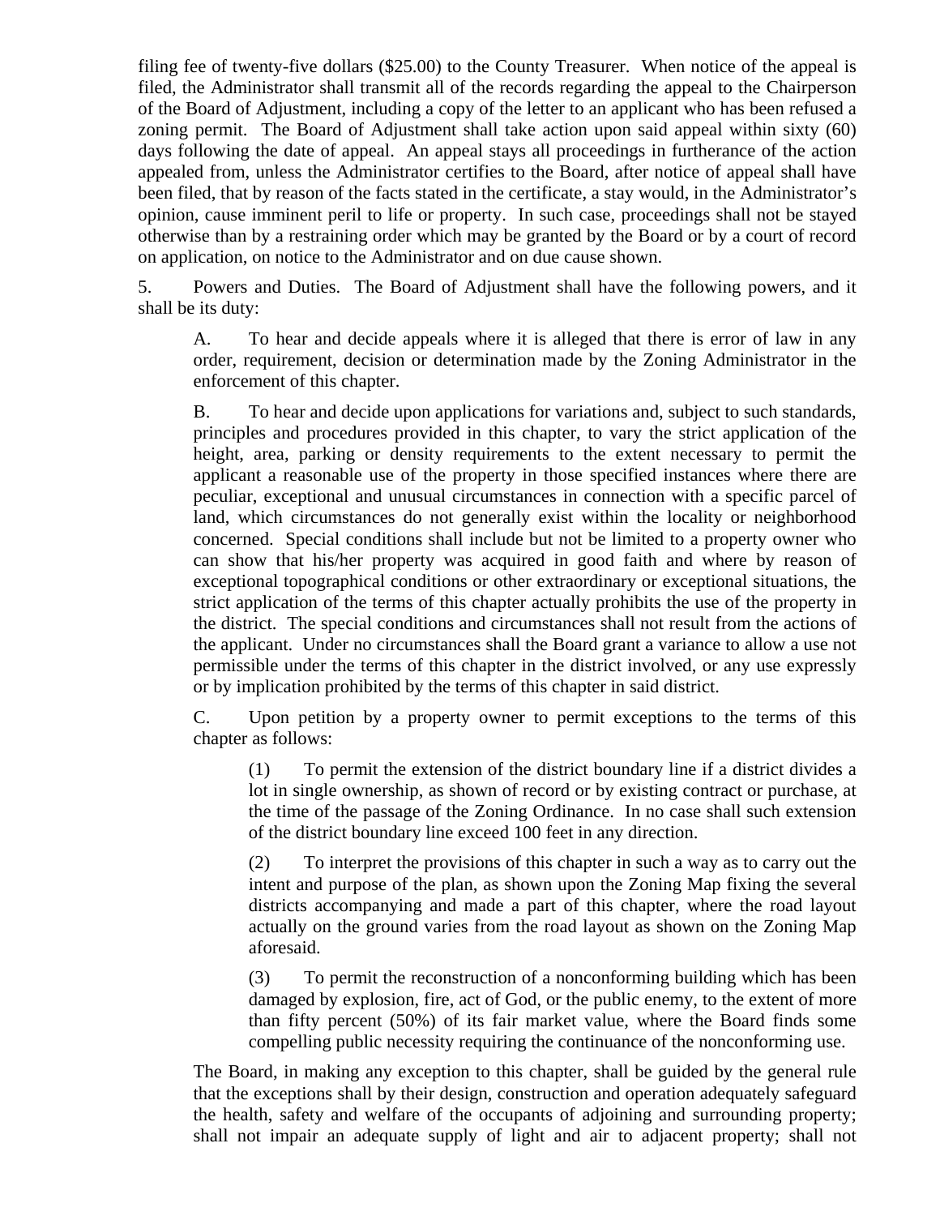filing fee of twenty-five dollars ($25.00) to the County Treasurer. When notice of the appeal is filed, the Administrator shall transmit all of the records regarding the appeal to the Chairperson of the Board of Adjustment, including a copy of the letter to an applicant who has been refused a zoning permit. The Board of Adjustment shall take action upon said appeal within sixty (60) days following the date of appeal. An appeal stays all proceedings in furtherance of the action appealed from, unless the Administrator certifies to the Board, after notice of appeal shall have been filed, that by reason of the facts stated in the certificate, a stay would, in the Administrator's opinion, cause imminent peril to life or property. In such case, proceedings shall not be stayed otherwise than by a restraining order which may be granted by the Board or by a court of record on application, on notice to the Administrator and on due cause shown.

5. Powers and Duties. The Board of Adjustment shall have the following powers, and it shall be its duty:

A. To hear and decide appeals where it is alleged that there is error of law in any order, requirement, decision or determination made by the Zoning Administrator in the enforcement of this chapter.

B. To hear and decide upon applications for variations and, subject to such standards, principles and procedures provided in this chapter, to vary the strict application of the height, area, parking or density requirements to the extent necessary to permit the applicant a reasonable use of the property in those specified instances where there are peculiar, exceptional and unusual circumstances in connection with a specific parcel of land, which circumstances do not generally exist within the locality or neighborhood concerned. Special conditions shall include but not be limited to a property owner who can show that his/her property was acquired in good faith and where by reason of exceptional topographical conditions or other extraordinary or exceptional situations, the strict application of the terms of this chapter actually prohibits the use of the property in the district. The special conditions and circumstances shall not result from the actions of the applicant. Under no circumstances shall the Board grant a variance to allow a use not permissible under the terms of this chapter in the district involved, or any use expressly or by implication prohibited by the terms of this chapter in said district.

C. Upon petition by a property owner to permit exceptions to the terms of this chapter as follows:

(1) To permit the extension of the district boundary line if a district divides a lot in single ownership, as shown of record or by existing contract or purchase, at the time of the passage of the Zoning Ordinance. In no case shall such extension of the district boundary line exceed 100 feet in any direction.

(2) To interpret the provisions of this chapter in such a way as to carry out the intent and purpose of the plan, as shown upon the Zoning Map fixing the several districts accompanying and made a part of this chapter, where the road layout actually on the ground varies from the road layout as shown on the Zoning Map aforesaid.

(3) To permit the reconstruction of a nonconforming building which has been damaged by explosion, fire, act of God, or the public enemy, to the extent of more than fifty percent (50%) of its fair market value, where the Board finds some compelling public necessity requiring the continuance of the nonconforming use.

The Board, in making any exception to this chapter, shall be guided by the general rule that the exceptions shall by their design, construction and operation adequately safeguard the health, safety and welfare of the occupants of adjoining and surrounding property; shall not impair an adequate supply of light and air to adjacent property; shall not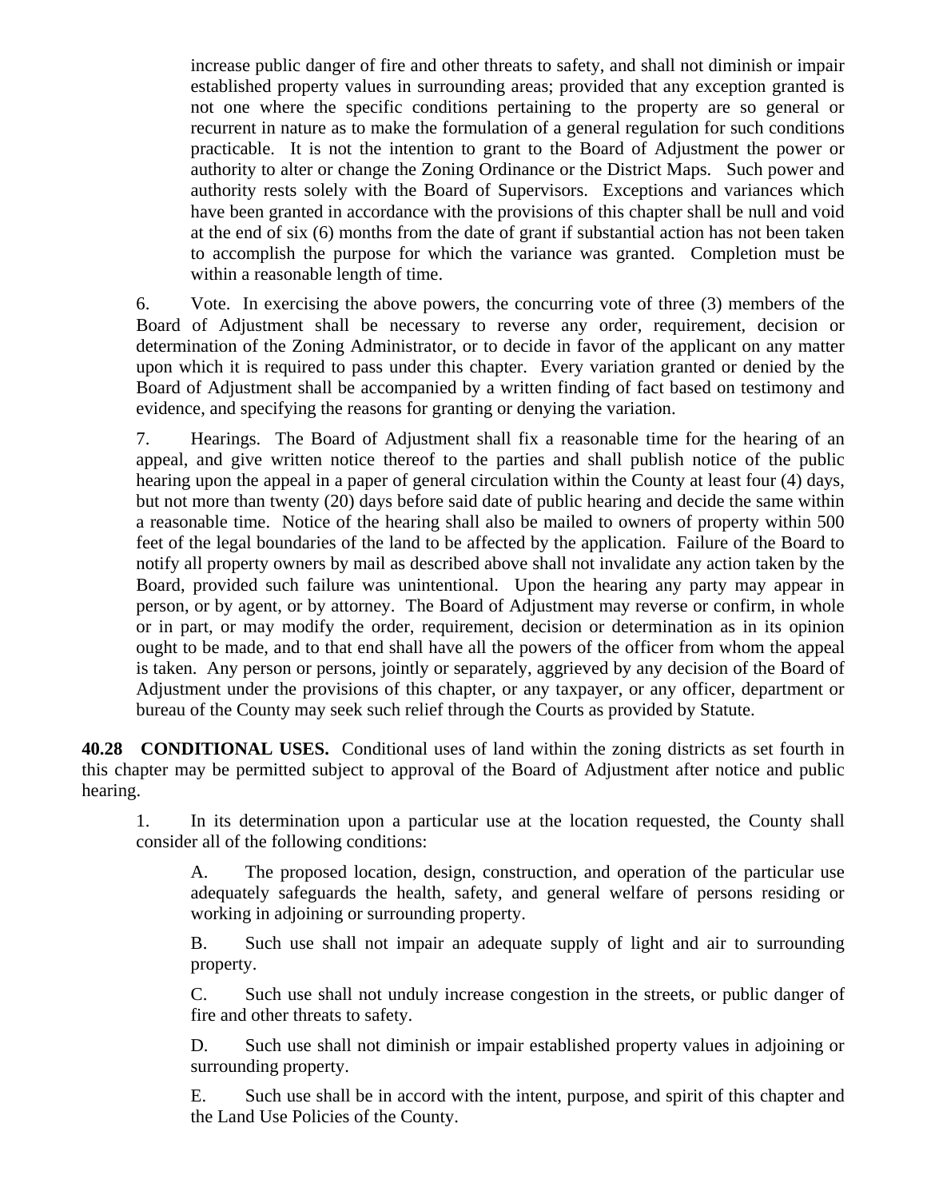increase public danger of fire and other threats to safety, and shall not diminish or impair established property values in surrounding areas; provided that any exception granted is not one where the specific conditions pertaining to the property are so general or recurrent in nature as to make the formulation of a general regulation for such conditions practicable. It is not the intention to grant to the Board of Adjustment the power or authority to alter or change the Zoning Ordinance or the District Maps. Such power and authority rests solely with the Board of Supervisors. Exceptions and variances which have been granted in accordance with the provisions of this chapter shall be null and void at the end of six (6) months from the date of grant if substantial action has not been taken to accomplish the purpose for which the variance was granted. Completion must be within a reasonable length of time.

6. Vote. In exercising the above powers, the concurring vote of three (3) members of the Board of Adjustment shall be necessary to reverse any order, requirement, decision or determination of the Zoning Administrator, or to decide in favor of the applicant on any matter upon which it is required to pass under this chapter. Every variation granted or denied by the Board of Adjustment shall be accompanied by a written finding of fact based on testimony and evidence, and specifying the reasons for granting or denying the variation.

7. Hearings. The Board of Adjustment shall fix a reasonable time for the hearing of an appeal, and give written notice thereof to the parties and shall publish notice of the public hearing upon the appeal in a paper of general circulation within the County at least four (4) days, but not more than twenty (20) days before said date of public hearing and decide the same within a reasonable time. Notice of the hearing shall also be mailed to owners of property within 500 feet of the legal boundaries of the land to be affected by the application. Failure of the Board to notify all property owners by mail as described above shall not invalidate any action taken by the Board, provided such failure was unintentional. Upon the hearing any party may appear in person, or by agent, or by attorney. The Board of Adjustment may reverse or confirm, in whole or in part, or may modify the order, requirement, decision or determination as in its opinion ought to be made, and to that end shall have all the powers of the officer from whom the appeal is taken. Any person or persons, jointly or separately, aggrieved by any decision of the Board of Adjustment under the provisions of this chapter, or any taxpayer, or any officer, department or bureau of the County may seek such relief through the Courts as provided by Statute.

**40.28 CONDITIONAL USES.** Conditional uses of land within the zoning districts as set fourth in this chapter may be permitted subject to approval of the Board of Adjustment after notice and public hearing.

1. In its determination upon a particular use at the location requested, the County shall consider all of the following conditions:

   A. The proposed location, design, construction, and operation of the particular use adequately safeguards the health, safety, and general welfare of persons residing or working in adjoining or surrounding property.

   B. Such use shall not impair an adequate supply of light and air to surrounding property.

   C. Such use shall not unduly increase congestion in the streets, or public danger of fire and other threats to safety.

   D. Such use shall not diminish or impair established property values in adjoining or surrounding property.

   E. Such use shall be in accord with the intent, purpose, and spirit of this chapter and the Land Use Policies of the County.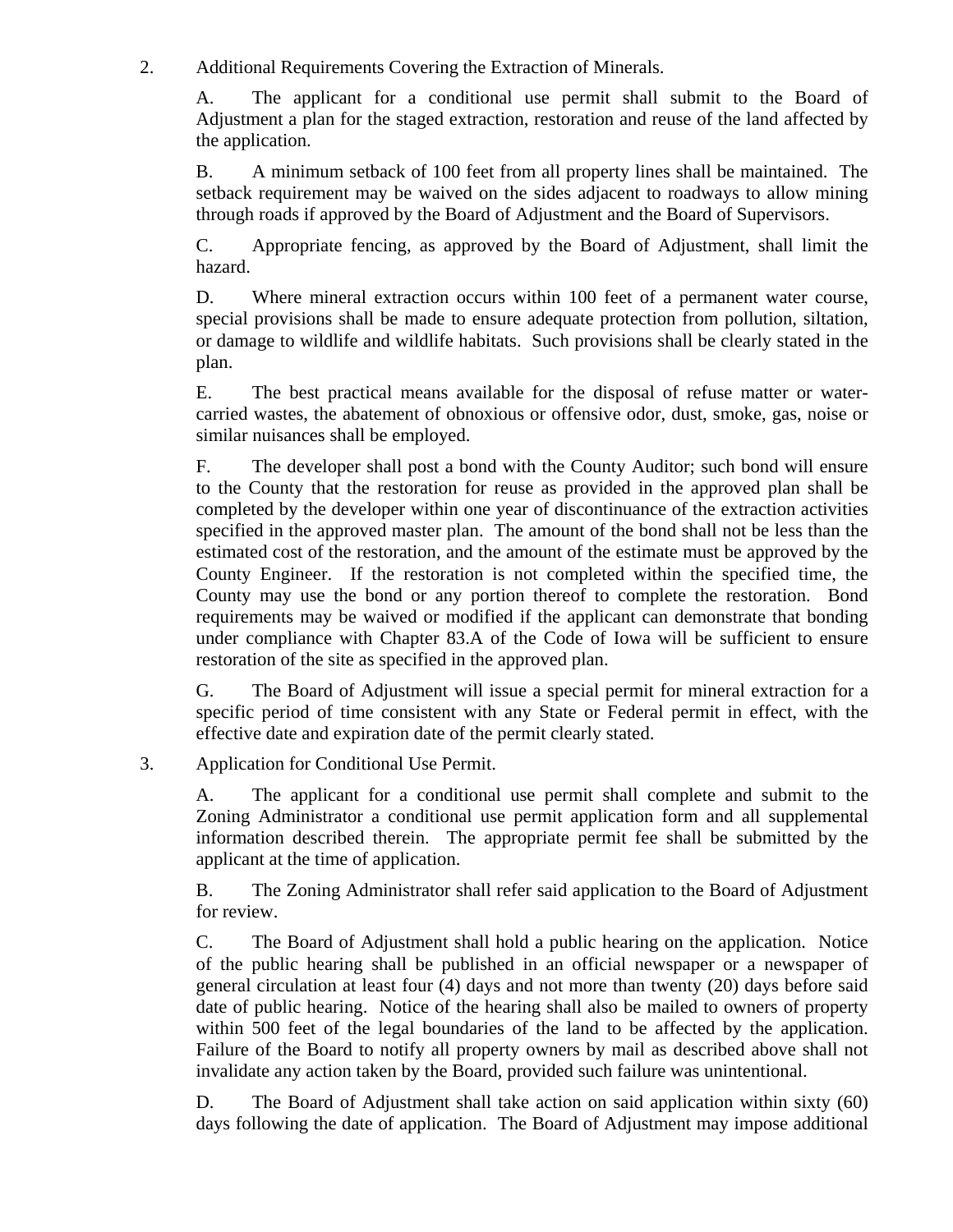2. Additional Requirements Covering the Extraction of Minerals.

   A. The applicant for a conditional use permit shall submit to the Board of Adjustment a plan for the staged extraction, restoration and reuse of the land affected by the application.

   B. A minimum setback of 100 feet from all property lines shall be maintained. The setback requirement may be waived on the sides adjacent to roadways to allow mining through roads if approved by the Board of Adjustment and the Board of Supervisors.

   C. Appropriate fencing, as approved by the Board of Adjustment, shall limit the hazard.

   D. Where mineral extraction occurs within 100 feet of a permanent water course, special provisions shall be made to ensure adequate protection from pollution, siltation, or damage to wildlife and wildlife habitats. Such provisions shall be clearly stated in the plan.

   E. The best practical means available for the disposal of refuse matter or water-carried wastes, the abatement of obnoxious or offensive odor, dust, smoke, gas, noise or similar nuisances shall be employed.

   F. The developer shall post a bond with the County Auditor; such bond will ensure to the County that the restoration for reuse as provided in the approved plan shall be completed by the developer within one year of discontinuance of the extraction activities specified in the approved master plan. The amount of the bond shall not be less than the estimated cost of the restoration, and the amount of the estimate must be approved by the County Engineer. If the restoration is not completed within the specified time, the County may use the bond or any portion thereof to complete the restoration. Bond requirements may be waived or modified if the applicant can demonstrate that bonding under compliance with Chapter 83.A of the Code of Iowa will be sufficient to ensure restoration of the site as specified in the approved plan.

   G. The Board of Adjustment will issue a special permit for mineral extraction for a specific period of time consistent with any State or Federal permit in effect, with the effective date and expiration date of the permit clearly stated.

3. Application for Conditional Use Permit.

   A. The applicant for a conditional use permit shall complete and submit to the Zoning Administrator a conditional use permit application form and all supplemental information described therein. The appropriate permit fee shall be submitted by the applicant at the time of application.

   B. The Zoning Administrator shall refer said application to the Board of Adjustment for review.

   C. The Board of Adjustment shall hold a public hearing on the application. Notice of the public hearing shall be published in an official newspaper or a newspaper of general circulation at least four (4) days and not more than twenty (20) days before said date of public hearing. Notice of the hearing shall also be mailed to owners of property within 500 feet of the legal boundaries of the land to be affected by the application. Failure of the Board to notify all property owners by mail as described above shall not invalidate any action taken by the Board, provided such failure was unintentional.

   D. The Board of Adjustment shall take action on said application within sixty (60) days following the date of application. The Board of Adjustment may impose additional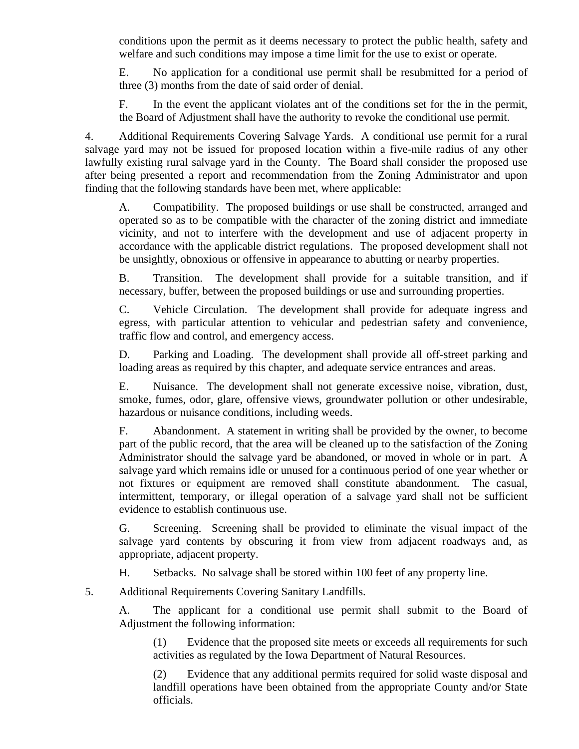conditions upon the permit as it deems necessary to protect the public health, safety and welfare and such conditions may impose a time limit for the use to exist or operate.

E. No application for a conditional use permit shall be resubmitted for a period of three (3) months from the date of said order of denial.

F. In the event the applicant violates ant of the conditions set for the in the permit, the Board of Adjustment shall have the authority to revoke the conditional use permit.

4. Additional Requirements Covering Salvage Yards. A conditional use permit for a rural salvage yard may not be issued for proposed location within a five-mile radius of any other lawfully existing rural salvage yard in the County. The Board shall consider the proposed use after being presented a report and recommendation from the Zoning Administrator and upon finding that the following standards have been met, where applicable:

A. Compatibility. The proposed buildings or use shall be constructed, arranged and operated so as to be compatible with the character of the zoning district and immediate vicinity, and not to interfere with the development and use of adjacent property in accordance with the applicable district regulations. The proposed development shall not be unsightly, obnoxious or offensive in appearance to abutting or nearby properties.

B. Transition. The development shall provide for a suitable transition, and if necessary, buffer, between the proposed buildings or use and surrounding properties.

C. Vehicle Circulation. The development shall provide for adequate ingress and egress, with particular attention to vehicular and pedestrian safety and convenience, traffic flow and control, and emergency access.

D. Parking and Loading. The development shall provide all off-street parking and loading areas as required by this chapter, and adequate service entrances and areas.

E. Nuisance. The development shall not generate excessive noise, vibration, dust, smoke, fumes, odor, glare, offensive views, groundwater pollution or other undesirable, hazardous or nuisance conditions, including weeds.

F. Abandonment. A statement in writing shall be provided by the owner, to become part of the public record, that the area will be cleaned up to the satisfaction of the Zoning Administrator should the salvage yard be abandoned, or moved in whole or in part. A salvage yard which remains idle or unused for a continuous period of one year whether or not fixtures or equipment are removed shall constitute abandonment. The casual, intermittent, temporary, or illegal operation of a salvage yard shall not be sufficient evidence to establish continuous use.

G. Screening. Screening shall be provided to eliminate the visual impact of the salvage yard contents by obscuring it from view from adjacent roadways and, as appropriate, adjacent property.

H. Setbacks. No salvage shall be stored within 100 feet of any property line.

5. Additional Requirements Covering Sanitary Landfills.

A. The applicant for a conditional use permit shall submit to the Board of Adjustment the following information:

(1) Evidence that the proposed site meets or exceeds all requirements for such activities as regulated by the Iowa Department of Natural Resources.

(2) Evidence that any additional permits required for solid waste disposal and landfill operations have been obtained from the appropriate County and/or State officials.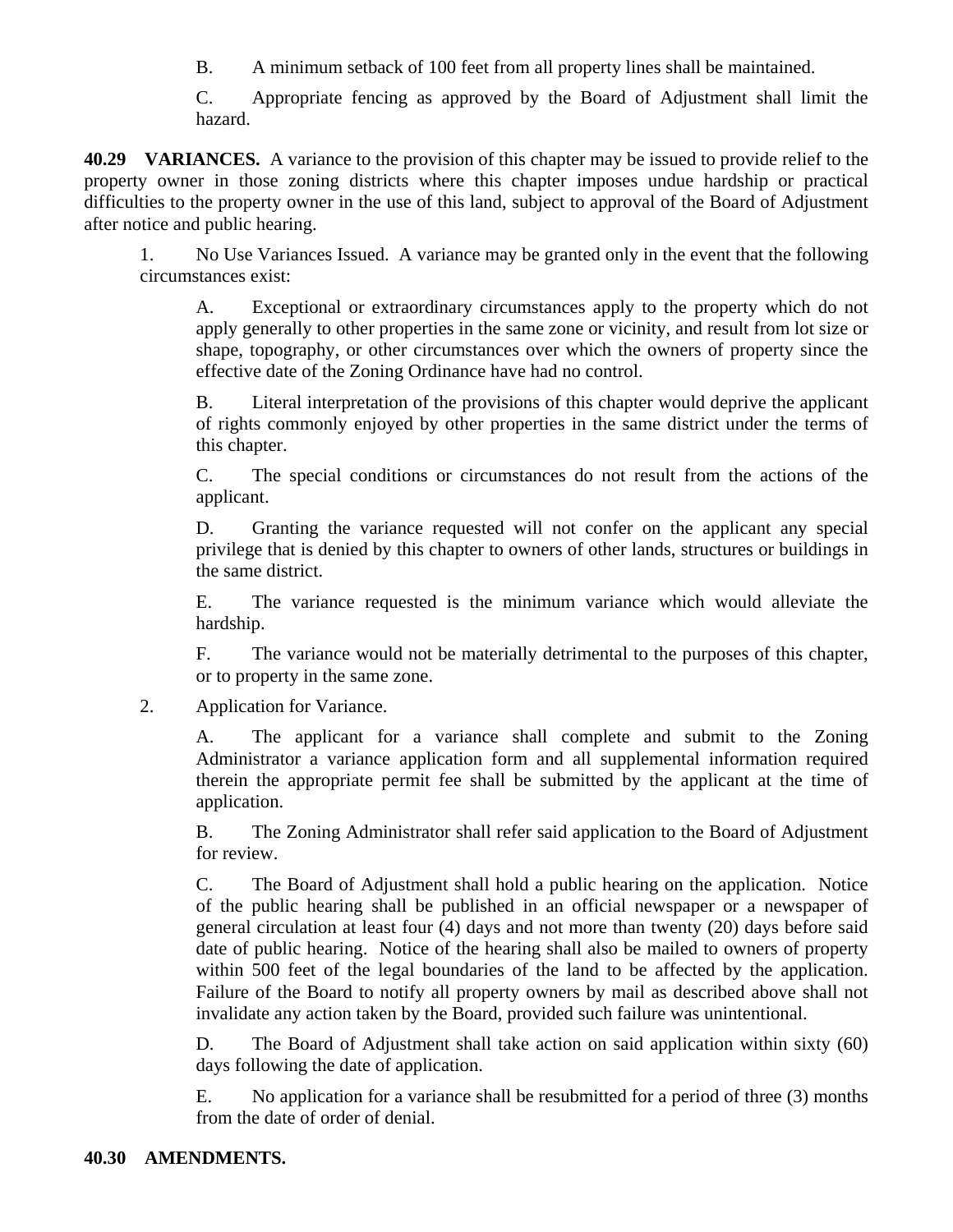B. A minimum setback of 100 feet from all property lines shall be maintained.

C. Appropriate fencing as approved by the Board of Adjustment shall limit the hazard.

**40.29 VARIANCES.** A variance to the provision of this chapter may be issued to provide relief to the property owner in those zoning districts where this chapter imposes undue hardship or practical difficulties to the property owner in the use of this land, subject to approval of the Board of Adjustment after notice and public hearing.

1. No Use Variances Issued. A variance may be granted only in the event that the following circumstances exist:

   A. Exceptional or extraordinary circumstances apply to the property which do not apply generally to other properties in the same zone or vicinity, and result from lot size or shape, topography, or other circumstances over which the owners of property since the effective date of the Zoning Ordinance have had no control.

   B. Literal interpretation of the provisions of this chapter would deprive the applicant of rights commonly enjoyed by other properties in the same district under the terms of this chapter.

   C. The special conditions or circumstances do not result from the actions of the applicant.

   D. Granting the variance requested will not confer on the applicant any special privilege that is denied by this chapter to owners of other lands, structures or buildings in the same district.

   E. The variance requested is the minimum variance which would alleviate the hardship.

   F. The variance would not be materially detrimental to the purposes of this chapter, or to property in the same zone.

2. Application for Variance.

   A. The applicant for a variance shall complete and submit to the Zoning Administrator a variance application form and all supplemental information required therein the appropriate permit fee shall be submitted by the applicant at the time of application.

   B. The Zoning Administrator shall refer said application to the Board of Adjustment for review.

   C. The Board of Adjustment shall hold a public hearing on the application. Notice of the public hearing shall be published in an official newspaper or a newspaper of general circulation at least four (4) days and not more than twenty (20) days before said date of public hearing. Notice of the hearing shall also be mailed to owners of property within 500 feet of the legal boundaries of the land to be affected by the application. Failure of the Board to notify all property owners by mail as described above shall not invalidate any action taken by the Board, provided such failure was unintentional.

   D. The Board of Adjustment shall take action on said application within sixty (60) days following the date of application.

   E. No application for a variance shall be resubmitted for a period of three (3) months from the date of order of denial.

**40.30 AMENDMENTS.**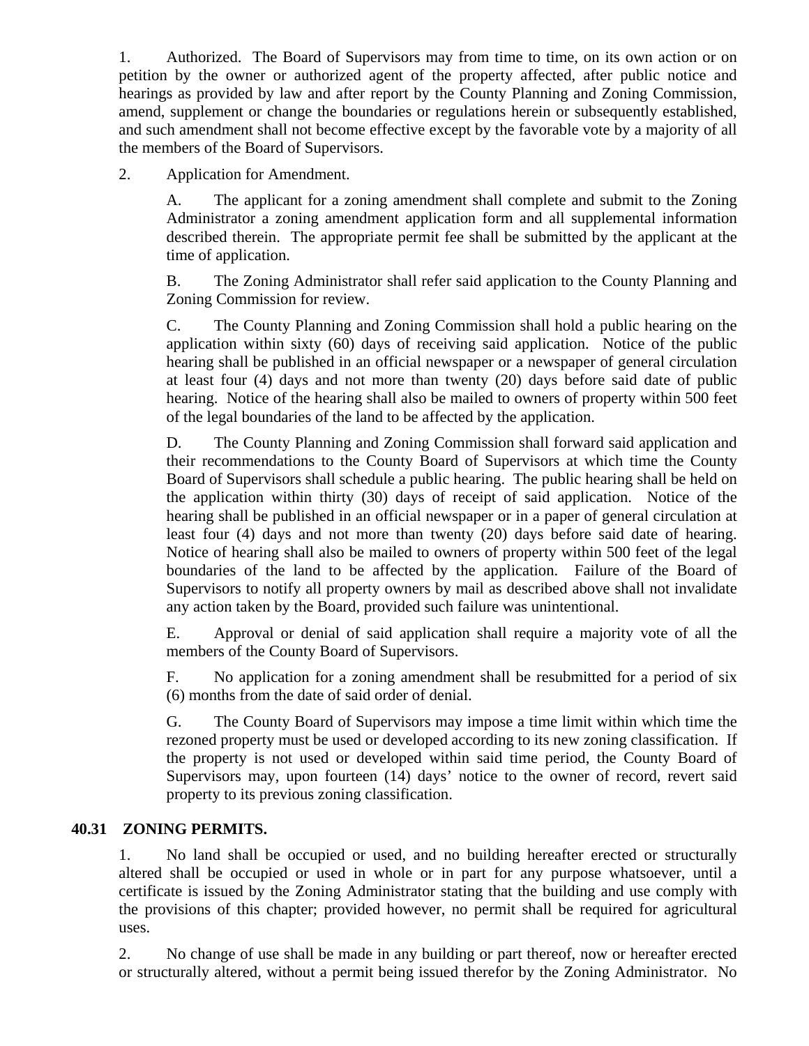1. Authorized. The Board of Supervisors may from time to time, on its own action or on petition by the owner or authorized agent of the property affected, after public notice and hearings as provided by law and after report by the County Planning and Zoning Commission, amend, supplement or change the boundaries or regulations herein or subsequently established, and such amendment shall not become effective except by the favorable vote by a majority of all the members of the Board of Supervisors.

2. Application for Amendment.

A. The applicant for a zoning amendment shall complete and submit to the Zoning Administrator a zoning amendment application form and all supplemental information described therein. The appropriate permit fee shall be submitted by the applicant at the time of application.

B. The Zoning Administrator shall refer said application to the County Planning and Zoning Commission for review.

C. The County Planning and Zoning Commission shall hold a public hearing on the application within sixty (60) days of receiving said application. Notice of the public hearing shall be published in an official newspaper or a newspaper of general circulation at least four (4) days and not more than twenty (20) days before said date of public hearing. Notice of the hearing shall also be mailed to owners of property within 500 feet of the legal boundaries of the land to be affected by the application.

D. The County Planning and Zoning Commission shall forward said application and their recommendations to the County Board of Supervisors at which time the County Board of Supervisors shall schedule a public hearing. The public hearing shall be held on the application within thirty (30) days of receipt of said application. Notice of the hearing shall be published in an official newspaper or in a paper of general circulation at least four (4) days and not more than twenty (20) days before said date of hearing. Notice of hearing shall also be mailed to owners of property within 500 feet of the legal boundaries of the land to be affected by the application. Failure of the Board of Supervisors to notify all property owners by mail as described above shall not invalidate any action taken by the Board, provided such failure was unintentional.

E. Approval or denial of said application shall require a majority vote of all the members of the County Board of Supervisors.

F. No application for a zoning amendment shall be resubmitted for a period of six (6) months from the date of said order of denial.

G. The County Board of Supervisors may impose a time limit within which time the rezoned property must be used or developed according to its new zoning classification. If the property is not used or developed within said time period, the County Board of Supervisors may, upon fourteen (14) days' notice to the owner of record, revert said property to its previous zoning classification.

**40.31 ZONING PERMITS.**

1. No land shall be occupied or used, and no building hereafter erected or structurally altered shall be occupied or used in whole or in part for any purpose whatsoever, until a certificate is issued by the Zoning Administrator stating that the building and use comply with the provisions of this chapter; provided however, no permit shall be required for agricultural uses.

2. No change of use shall be made in any building or part thereof, now or hereafter erected or structurally altered, without a permit being issued therefor by the Zoning Administrator. No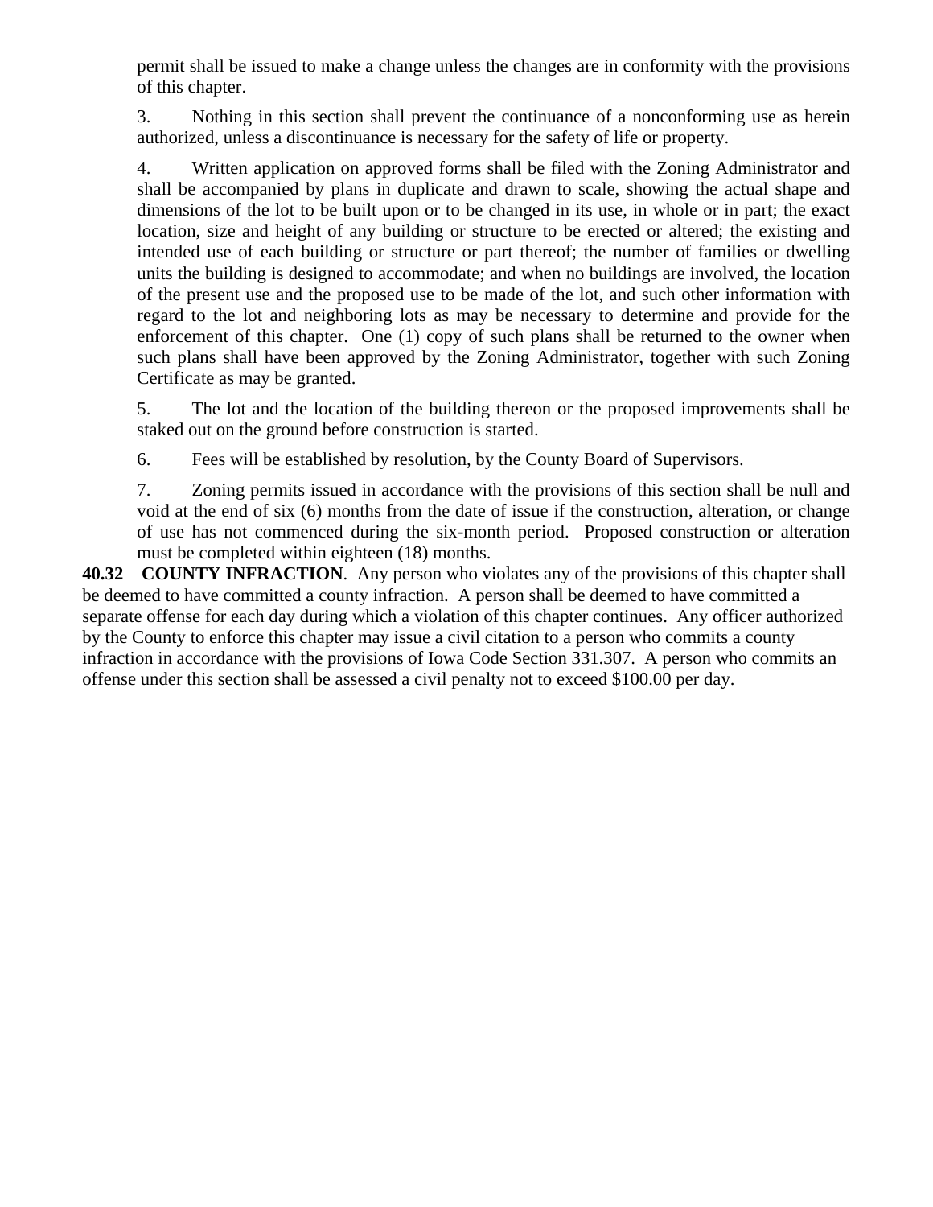permit shall be issued to make a change unless the changes are in conformity with the provisions of this chapter.

3. Nothing in this section shall prevent the continuance of a nonconforming use as herein authorized, unless a discontinuance is necessary for the safety of life or property.

4. Written application on approved forms shall be filed with the Zoning Administrator and shall be accompanied by plans in duplicate and drawn to scale, showing the actual shape and dimensions of the lot to be built upon or to be changed in its use, in whole or in part; the exact location, size and height of any building or structure to be erected or altered; the existing and intended use of each building or structure or part thereof; the number of families or dwelling units the building is designed to accommodate; and when no buildings are involved, the location of the present use and the proposed use to be made of the lot, and such other information with regard to the lot and neighboring lots as may be necessary to determine and provide for the enforcement of this chapter. One (1) copy of such plans shall be returned to the owner when such plans shall have been approved by the Zoning Administrator, together with such Zoning Certificate as may be granted.

5. The lot and the location of the building thereon or the proposed improvements shall be staked out on the ground before construction is started.

6. Fees will be established by resolution, by the County Board of Supervisors.

7. Zoning permits issued in accordance with the provisions of this section shall be null and void at the end of six (6) months from the date of issue if the construction, alteration, or change of use has not commenced during the six-month period. Proposed construction or alteration must be completed within eighteen (18) months.

**40.32 COUNTY INFRACTION**. Any person who violates any of the provisions of this chapter shall be deemed to have committed a county infraction. A person shall be deemed to have committed a separate offense for each day during which a violation of this chapter continues. Any officer authorized by the County to enforce this chapter may issue a civil citation to a person who commits a county infraction in accordance with the provisions of Iowa Code Section 331.307. A person who commits an offense under this section shall be assessed a civil penalty not to exceed $100.00 per day.